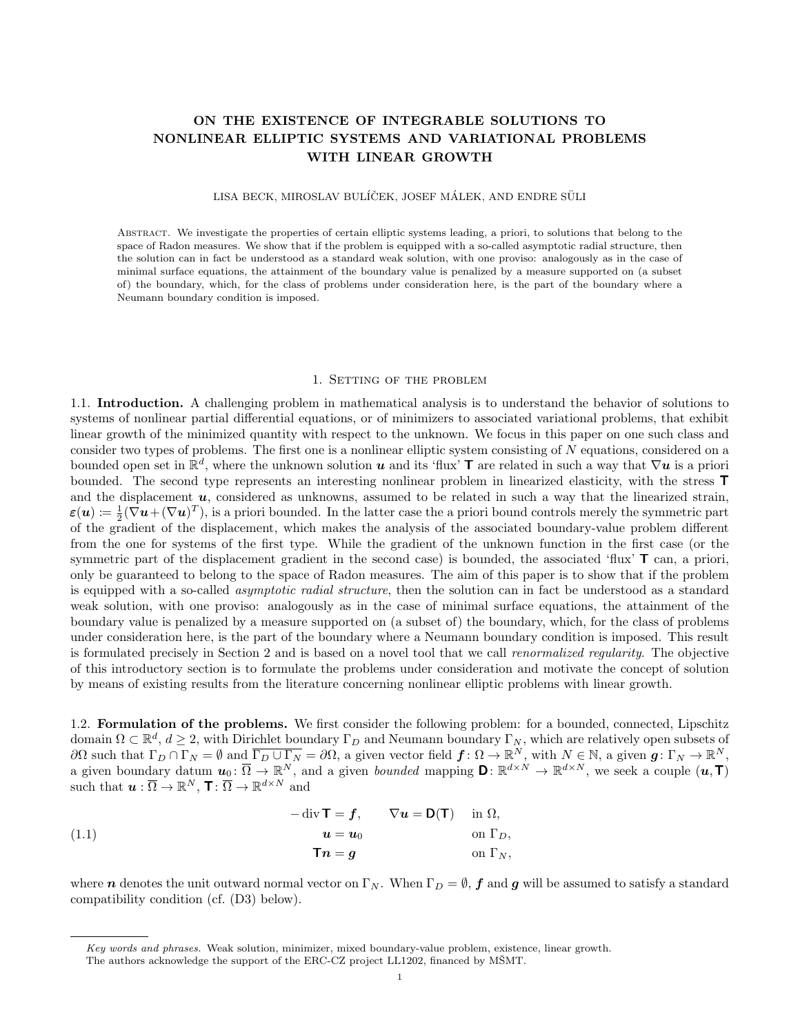# ON THE EXISTENCE OF INTEGRABLE SOLUTIONS TO NONLINEAR ELLIPTIC SYSTEMS AND VARIATIONAL PROBLEMS WITH LINEAR GROWTH

LISA BECK, MIROSLAV BULÍČEK, JOSEF MÁLEK, AND ENDRE SÜLI

Abstract. We investigate the properties of certain elliptic systems leading, a priori, to solutions that belong to the space of Radon measures. We show that if the problem is equipped with a so-called asymptotic radial structure, then the solution can in fact be understood as a standard weak solution, with one proviso: analogously as in the case of minimal surface equations, the attainment of the boundary value is penalized by a measure supported on (a subset of) the boundary, which, for the class of problems under consideration here, is the part of the boundary where a Neumann boundary condition is imposed.

## 1. Setting of the problem

1.1. **Introduction.** A challenging problem in mathematical analysis is to understand the behavior of solutions to systems of nonlinear partial differential equations, or of minimizers to associated variational problems, that exhibit linear growth of the minimized quantity with respect to the unknown. We focus in this paper on one such class and consider two types of problems. The first one is a nonlinear elliptic system consisting of $N$ equations, considered on a bounded open set in $\mathbb{R}^d$, where the unknown solution $\boldsymbol{u}$ and its 'flux' $\mathbf{T}$ are related in such a way that $\nabla \boldsymbol{u}$ is a priori bounded. The second type represents an interesting nonlinear problem in linearized elasticity, with the stress $\mathbf{T}$ and the displacement $\boldsymbol{u}$, considered as unknowns, assumed to be related in such a way that the linearized strain, $\boldsymbol{\varepsilon}(\boldsymbol{u}) := \frac{1}{2}(\nabla \boldsymbol{u} + (\nabla \boldsymbol{u})^T)$, is a priori bounded. In the latter case the a priori bound controls merely the symmetric part of the gradient of the displacement, which makes the analysis of the associated boundary-value problem different from the one for systems of the first type. While the gradient of the unknown function in the first case (or the symmetric part of the displacement gradient in the second case) is bounded, the associated 'flux' $\mathbf{T}$ can, a priori, only be guaranteed to belong to the space of Radon measures. The aim of this paper is to show that if the problem is equipped with a so-called *asymptotic radial structure*, then the solution can in fact be understood as a standard weak solution, with one proviso: analogously as in the case of minimal surface equations, the attainment of the boundary value is penalized by a measure supported on (a subset of) the boundary, which, for the class of problems under consideration here, is the part of the boundary where a Neumann boundary condition is imposed. This result is formulated precisely in Section 2 and is based on a novel tool that we call *renormalized regularity*. The objective of this introductory section is to formulate the problems under consideration and motivate the concept of solution by means of existing results from the literature concerning nonlinear elliptic problems with linear growth.

1.2. **Formulation of the problems.** We first consider the following problem: for a bounded, connected, Lipschitz domain $\Omega \subset \mathbb{R}^d$, $d \geq 2$, with Dirichlet boundary $\Gamma_D$ and Neumann boundary $\Gamma_N$, which are relatively open subsets of $\partial\Omega$ such that $\Gamma_D \cap \Gamma_N = \emptyset$ and $\overline{\Gamma_D \cup \Gamma_N} = \partial\Omega$, a given vector field $\boldsymbol{f} \colon \Omega \to \mathbb{R}^N$, with $N \in \mathbb{N}$, a given $\boldsymbol{g} \colon \Gamma_N \to \mathbb{R}^N$, a given boundary datum $\boldsymbol{u}_0 \colon \overline{\Omega} \to \mathbb{R}^N$, and a given *bounded* mapping $\mathbf{D} \colon \mathbb{R}^{d\times N} \to \mathbb{R}^{d\times N}$, we seek a couple $(\boldsymbol{u}, \mathbf{T})$ such that $\boldsymbol{u} : \overline{\Omega} \to \mathbb{R}^N$, $\mathbf{T} \colon \overline{\Omega} \to \mathbb{R}^{d\times N}$ and

$$
\begin{aligned}
-\operatorname{div} \mathbf{T} &= \boldsymbol{f}, \qquad \nabla \boldsymbol{u} = \mathbf{D}(\mathbf{T}) && \text{in } \Omega,\\
\boldsymbol{u} &= \boldsymbol{u}_0 && \text{on } \Gamma_D,\\
\mathbf{T}\boldsymbol{n} &= \boldsymbol{g} && \text{on } \Gamma_N,
\end{aligned}
\tag{1.1}
$$

where $\boldsymbol{n}$ denotes the unit outward normal vector on $\Gamma_N$. When $\Gamma_D = \emptyset$, $\boldsymbol{f}$ and $\boldsymbol{g}$ will be assumed to satisfy a standard compatibility condition (cf. (D3) below).

---

*Key words and phrases.* Weak solution, minimizer, mixed boundary-value problem, existence, linear growth.

The authors acknowledge the support of the ERC-CZ project LL1202, financed by MŠMT.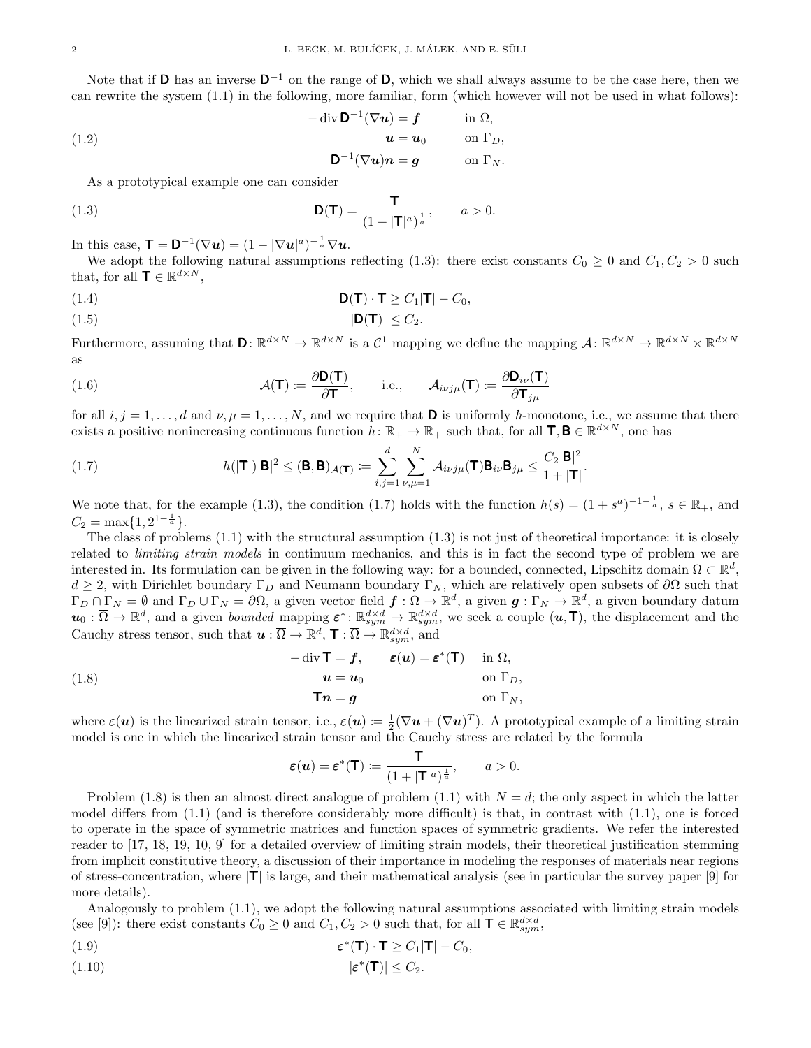Note that if $\mathbf{D}$ has an inverse $\mathbf{D}^{-1}$ on the range of $\mathbf{D}$, which we shall always assume to be the case here, then we can rewrite the system (1.1) in the following, more familiar, form (which however will not be used in what follows):

$$
\begin{aligned}
-\operatorname{div} \mathbf{D}^{-1}(\nabla \boldsymbol{u}) &= \boldsymbol{f} && \text{in } \Omega, \\
\boldsymbol{u} &= \boldsymbol{u}_0 && \text{on } \Gamma_D, \\
\mathbf{D}^{-1}(\nabla \boldsymbol{u})\boldsymbol{n} &= \boldsymbol{g} && \text{on } \Gamma_N.
\end{aligned} \tag{1.2}
$$

As a prototypical example one can consider

$$
\mathbf{D}(\mathbf{T}) = \frac{\mathbf{T}}{(1+|\mathbf{T}|^a)^{\frac{1}{a}}}, \qquad a>0. \tag{1.3}
$$

In this case, $\mathbf{T} = \mathbf{D}^{-1}(\nabla \boldsymbol{u}) = (1-|\nabla \boldsymbol{u}|^a)^{-\frac{1}{a}} \nabla \boldsymbol{u}$.

We adopt the following natural assumptions reflecting (1.3): there exist constants $C_0 \geq 0$ and $C_1, C_2 > 0$ such that, for all $\mathbf{T} \in \mathbb{R}^{d\times N}$,

$$
\mathbf{D}(\mathbf{T}) \cdot \mathbf{T} \geq C_1 |\mathbf{T}| - C_0, \tag{1.4}
$$

$$
|\mathbf{D}(\mathbf{T})| \leq C_2. \tag{1.5}
$$

Furthermore, assuming that $\mathbf{D} \colon \mathbb{R}^{d\times N} \to \mathbb{R}^{d\times N}$ is a $\mathcal{C}^1$ mapping we define the mapping $\mathcal{A} \colon \mathbb{R}^{d\times N} \to \mathbb{R}^{d\times N} \times \mathbb{R}^{d\times N}$ as

$$
\mathcal{A}(\mathbf{T}) \coloneqq \frac{\partial \mathbf{D}(\mathbf{T})}{\partial \mathbf{T}}, \qquad \text{i.e.,} \qquad \mathcal{A}_{i\nu j\mu}(\mathbf{T}) \coloneqq \frac{\partial \mathbf{D}_{i\nu}(\mathbf{T})}{\partial \mathbf{T}_{j\mu}} \tag{1.6}
$$

for all $i,j = 1,\ldots,d$ and $\nu,\mu = 1,\ldots,N$, and we require that $\mathbf{D}$ is uniformly $h$-monotone, i.e., we assume that there exists a positive nonincreasing continuous function $h \colon \mathbb{R}_+ \to \mathbb{R}_+$ such that, for all $\mathbf{T}, \mathbf{B} \in \mathbb{R}^{d\times N}$, one has

$$
h(|\mathbf{T}|)|\mathbf{B}|^2 \leq (\mathbf{B},\mathbf{B})_{\mathcal{A}(\mathbf{T})} \coloneqq \sum_{i,j=1}^{d} \sum_{\nu,\mu=1}^{N} \mathcal{A}_{i\nu j\mu}(\mathbf{T}) \mathbf{B}_{i\nu} \mathbf{B}_{j\mu} \leq \frac{C_2 |\mathbf{B}|^2}{1+|\mathbf{T}|}. \tag{1.7}
$$

We note that, for the example (1.3), the condition (1.7) holds with the function $h(s) = (1+s^a)^{-1-\frac{1}{a}}$, $s \in \mathbb{R}_+$, and $C_2 = \max\{1, 2^{1-\frac{1}{a}}\}$.

The class of problems (1.1) with the structural assumption (1.3) is not just of theoretical importance: it is closely related to *limiting strain models* in continuum mechanics, and this is in fact the second type of problem we are interested in. Its formulation can be given in the following way: for a bounded, connected, Lipschitz domain $\Omega \subset \mathbb{R}^d$, $d \geq 2$, with Dirichlet boundary $\Gamma_D$ and Neumann boundary $\Gamma_N$, which are relatively open subsets of $\partial\Omega$ such that $\Gamma_D \cap \Gamma_N = \emptyset$ and $\overline{\Gamma_D \cup \Gamma_N} = \partial\Omega$, a given vector field $\boldsymbol{f} : \Omega \to \mathbb{R}^d$, a given $\boldsymbol{g} : \Gamma_N \to \mathbb{R}^d$, a given boundary datum $\boldsymbol{u}_0 : \overline{\Omega} \to \mathbb{R}^d$, and a given *bounded* mapping $\boldsymbol{\varepsilon}^* \colon \mathbb{R}^{d\times d}_{sym} \to \mathbb{R}^{d\times d}_{sym}$, we seek a couple $(\boldsymbol{u}, \mathbf{T})$, the displacement and the Cauchy stress tensor, such that $\boldsymbol{u} : \overline{\Omega} \to \mathbb{R}^d$, $\mathbf{T} : \overline{\Omega} \to \mathbb{R}^{d\times d}_{sym}$, and

$$
\begin{aligned}
-\operatorname{div} \mathbf{T} &= \boldsymbol{f}, \qquad \boldsymbol{\varepsilon}(\boldsymbol{u}) = \boldsymbol{\varepsilon}^*(\mathbf{T}) && \text{in } \Omega, \\
\boldsymbol{u} &= \boldsymbol{u}_0 && \text{on } \Gamma_D, \\
\mathbf{T}\boldsymbol{n} &= \boldsymbol{g} && \text{on } \Gamma_N,
\end{aligned} \tag{1.8}
$$

where $\boldsymbol{\varepsilon}(\boldsymbol{u})$ is the linearized strain tensor, i.e., $\boldsymbol{\varepsilon}(\boldsymbol{u}) \coloneqq \frac{1}{2}(\nabla \boldsymbol{u} + (\nabla \boldsymbol{u})^T)$. A prototypical example of a limiting strain model is one in which the linearized strain tensor and the Cauchy stress are related by the formula

$$
\boldsymbol{\varepsilon}(\boldsymbol{u}) = \boldsymbol{\varepsilon}^*(\mathbf{T}) \coloneqq \frac{\mathbf{T}}{(1+|\mathbf{T}|^a)^{\frac{1}{a}}}, \qquad a>0.
$$

Problem (1.8) is then an almost direct analogue of problem (1.1) with $N = d$; the only aspect in which the latter model differs from (1.1) (and is therefore considerably more difficult) is that, in contrast with (1.1), one is forced to operate in the space of symmetric matrices and function spaces of symmetric gradients. We refer the interested reader to [17, 18, 19, 10, 9] for a detailed overview of limiting strain models, their theoretical justification stemming from implicit constitutive theory, a discussion of their importance in modeling the responses of materials near regions of stress-concentration, where $|\mathbf{T}|$ is large, and their mathematical analysis (see in particular the survey paper [9] for more details).

Analogously to problem (1.1), we adopt the following natural assumptions associated with limiting strain models (see [9]): there exist constants $C_0 \geq 0$ and $C_1, C_2 > 0$ such that, for all $\mathbf{T} \in \mathbb{R}^{d\times d}_{sym}$,

$$
\boldsymbol{\varepsilon}^*(\mathbf{T}) \cdot \mathbf{T} \geq C_1 |\mathbf{T}| - C_0, \tag{1.9}
$$

$$
|\boldsymbol{\varepsilon}^*(\mathbf{T})| \leq C_2. \tag{1.10}
$$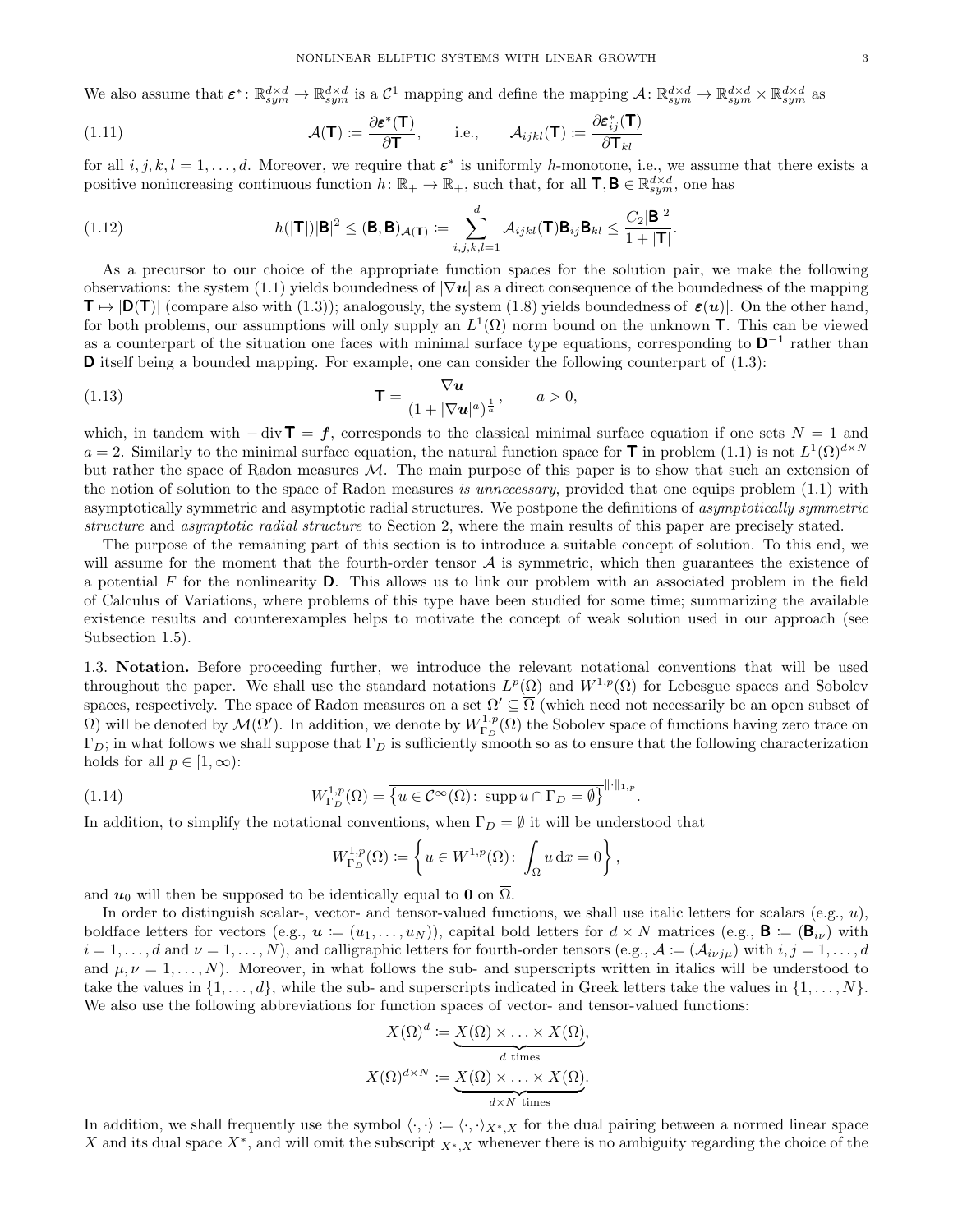We also assume that $\boldsymbol{\varepsilon}^*\colon \mathbb{R}^{d\times d}_{sym} \to \mathbb{R}^{d\times d}_{sym}$ is a $\mathcal{C}^1$ mapping and define the mapping $\mathcal{A}\colon \mathbb{R}^{d\times d}_{sym} \to \mathbb{R}^{d\times d}_{sym} \times \mathbb{R}^{d\times d}_{sym}$ as

$$
\mathcal{A}(\mathbf{T}) := \frac{\partial \boldsymbol{\varepsilon}^*(\mathbf{T})}{\partial \mathbf{T}}, \qquad \text{i.e.,} \qquad \mathcal{A}_{ijkl}(\mathbf{T}) := \frac{\partial \boldsymbol{\varepsilon}^*_{ij}(\mathbf{T})}{\partial \mathbf{T}_{kl}} \tag{1.11}
$$

for all $i,j,k,l = 1,\dots,d$. Moreover, we require that $\boldsymbol{\varepsilon}^*$ is uniformly $h$-monotone, i.e., we assume that there exists a positive nonincreasing continuous function $h\colon \mathbb{R}_+ \to \mathbb{R}_+$, such that, for all $\mathbf{T},\mathbf{B} \in \mathbb{R}^{d\times d}_{sym}$, one has

$$
h(|\mathbf{T}|)|\mathbf{B}|^2 \le (\mathbf{B},\mathbf{B})_{\mathcal{A}(\mathbf{T})} := \sum_{i,j,k,l=1}^{d} \mathcal{A}_{ijkl}(\mathbf{T})\mathbf{B}_{ij}\mathbf{B}_{kl} \le \frac{C_2|\mathbf{B}|^2}{1+|\mathbf{T}|}. \tag{1.12}
$$

As a precursor to our choice of the appropriate function spaces for the solution pair, we make the following observations: the system (1.1) yields boundedness of $|\nabla \boldsymbol{u}|$ as a direct consequence of the boundedness of the mapping $\mathbf{T} \mapsto |\mathbf{D}(\mathbf{T})|$ (compare also with (1.3)); analogously, the system (1.8) yields boundedness of $|\boldsymbol{\varepsilon}(\boldsymbol{u})|$. On the other hand, for both problems, our assumptions will only supply an $L^1(\Omega)$ norm bound on the unknown $\mathbf{T}$. This can be viewed as a counterpart of the situation one faces with minimal surface type equations, corresponding to $\mathbf{D}^{-1}$ rather than $\mathbf{D}$ itself being a bounded mapping. For example, one can consider the following counterpart of (1.3):

$$
\mathbf{T} = \frac{\nabla \boldsymbol{u}}{(1+|\nabla \boldsymbol{u}|^a)^{\frac{1}{a}}}, \qquad a>0, \tag{1.13}
$$

which, in tandem with $-\operatorname{div}\mathbf{T} = \boldsymbol{f}$, corresponds to the classical minimal surface equation if one sets $N=1$ and $a=2$. Similarly to the minimal surface equation, the natural function space for $\mathbf{T}$ in problem (1.1) is not $L^1(\Omega)^{d\times N}$ but rather the space of Radon measures $\mathcal{M}$. The main purpose of this paper is to show that such an extension of the notion of solution to the space of Radon measures *is unnecessary*, provided that one equips problem (1.1) with asymptotically symmetric and asymptotic radial structures. We postpone the definitions of *asymptotically symmetric structure* and *asymptotic radial structure* to Section 2, where the main results of this paper are precisely stated.

The purpose of the remaining part of this section is to introduce a suitable concept of solution. To this end, we will assume for the moment that the fourth-order tensor $\mathcal{A}$ is symmetric, which then guarantees the existence of a potential $F$ for the nonlinearity $\mathbf{D}$. This allows us to link our problem with an associated problem in the field of Calculus of Variations, where problems of this type have been studied for some time; summarizing the available existence results and counterexamples helps to motivate the concept of weak solution used in our approach (see Subsection 1.5).

## 1.3. Notation.

Before proceeding further, we introduce the relevant notational conventions that will be used throughout the paper. We shall use the standard notations $L^p(\Omega)$ and $W^{1,p}(\Omega)$ for Lebesgue spaces and Sobolev spaces, respectively. The space of Radon measures on a set $\Omega' \subseteq \overline{\Omega}$ (which need not necessarily be an open subset of $\Omega$) will be denoted by $\mathcal{M}(\Omega')$. In addition, we denote by $W^{1,p}_{\Gamma_D}(\Omega)$ the Sobolev space of functions having zero trace on $\Gamma_D$; in what follows we shall suppose that $\Gamma_D$ is sufficiently smooth so as to ensure that the following characterization holds for all $p \in [1,\infty)$:

$$
W^{1,p}_{\Gamma_D}(\Omega) = \overline{\left\{u \in \mathcal{C}^\infty(\overline{\Omega})\colon \operatorname{supp} u \cap \overline{\Gamma_D} = \emptyset\right\}}^{\|\cdot\|_{1,p}}. \tag{1.14}
$$

In addition, to simplify the notational conventions, when $\Gamma_D = \emptyset$ it will be understood that

$$
W^{1,p}_{\Gamma_D}(\Omega) := \left\{u \in W^{1,p}(\Omega)\colon \int_\Omega u \,\mathrm{d}x = 0\right\},
$$

and $\boldsymbol{u}_0$ will then be supposed to be identically equal to $\mathbf{0}$ on $\overline{\Omega}$.

In order to distinguish scalar-, vector- and tensor-valued functions, we shall use italic letters for scalars (e.g., $u$), boldface letters for vectors (e.g., $\boldsymbol{u} := (u_1,\dots,u_N)$), capital bold letters for $d\times N$ matrices (e.g., $\mathbf{B} := (\mathbf{B}_{i\nu})$ with $i=1,\dots,d$ and $\nu = 1,\dots,N$), and calligraphic letters for fourth-order tensors (e.g., $\mathcal{A} := (\mathcal{A}_{i\nu j\mu})$ with $i,j = 1,\dots,d$ and $\mu,\nu = 1,\dots,N$). Moreover, in what follows the sub- and superscripts written in italics will be understood to take the values in $\{1,\dots,d\}$, while the sub- and superscripts indicated in Greek letters take the values in $\{1,\dots,N\}$. We also use the following abbreviations for function spaces of vector- and tensor-valued functions:

$$
X(\Omega)^d := \underbrace{X(\Omega)\times \ldots \times X(\Omega)}_{d \text{ times}},
$$

$$
X(\Omega)^{d\times N} := \underbrace{X(\Omega)\times \ldots \times X(\Omega)}_{d\times N \text{ times}}.
$$

In addition, we shall frequently use the symbol $\langle\cdot,\cdot\rangle := \langle\cdot,\cdot\rangle_{X^*,X}$ for the dual pairing between a normed linear space $X$ and its dual space $X^*$, and will omit the subscript ${}_{X^*,X}$ whenever there is no ambiguity regarding the choice of the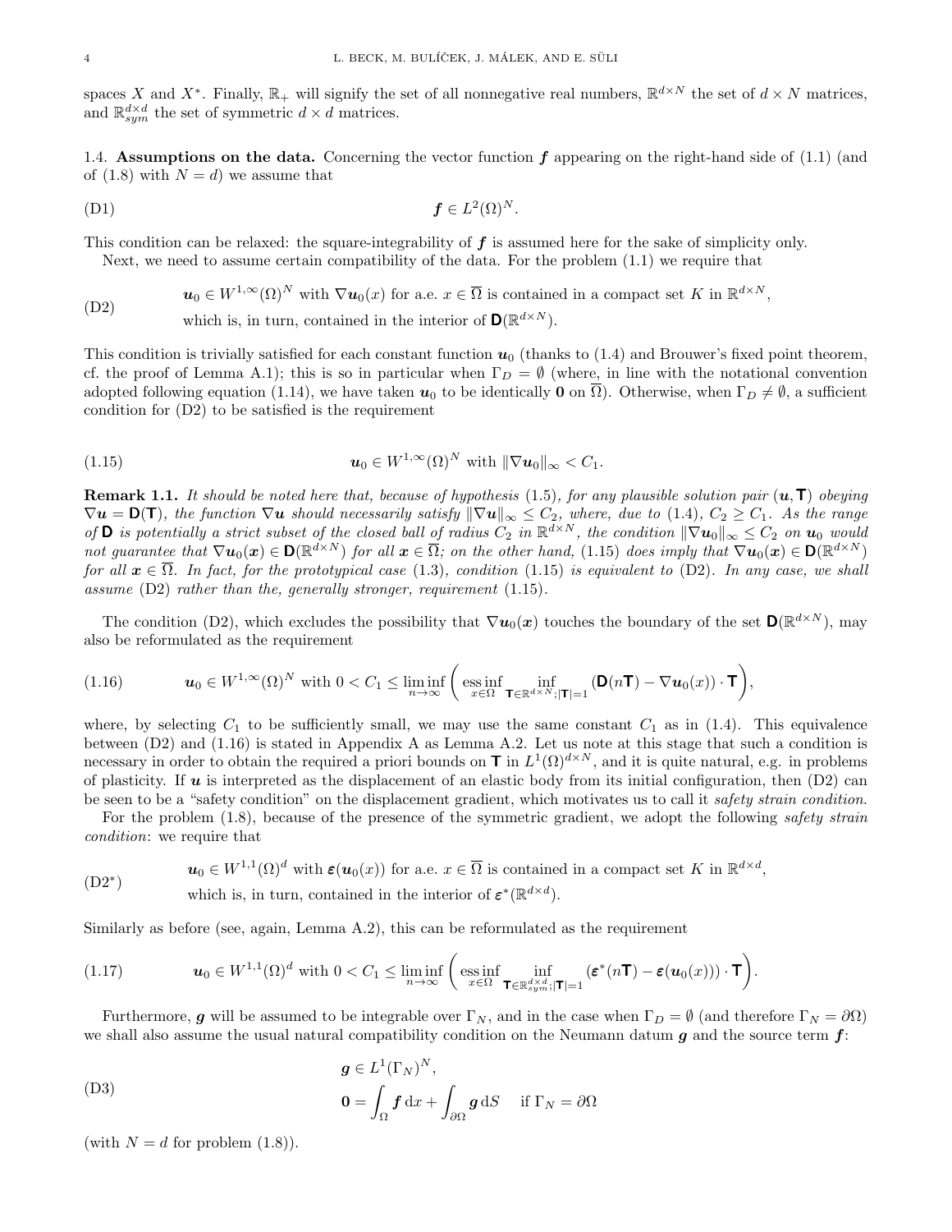spaces $X$ and $X^*$. Finally, $\mathbb{R}_+$ will signify the set of all nonnegative real numbers, $\mathbb{R}^{d\times N}$ the set of $d \times N$ matrices, and $\mathbb{R}^{d\times d}_{sym}$ the set of symmetric $d \times d$ matrices.

### 1.4. Assumptions on the data.

Concerning the vector function $\boldsymbol{f}$ appearing on the right-hand side of (1.1) (and of (1.8) with $N = d$) we assume that

$$\boldsymbol{f} \in L^2(\Omega)^N. \tag{D1}$$

This condition can be relaxed: the square-integrability of $\boldsymbol{f}$ is assumed here for the sake of simplicity only.

Next, we need to assume certain compatibility of the data. For the problem (1.1) we require that

$$\begin{aligned}&\boldsymbol{u}_0 \in W^{1,\infty}(\Omega)^N \text{ with } \nabla \boldsymbol{u}_0(x) \text{ for a.e. } x \in \overline{\Omega} \text{ is contained in a compact set } K \text{ in } \mathbb{R}^{d\times N},\\ &\text{which is, in turn, contained in the interior of } \mathbf{D}(\mathbb{R}^{d\times N}).\end{aligned} \tag{D2}$$

This condition is trivially satisfied for each constant function $\boldsymbol{u}_0$ (thanks to (1.4) and Brouwer's fixed point theorem, cf. the proof of Lemma A.1); this is so in particular when $\Gamma_D = \emptyset$ (where, in line with the notational convention adopted following equation (1.14), we have taken $\boldsymbol{u}_0$ to be identically $\mathbf{0}$ on $\overline{\Omega}$). Otherwise, when $\Gamma_D \neq \emptyset$, a sufficient condition for (D2) to be satisfied is the requirement

$$\boldsymbol{u}_0 \in W^{1,\infty}(\Omega)^N \text{ with } \|\nabla \boldsymbol{u}_0\|_\infty < C_1. \tag{1.15}$$

**Remark 1.1.** *It should be noted here that, because of hypothesis* (1.5)*, for any plausible solution pair* $(\boldsymbol{u}, \mathbf{T})$ *obeying* $\nabla \boldsymbol{u} = \mathbf{D}(\mathbf{T})$*, the function* $\nabla \boldsymbol{u}$ *should necessarily satisfy* $\|\nabla \boldsymbol{u}\|_\infty \leq C_2$*, where, due to* (1.4)*,* $C_2 \geq C_1$*. As the range of* $\mathbf{D}$ *is potentially a strict subset of the closed ball of radius* $C_2$ *in* $\mathbb{R}^{d\times N}$*, the condition* $\|\nabla \boldsymbol{u}_0\|_\infty \leq C_2$ *on* $\boldsymbol{u}_0$ *would not guarantee that* $\nabla \boldsymbol{u}_0(\boldsymbol{x}) \in \mathbf{D}(\mathbb{R}^{d\times N})$ *for all* $\boldsymbol{x} \in \overline{\Omega}$*; on the other hand,* (1.15) *does imply that* $\nabla \boldsymbol{u}_0(\boldsymbol{x}) \in \mathbf{D}(\mathbb{R}^{d\times N})$ *for all* $\boldsymbol{x} \in \overline{\Omega}$*. In fact, for the prototypical case* (1.3)*, condition* (1.15) *is equivalent to* (D2)*. In any case, we shall assume* (D2) *rather than the, generally stronger, requirement* (1.15)*.*

The condition (D2), which excludes the possibility that $\nabla \boldsymbol{u}_0(\boldsymbol{x})$ touches the boundary of the set $\mathbf{D}(\mathbb{R}^{d\times N})$, may also be reformulated as the requirement

$$\boldsymbol{u}_0 \in W^{1,\infty}(\Omega)^N \text{ with } 0 < C_1 \leq \liminf_{n\to\infty} \left( \operatorname*{ess\,inf}_{x\in\Omega} \inf_{\mathbf{T}\in\mathbb{R}^{d\times N}; |\mathbf{T}|=1} (\mathbf{D}(n\mathbf{T}) - \nabla \boldsymbol{u}_0(x)) \cdot \mathbf{T} \right), \tag{1.16}$$

where, by selecting $C_1$ to be sufficiently small, we may use the same constant $C_1$ as in (1.4). This equivalence between (D2) and (1.16) is stated in Appendix A as Lemma A.2. Let us note at this stage that such a condition is necessary in order to obtain the required a priori bounds on $\mathbf{T}$ in $L^1(\Omega)^{d\times N}$, and it is quite natural, e.g. in problems of plasticity. If $\boldsymbol{u}$ is interpreted as the displacement of an elastic body from its initial configuration, then (D2) can be seen to be a "safety condition" on the displacement gradient, which motivates us to call it *safety strain condition*.

For the problem (1.8), because of the presence of the symmetric gradient, we adopt the following *safety strain condition*: we require that

$$\begin{aligned}&\boldsymbol{u}_0 \in W^{1,1}(\Omega)^d \text{ with } \boldsymbol{\varepsilon}(\boldsymbol{u}_0(x)) \text{ for a.e. } x \in \overline{\Omega} \text{ is contained in a compact set } K \text{ in } \mathbb{R}^{d\times d},\\ &\text{which is, in turn, contained in the interior of } \boldsymbol{\varepsilon}^*(\mathbb{R}^{d\times d}).\end{aligned} \tag{D2*}$$

Similarly as before (see, again, Lemma A.2), this can be reformulated as the requirement

$$\boldsymbol{u}_0 \in W^{1,1}(\Omega)^d \text{ with } 0 < C_1 \leq \liminf_{n\to\infty} \left( \operatorname*{ess\,inf}_{x\in\Omega} \inf_{\mathbf{T}\in\mathbb{R}^{d\times d}_{sym}; |\mathbf{T}|=1} (\boldsymbol{\varepsilon}^*(n\mathbf{T}) - \boldsymbol{\varepsilon}(\boldsymbol{u}_0(x))) \cdot \mathbf{T} \right). \tag{1.17}$$

Furthermore, $\boldsymbol{g}$ will be assumed to be integrable over $\Gamma_N$, and in the case when $\Gamma_D = \emptyset$ (and therefore $\Gamma_N = \partial\Omega$) we shall also assume the usual natural compatibility condition on the Neumann datum $\boldsymbol{g}$ and the source term $\boldsymbol{f}$:

$$\begin{aligned}&\boldsymbol{g} \in L^1(\Gamma_N)^N,\\ &\mathbf{0} = \int_\Omega \boldsymbol{f} \,\mathrm{d}x + \int_{\partial\Omega} \boldsymbol{g} \,\mathrm{d}S \quad \text{ if } \Gamma_N = \partial\Omega\end{aligned} \tag{D3}$$

(with $N = d$ for problem (1.8)).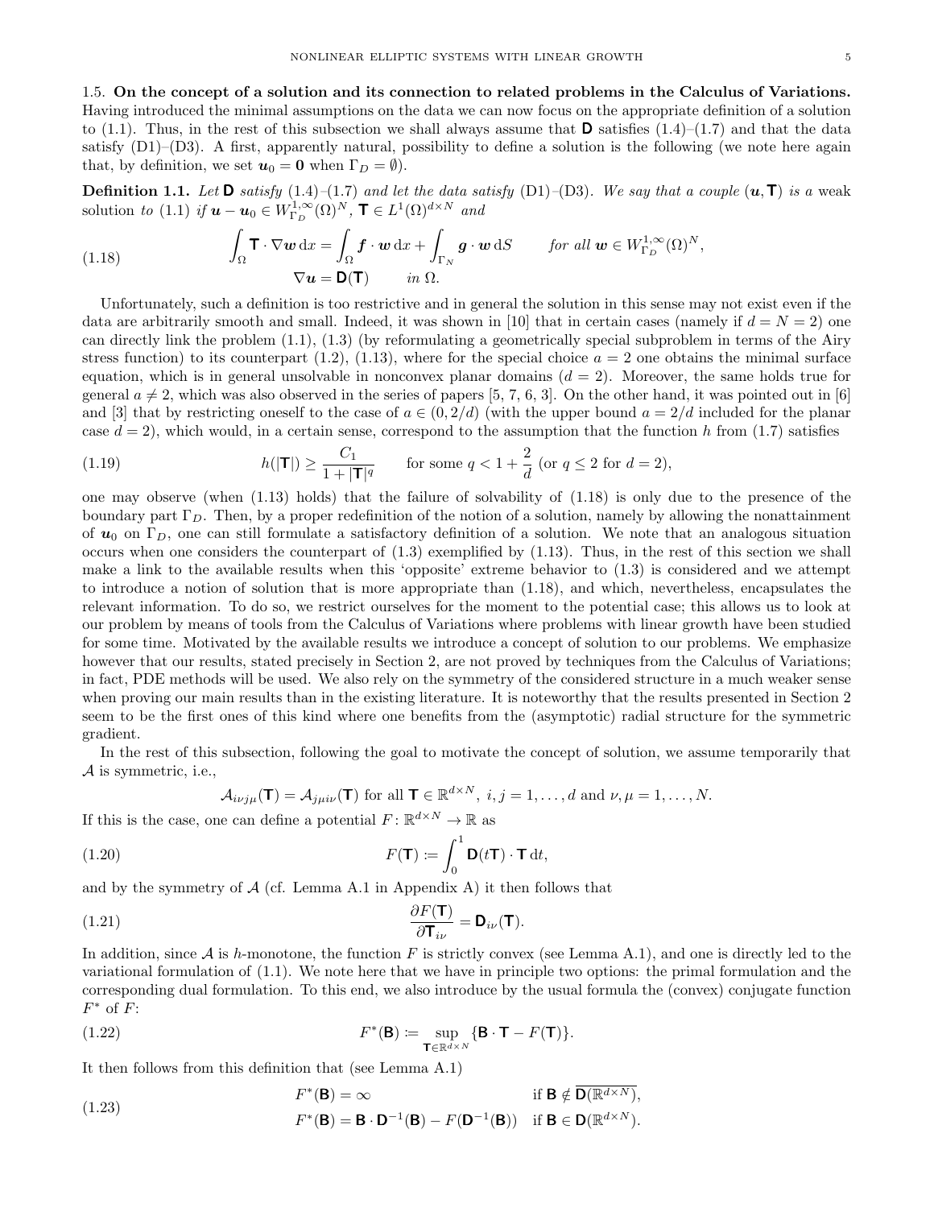1.5. **On the concept of a solution and its connection to related problems in the Calculus of Variations.** Having introduced the minimal assumptions on the data we can now focus on the appropriate definition of a solution to (1.1). Thus, in the rest of this subsection we shall always assume that $\mathbf{D}$ satisfies (1.4)–(1.7) and that the data satisfy (D1)–(D3). A first, apparently natural, possibility to define a solution is the following (we note here again that, by definition, we set $\boldsymbol{u}_0 = \mathbf{0}$ when $\Gamma_D = \emptyset$).

**Definition 1.1.** *Let $\mathbf{D}$ satisfy (1.4)–(1.7) and let the data satisfy (D1)–(D3). We say that a couple $(\boldsymbol{u}, \mathbf{T})$ is a* weak solution *to (1.1) if $\boldsymbol{u} - \boldsymbol{u}_0 \in W^{1,\infty}_{\Gamma_D}(\Omega)^N$, $\mathbf{T} \in L^1(\Omega)^{d\times N}$ and*

$$
\begin{aligned}
\int_\Omega \mathbf{T} \cdot \nabla \boldsymbol{w} \,\mathrm{d}x &= \int_\Omega \boldsymbol{f} \cdot \boldsymbol{w} \,\mathrm{d}x + \int_{\Gamma_N} \boldsymbol{g} \cdot \boldsymbol{w} \,\mathrm{d}S \qquad \text{for all } \boldsymbol{w} \in W^{1,\infty}_{\Gamma_D}(\Omega)^N, \\
\nabla \boldsymbol{u} &= \mathbf{D}(\mathbf{T}) \qquad \text{in } \Omega.
\end{aligned}
\tag{1.18}
$$

Unfortunately, such a definition is too restrictive and in general the solution in this sense may not exist even if the data are arbitrarily smooth and small. Indeed, it was shown in [10] that in certain cases (namely if $d = N = 2$) one can directly link the problem (1.1), (1.3) (by reformulating a geometrically special subproblem in terms of the Airy stress function) to its counterpart (1.2), (1.13), where for the special choice $a = 2$ one obtains the minimal surface equation, which is in general unsolvable in nonconvex planar domains ($d = 2$). Moreover, the same holds true for general $a \neq 2$, which was also observed in the series of papers [5, 7, 6, 3]. On the other hand, it was pointed out in [6] and [3] that by restricting oneself to the case of $a \in (0, 2/d)$ (with the upper bound $a = 2/d$ included for the planar case $d = 2$), which would, in a certain sense, correspond to the assumption that the function $h$ from (1.7) satisfies

$$
h(|\mathbf{T}|) \geq \frac{C_1}{1 + |\mathbf{T}|^q} \qquad \text{for some } q < 1 + \frac{2}{d} \text{ (or } q \leq 2 \text{ for } d = 2), \tag{1.19}
$$

one may observe (when (1.13) holds) that the failure of solvability of (1.18) is only due to the presence of the boundary part $\Gamma_D$. Then, by a proper redefinition of the notion of a solution, namely by allowing the nonattainment of $\boldsymbol{u}_0$ on $\Gamma_D$, one can still formulate a satisfactory definition of a solution. We note that an analogous situation occurs when one considers the counterpart of (1.3) exemplified by (1.13). Thus, in the rest of this section we shall make a link to the available results when this 'opposite' extreme behavior to (1.3) is considered and we attempt to introduce a notion of solution that is more appropriate than (1.18), and which, nevertheless, encapsulates the relevant information. To do so, we restrict ourselves for the moment to the potential case; this allows us to look at our problem by means of tools from the Calculus of Variations where problems with linear growth have been studied for some time. Motivated by the available results we introduce a concept of solution to our problems. We emphasize however that our results, stated precisely in Section 2, are not proved by techniques from the Calculus of Variations; in fact, PDE methods will be used. We also rely on the symmetry of the considered structure in a much weaker sense when proving our main results than in the existing literature. It is noteworthy that the results presented in Section 2 seem to be the first ones of this kind where one benefits from the (asymptotic) radial structure for the symmetric gradient.

In the rest of this subsection, following the goal to motivate the concept of solution, we assume temporarily that $\mathcal{A}$ is symmetric, i.e.,

$$
\mathcal{A}_{i\nu j\mu}(\mathbf{T}) = \mathcal{A}_{j\mu i\nu}(\mathbf{T}) \text{ for all } \mathbf{T} \in \mathbb{R}^{d\times N},\ i, j = 1, \dots, d \text{ and } \nu, \mu = 1, \dots, N.
$$

If this is the case, one can define a potential $F\colon \mathbb{R}^{d\times N} \to \mathbb{R}$ as

$$
F(\mathbf{T}) := \int_0^1 \mathbf{D}(t\mathbf{T}) \cdot \mathbf{T} \,\mathrm{d}t, \tag{1.20}
$$

and by the symmetry of $\mathcal{A}$ (cf. Lemma A.1 in Appendix A) it then follows that

$$
\frac{\partial F(\mathbf{T})}{\partial \mathbf{T}_{i\nu}} = \mathbf{D}_{i\nu}(\mathbf{T}). \tag{1.21}
$$

In addition, since $\mathcal{A}$ is $h$-monotone, the function $F$ is strictly convex (see Lemma A.1), and one is directly led to the variational formulation of (1.1). We note here that we have in principle two options: the primal formulation and the corresponding dual formulation. To this end, we also introduce by the usual formula the (convex) conjugate function $F^*$ of $F$:

$$
F^*(\mathbf{B}) := \sup_{\mathbf{T} \in \mathbb{R}^{d\times N}} \{\mathbf{B} \cdot \mathbf{T} - F(\mathbf{T})\}. \tag{1.22}
$$

It then follows from this definition that (see Lemma A.1)

$$
\begin{aligned}
F^*(\mathbf{B}) &= \infty & &\text{if } \mathbf{B} \notin \overline{\mathbf{D}(\mathbb{R}^{d\times N})}, \\
F^*(\mathbf{B}) &= \mathbf{B} \cdot \mathbf{D}^{-1}(\mathbf{B}) - F(\mathbf{D}^{-1}(\mathbf{B})) & &\text{if } \mathbf{B} \in \mathbf{D}(\mathbb{R}^{d\times N}).
\end{aligned}
\tag{1.23}
$$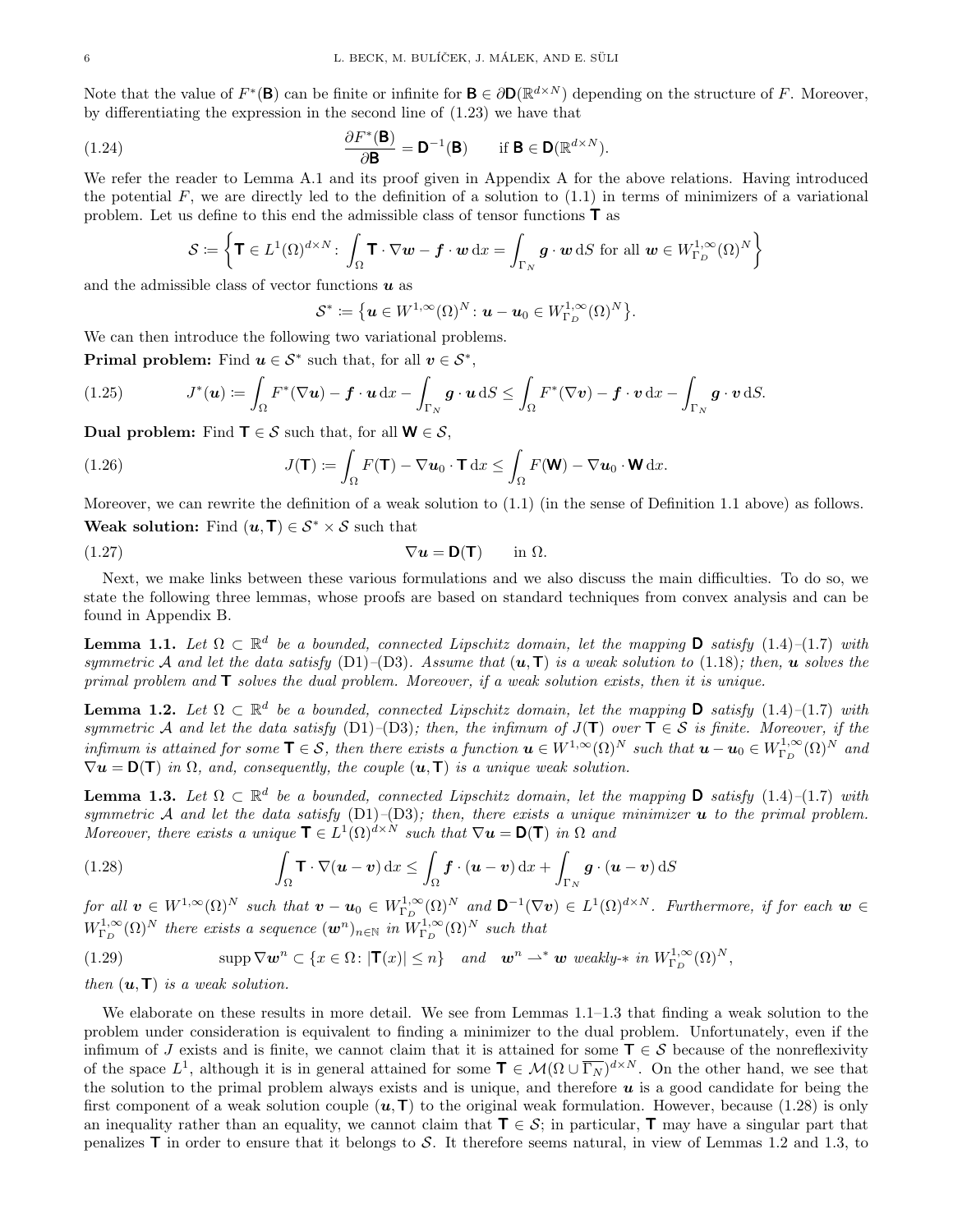Note that the value of $F^*(\mathbf{B})$ can be finite or infinite for $\mathbf{B} \in \partial \mathbf{D}(\mathbb{R}^{d\times N})$ depending on the structure of $F$. Moreover, by differentiating the expression in the second line of (1.23) we have that

$$
\frac{\partial F^*(\mathbf{B})}{\partial \mathbf{B}} = \mathbf{D}^{-1}(\mathbf{B}) \qquad \text{if } \mathbf{B} \in \mathbf{D}(\mathbb{R}^{d\times N}). \tag{1.24}
$$

We refer the reader to Lemma A.1 and its proof given in Appendix A for the above relations. Having introduced the potential $F$, we are directly led to the definition of a solution to (1.1) in terms of minimizers of a variational problem. Let us define to this end the admissible class of tensor functions $\mathbf{T}$ as

$$
\mathcal{S} \coloneqq \left\{ \mathbf{T} \in L^1(\Omega)^{d\times N} \colon \int_\Omega \mathbf{T}\cdot \nabla \boldsymbol{w} - \boldsymbol{f}\cdot \boldsymbol{w}\,\mathrm{d}x = \int_{\Gamma_N} \boldsymbol{g}\cdot\boldsymbol{w}\,\mathrm{d}S \text{ for all } \boldsymbol{w} \in W^{1,\infty}_{\Gamma_D}(\Omega)^N \right\}
$$

and the admissible class of vector functions $\boldsymbol{u}$ as

$$
\mathcal{S}^* \coloneqq \left\{ \boldsymbol{u} \in W^{1,\infty}(\Omega)^N \colon \boldsymbol{u} - \boldsymbol{u}_0 \in W^{1,\infty}_{\Gamma_D}(\Omega)^N \right\}.
$$

We can then introduce the following two variational problems.

**Primal problem:** Find $\boldsymbol{u} \in \mathcal{S}^*$ such that, for all $\boldsymbol{v} \in \mathcal{S}^*$,

$$
J^*(\boldsymbol{u}) \coloneqq \int_\Omega F^*(\nabla \boldsymbol{u}) - \boldsymbol{f}\cdot\boldsymbol{u}\,\mathrm{d}x - \int_{\Gamma_N} \boldsymbol{g}\cdot\boldsymbol{u}\,\mathrm{d}S \le \int_\Omega F^*(\nabla \boldsymbol{v}) - \boldsymbol{f}\cdot\boldsymbol{v}\,\mathrm{d}x - \int_{\Gamma_N} \boldsymbol{g}\cdot\boldsymbol{v}\,\mathrm{d}S. \tag{1.25}
$$

**Dual problem:** Find $\mathbf{T} \in \mathcal{S}$ such that, for all $\mathbf{W} \in \mathcal{S}$,

$$
J(\mathbf{T}) \coloneqq \int_\Omega F(\mathbf{T}) - \nabla \boldsymbol{u}_0 \cdot \mathbf{T}\,\mathrm{d}x \le \int_\Omega F(\mathbf{W}) - \nabla \boldsymbol{u}_0\cdot \mathbf{W}\,\mathrm{d}x. \tag{1.26}
$$

Moreover, we can rewrite the definition of a weak solution to (1.1) (in the sense of Definition 1.1 above) as follows.

**Weak solution:** Find $(\boldsymbol{u}, \mathbf{T}) \in \mathcal{S}^* \times \mathcal{S}$ such that

$$
\nabla \boldsymbol{u} = \mathbf{D}(\mathbf{T}) \qquad \text{in } \Omega. \tag{1.27}
$$

Next, we make links between these various formulations and we also discuss the main difficulties. To do so, we state the following three lemmas, whose proofs are based on standard techniques from convex analysis and can be found in Appendix B.

**Lemma 1.1.** *Let $\Omega \subset \mathbb{R}^d$ be a bounded, connected Lipschitz domain, let the mapping $\mathbf{D}$ satisfy* (1.4)–(1.7) *with symmetric $\mathcal{A}$ and let the data satisfy* (D1)–(D3)*. Assume that $(\boldsymbol{u}, \mathbf{T})$ is a weak solution to* (1.18)*; then, $\boldsymbol{u}$ solves the primal problem and $\mathbf{T}$ solves the dual problem. Moreover, if a weak solution exists, then it is unique.*

**Lemma 1.2.** *Let $\Omega \subset \mathbb{R}^d$ be a bounded, connected Lipschitz domain, let the mapping $\mathbf{D}$ satisfy* (1.4)–(1.7) *with symmetric $\mathcal{A}$ and let the data satisfy* (D1)–(D3)*; then, the infimum of $J(\mathbf{T})$ over $\mathbf{T} \in \mathcal{S}$ is finite. Moreover, if the infimum is attained for some $\mathbf{T} \in \mathcal{S}$, then there exists a function $\boldsymbol{u} \in W^{1,\infty}(\Omega)^N$ such that $\boldsymbol{u} - \boldsymbol{u}_0 \in W^{1,\infty}_{\Gamma_D}(\Omega)^N$ and $\nabla \boldsymbol{u} = \mathbf{D}(\mathbf{T})$ in $\Omega$, and, consequently, the couple $(\boldsymbol{u}, \mathbf{T})$ is a unique weak solution.*

**Lemma 1.3.** *Let $\Omega \subset \mathbb{R}^d$ be a bounded, connected Lipschitz domain, let the mapping $\mathbf{D}$ satisfy* (1.4)–(1.7) *with symmetric $\mathcal{A}$ and let the data satisfy* (D1)–(D3)*; then, there exists a unique minimizer $\boldsymbol{u}$ to the primal problem. Moreover, there exists a unique $\mathbf{T} \in L^1(\Omega)^{d\times N}$ such that $\nabla \boldsymbol{u} = \mathbf{D}(\mathbf{T})$ in $\Omega$ and*

$$
\int_\Omega \mathbf{T}\cdot \nabla(\boldsymbol{u} - \boldsymbol{v})\,\mathrm{d}x \le \int_\Omega \boldsymbol{f}\cdot(\boldsymbol{u} - \boldsymbol{v})\,\mathrm{d}x + \int_{\Gamma_N} \boldsymbol{g}\cdot(\boldsymbol{u} - \boldsymbol{v})\,\mathrm{d}S \tag{1.28}
$$

*for all $\boldsymbol{v} \in W^{1,\infty}(\Omega)^N$ such that $\boldsymbol{v} - \boldsymbol{u}_0 \in W^{1,\infty}_{\Gamma_D}(\Omega)^N$ and $\mathbf{D}^{-1}(\nabla \boldsymbol{v}) \in L^1(\Omega)^{d\times N}$. Furthermore, if for each $\boldsymbol{w} \in W^{1,\infty}_{\Gamma_D}(\Omega)^N$ there exists a sequence $(\boldsymbol{w}^n)_{n\in\mathbb{N}}$ in $W^{1,\infty}_{\Gamma_D}(\Omega)^N$ such that*

$$
\operatorname{supp} \nabla \boldsymbol{w}^n \subset \{x \in \Omega \colon |\mathbf{T}(x)| \le n\} \quad \text{and} \quad \boldsymbol{w}^n \rightharpoonup^* \boldsymbol{w} \text{ weakly-}* \text{ in } W^{1,\infty}_{\Gamma_D}(\Omega)^N, \tag{1.29}
$$

*then $(\boldsymbol{u}, \mathbf{T})$ is a weak solution.*

We elaborate on these results in more detail. We see from Lemmas 1.1–1.3 that finding a weak solution to the problem under consideration is equivalent to finding a minimizer to the dual problem. Unfortunately, even if the infimum of $J$ exists and is finite, we cannot claim that it is attained for some $\mathbf{T} \in \mathcal{S}$ because of the nonreflexivity of the space $L^1$, although it is in general attained for some $\mathbf{T} \in \mathcal{M}(\Omega \cup \overline{\Gamma_N})^{d\times N}$. On the other hand, we see that the solution to the primal problem always exists and is unique, and therefore $\boldsymbol{u}$ is a good candidate for being the first component of a weak solution couple $(\boldsymbol{u}, \mathbf{T})$ to the original weak formulation. However, because (1.28) is only an inequality rather than an equality, we cannot claim that $\mathbf{T} \in \mathcal{S}$; in particular, $\mathbf{T}$ may have a singular part that penalizes $\mathbf{T}$ in order to ensure that it belongs to $\mathcal{S}$. It therefore seems natural, in view of Lemmas 1.2 and 1.3, to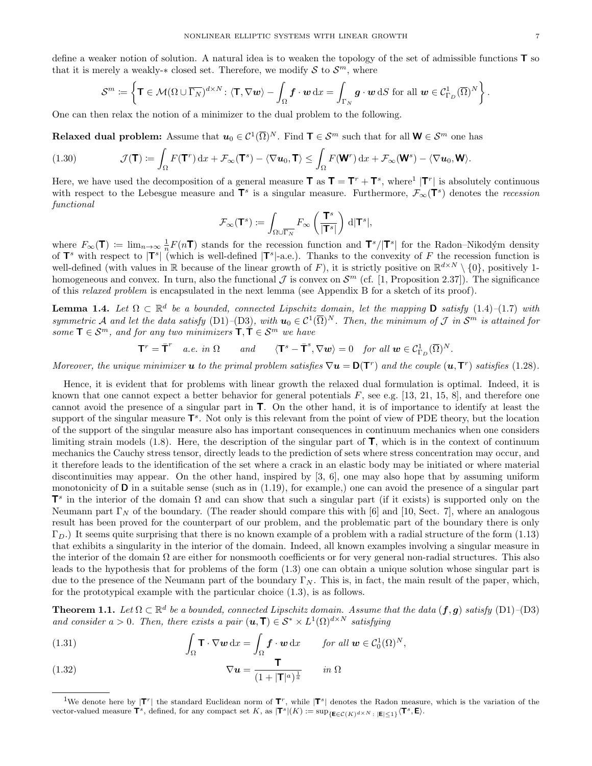define a weaker notion of solution. A natural idea is to weaken the topology of the set of admissible functions $\mathbf{T}$ so that it is merely a weakly-$*$ closed set. Therefore, we modify $\mathcal{S}$ to $\mathcal{S}^m$, where

$$\mathcal{S}^m := \left\{ \mathbf{T} \in \mathcal{M}(\Omega \cup \overline{\Gamma_N})^{d\times N} : \langle \mathbf{T}, \nabla \boldsymbol{w} \rangle - \int_\Omega \boldsymbol{f} \cdot \boldsymbol{w} \, \mathrm{d}x = \int_{\Gamma_N} \boldsymbol{g} \cdot \boldsymbol{w} \, \mathrm{d}S \text{ for all } \boldsymbol{w} \in \mathcal{C}^1_{\Gamma_D}(\overline{\Omega})^N \right\}.$$

One can then relax the notion of a minimizer to the dual problem to the following.

**Relaxed dual problem:** Assume that $\boldsymbol{u}_0 \in \mathcal{C}^1(\overline{\Omega})^N$. Find $\mathbf{T} \in \mathcal{S}^m$ such that for all $\mathbf{W} \in \mathcal{S}^m$ one has

$$\mathcal{J}(\mathbf{T}) := \int_\Omega F(\mathbf{T}^r)\, \mathrm{d}x + \mathcal{F}_\infty(\mathbf{T}^s) - \langle \nabla \boldsymbol{u}_0, \mathbf{T} \rangle \le \int_\Omega F(\mathbf{W}^r)\, \mathrm{d}x + \mathcal{F}_\infty(\mathbf{W}^s) - \langle \nabla \boldsymbol{u}_0, \mathbf{W} \rangle. \tag{1.30}$$

Here, we have used the decomposition of a general measure $\mathbf{T}$ as $\mathbf{T} = \mathbf{T}^r + \mathbf{T}^s$, where[1] $|\mathbf{T}^r|$ is absolutely continuous with respect to the Lebesgue measure and $\mathbf{T}^s$ is a singular measure. Furthermore, $\mathcal{F}_\infty(\mathbf{T}^s)$ denotes the *recession functional*

$$\mathcal{F}_\infty(\mathbf{T}^s) := \int_{\Omega \cup \overline{\Gamma_N}} F_\infty\left(\frac{\mathbf{T}^s}{|\mathbf{T}^s|}\right) \mathrm{d}|\mathbf{T}^s|,$$

where $F_\infty(\mathbf{T}) := \lim_{n\to\infty} \frac{1}{n} F(n\mathbf{T})$ stands for the recession function and $\mathbf{T}^s/|\mathbf{T}^s|$ for the Radon–Nikodým density of $\mathbf{T}^s$ with respect to $|\mathbf{T}^s|$ (which is well-defined $|\mathbf{T}^s|$-a.e.). Thanks to the convexity of $F$ the recession function is well-defined (with values in $\mathbb{R}$ because of the linear growth of $F$), it is strictly positive on $\mathbb{R}^{d\times N} \setminus \{0\}$, positively 1-homogeneous and convex. In turn, also the functional $\mathcal{J}$ is convex on $\mathcal{S}^m$ (cf. [1, Proposition 2.37]). The significance of this *relaxed problem* is encapsulated in the next lemma (see Appendix B for a sketch of its proof).

**Lemma 1.4.** *Let $\Omega \subset \mathbb{R}^d$ be a bounded, connected Lipschitz domain, let the mapping $\mathbf{D}$ satisfy (1.4)–(1.7) with symmetric $\mathcal{A}$ and let the data satisfy (D1)–(D3), with $\boldsymbol{u}_0 \in \mathcal{C}^1(\overline{\Omega})^N$. Then, the minimum of $\mathcal{J}$ in $\mathcal{S}^m$ is attained for some $\mathbf{T} \in \mathcal{S}^m$, and for any two minimizers $\mathbf{T}, \bar{\mathbf{T}} \in \mathcal{S}^m$ we have*

$$\mathbf{T}^r = \bar{\mathbf{T}}^r \quad \text{a.e. in } \Omega \qquad \text{and} \qquad \langle \mathbf{T}^s - \bar{\mathbf{T}}^s, \nabla \boldsymbol{w} \rangle = 0 \quad \text{for all } \boldsymbol{w} \in \mathcal{C}^1_{\Gamma_D}(\overline{\Omega})^N.$$

*Moreover, the unique minimizer $\boldsymbol{u}$ to the primal problem satisfies $\nabla \boldsymbol{u} = \mathbf{D}(\mathbf{T}^r)$ and the couple $(\boldsymbol{u}, \mathbf{T}^r)$ satisfies (1.28).*

Hence, it is evident that for problems with linear growth the relaxed dual formulation is optimal. Indeed, it is known that one cannot expect a better behavior for general potentials $F$, see e.g. [13, 21, 15, 8], and therefore one cannot avoid the presence of a singular part in $\mathbf{T}$. On the other hand, it is of importance to identify at least the support of the singular measure $\mathbf{T}^s$. Not only is this relevant from the point of view of PDE theory, but the location of the support of the singular measure also has important consequences in continuum mechanics when one considers limiting strain models (1.8). Here, the description of the singular part of $\mathbf{T}$, which is in the context of continuum mechanics the Cauchy stress tensor, directly leads to the prediction of sets where stress concentration may occur, and it therefore leads to the identification of the set where a crack in an elastic body may be initiated or where material discontinuities may appear. On the other hand, inspired by [3, 6], one may also hope that by assuming uniform monotonicity of $\mathbf{D}$ in a suitable sense (such as in (1.19), for example,) one can avoid the presence of a singular part $\mathbf{T}^s$ in the interior of the domain $\Omega$ and can show that such a singular part (if it exists) is supported only on the Neumann part $\Gamma_N$ of the boundary. (The reader should compare this with [6] and [10, Sect. 7], where an analogous result has been proved for the counterpart of our problem, and the problematic part of the boundary there is only $\Gamma_D$.) It seems quite surprising that there is no known example of a problem with a radial structure of the form (1.13) that exhibits a singularity in the interior of the domain. Indeed, all known examples involving a singular measure in the interior of the domain $\Omega$ are either for nonsmooth coefficients or for very general non-radial structures. This also leads to the hypothesis that for problems of the form (1.3) one can obtain a unique solution whose singular part is due to the presence of the Neumann part of the boundary $\Gamma_N$. This is, in fact, the main result of the paper, which, for the prototypical example with the particular choice (1.3), is as follows.

**Theorem 1.1.** *Let $\Omega \subset \mathbb{R}^d$ be a bounded, connected Lipschitz domain. Assume that the data $(\boldsymbol{f}, \boldsymbol{g})$ satisfy (D1)–(D3) and consider $a > 0$. Then, there exists a pair $(\boldsymbol{u}, \mathbf{T}) \in \mathcal{S}^* \times L^1(\Omega)^{d\times N}$ satisfying*

$$\int_\Omega \mathbf{T} \cdot \nabla \boldsymbol{w} \, \mathrm{d}x = \int_\Omega \boldsymbol{f} \cdot \boldsymbol{w} \, \mathrm{d}x \qquad \text{for all } \boldsymbol{w} \in \mathcal{C}^1_0(\Omega)^N, \tag{1.31}$$

$$\nabla \boldsymbol{u} = \frac{\mathbf{T}}{(1 + |\mathbf{T}|^a)^{\frac{1}{a}}} \qquad \text{in } \Omega \tag{1.32}$$

---

[1] We denote here by $|\mathbf{T}^r|$ the standard Euclidean norm of $\mathbf{T}^r$, while $|\mathbf{T}^s|$ denotes the Radon measure, which is the variation of the vector-valued measure $\mathbf{T}^s$, defined, for any compact set $K$, as $|\mathbf{T}^s|(K) := \sup_{\{\mathbf{E} \in \mathcal{C}(K)^{d\times N} :\, |\mathbf{E}| \le 1\}} \langle \mathbf{T}^s, \mathbf{E} \rangle$.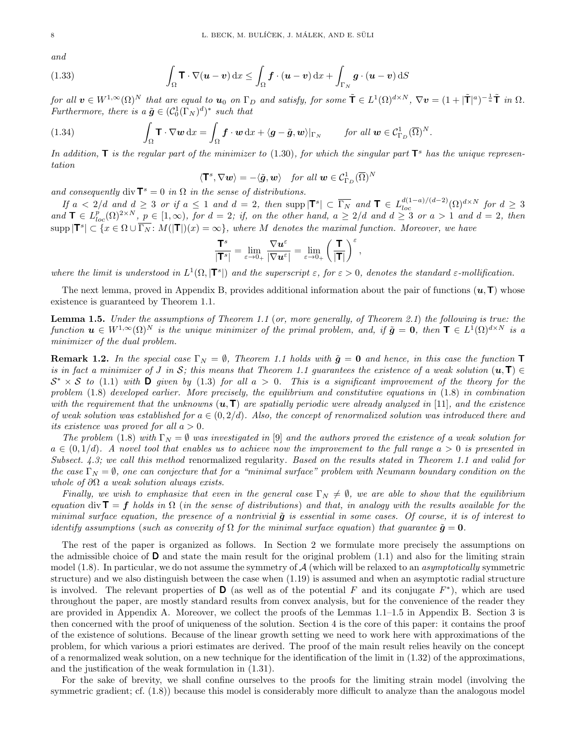*and*

$$\int_\Omega \mathbf{T}\cdot\nabla(\boldsymbol{u}-\boldsymbol{v})\,\mathrm{d}x \le \int_\Omega \boldsymbol{f}\cdot(\boldsymbol{u}-\boldsymbol{v})\,\mathrm{d}x + \int_{\Gamma_N} \boldsymbol{g}\cdot(\boldsymbol{u}-\boldsymbol{v})\,\mathrm{d}S \tag{1.33}$$

*for all* $\boldsymbol{v}\in W^{1,\infty}(\Omega)^N$ *that are equal to* $\boldsymbol{u}_0$ *on* $\Gamma_D$ *and satisfy, for some* $\tilde{\mathbf{T}}\in L^1(\Omega)^{d\times N}$, $\nabla\boldsymbol{v}=(1+|\tilde{\mathbf{T}}|^a)^{-\frac{1}{a}}\tilde{\mathbf{T}}$ *in* $\Omega$. *Furthermore, there is a* $\tilde{\boldsymbol{g}}\in(\mathcal{C}^1_0(\Gamma_N)^d)^*$ *such that*

$$\int_\Omega \mathbf{T}\cdot\nabla\boldsymbol{w}\,\mathrm{d}x = \int_\Omega \boldsymbol{f}\cdot\boldsymbol{w}\,\mathrm{d}x + \langle \boldsymbol{g}-\tilde{\boldsymbol{g}},\boldsymbol{w}\rangle|_{\Gamma_N} \qquad \text{for all } \boldsymbol{w}\in\mathcal{C}^1_{\Gamma_D}(\overline{\Omega})^N. \tag{1.34}$$

*In addition,* $\mathbf{T}$ *is the regular part of the minimizer to* (1.30)*, for which the singular part* $\mathbf{T}^s$ *has the unique representation*

$$\langle \mathbf{T}^s,\nabla\boldsymbol{w}\rangle = -\langle\tilde{\boldsymbol{g}},\boldsymbol{w}\rangle \quad \text{for all } \boldsymbol{w}\in\mathcal{C}^1_{\Gamma_D}(\overline{\Omega})^N$$

*and consequently* $\operatorname{div}\mathbf{T}^s=0$ *in* $\Omega$ *in the sense of distributions.*

*If* $a<2/d$ *and* $d\ge 3$ *or if* $a\le 1$ *and* $d=2$*, then* $\operatorname{supp}|\mathbf{T}^s|\subset\overline{\Gamma_N}$ *and* $\mathbf{T}\in L^{d(1-a)/(d-2)}_{loc}(\Omega)^{d\times N}$ *for* $d\ge 3$ *and* $\mathbf{T}\in L^p_{loc}(\Omega)^{2\times N}$, $p\in[1,\infty)$*, for* $d=2$*; if, on the other hand,* $a\ge 2/d$ *and* $d\ge 3$ *or* $a>1$ *and* $d=2$*, then* $\operatorname{supp}|\mathbf{T}^s|\subset\{x\in\Omega\cup\overline{\Gamma_N}\colon M(|\mathbf{T}|)(x)=\infty\}$*, where* $M$ *denotes the maximal function. Moreover, we have*

$$\frac{\mathbf{T}^s}{|\mathbf{T}^s|} = \lim_{\varepsilon\to 0_+}\frac{\nabla\boldsymbol{u}^\varepsilon}{|\nabla\boldsymbol{u}^\varepsilon|} = \lim_{\varepsilon\to 0_+}\left(\frac{\mathbf{T}}{|\mathbf{T}|}\right)^\varepsilon,$$

*where the limit is understood in* $L^1(\Omega,|\mathbf{T}^s|)$ *and the superscript* $\varepsilon$*, for* $\varepsilon>0$*, denotes the standard* $\varepsilon$*-mollification.*

The next lemma, proved in Appendix B, provides additional information about the pair of functions $(\boldsymbol{u},\mathbf{T})$ whose existence is guaranteed by Theorem 1.1.

**Lemma 1.5.** *Under the assumptions of Theorem 1.1* (*or, more generally, of Theorem 2.1*) *the following is true: the function* $\boldsymbol{u}\in W^{1,\infty}(\Omega)^N$ *is the unique minimizer of the primal problem, and, if* $\tilde{\boldsymbol{g}}=\mathbf{0}$*, then* $\mathbf{T}\in L^1(\Omega)^{d\times N}$ *is a minimizer of the dual problem.*

**Remark 1.2.** *In the special case* $\Gamma_N=\emptyset$*, Theorem 1.1 holds with* $\tilde{\boldsymbol{g}}=\mathbf{0}$ *and hence, in this case the function* $\mathbf{T}$ *is in fact a minimizer of* $J$ *in* $\mathcal{S}$*; this means that Theorem 1.1 guarantees the existence of a weak solution* $(\boldsymbol{u},\mathbf{T})\in\mathcal{S}^*\times\mathcal{S}$ *to* (1.1) *with* $\mathbf{D}$ *given by* (1.3) *for all* $a>0$*. This is a significant improvement of the theory for the problem* (1.8) *developed earlier. More precisely, the equilibrium and constitutive equations in* (1.8) *in combination with the requirement that the unknowns* $(\boldsymbol{u},\mathbf{T})$ *are spatially periodic were already analyzed in* [11]*, and the existence of weak solution was established for* $a\in(0,2/d)$*. Also, the concept of renormalized solution was introduced there and its existence was proved for all* $a>0$*.*

*The problem* (1.8) *with* $\Gamma_N=\emptyset$ *was investigated in* [9] *and the authors proved the existence of a weak solution for* $a\in(0,1/d)$*. A novel tool that enables us to achieve now the improvement to the full range* $a>0$ *is presented in Subsect. 4.3; we call this method* renormalized regularity*. Based on the results stated in Theorem 1.1 and valid for the case* $\Gamma_N=\emptyset$*, one can conjecture that for a "minimal surface" problem with Neumann boundary condition on the whole of* $\partial\Omega$ *a weak solution always exists.*

*Finally, we wish to emphasize that even in the general case* $\Gamma_N\neq\emptyset$*, we are able to show that the equilibrium equation* $\operatorname{div}\mathbf{T}=\boldsymbol{f}$ *holds in* $\Omega$ (*in the sense of distributions*) *and that, in analogy with the results available for the minimal surface equation, the presence of a nontrivial* $\tilde{\boldsymbol{g}}$ *is essential in some cases. Of course, it is of interest to identify assumptions* (*such as convexity of* $\Omega$ *for the minimal surface equation*) *that guarantee* $\tilde{\boldsymbol{g}}=\mathbf{0}$*.*

The rest of the paper is organized as follows. In Section 2 we formulate more precisely the assumptions on the admissible choice of $\mathbf{D}$ and state the main result for the original problem (1.1) and also for the limiting strain model (1.8). In particular, we do not assume the symmetry of $\mathcal{A}$ (which will be relaxed to an *asymptotically* symmetric structure) and we also distinguish between the case when (1.19) is assumed and when an asymptotic radial structure is involved. The relevant properties of $\mathbf{D}$ (as well as of the potential $F$ and its conjugate $F^*$), which are used throughout the paper, are mostly standard results from convex analysis, but for the convenience of the reader they are provided in Appendix A. Moreover, we collect the proofs of the Lemmas 1.1–1.5 in Appendix B. Section 3 is then concerned with the proof of uniqueness of the solution. Section 4 is the core of this paper: it contains the proof of the existence of solutions. Because of the linear growth setting we need to work here with approximations of the problem, for which various a priori estimates are derived. The proof of the main result relies heavily on the concept of a renormalized weak solution, on a new technique for the identification of the limit in (1.32) of the approximations, and the justification of the weak formulation in (1.31).

For the sake of brevity, we shall confine ourselves to the proofs for the limiting strain model (involving the symmetric gradient; cf. (1.8)) because this model is considerably more difficult to analyze than the analogous model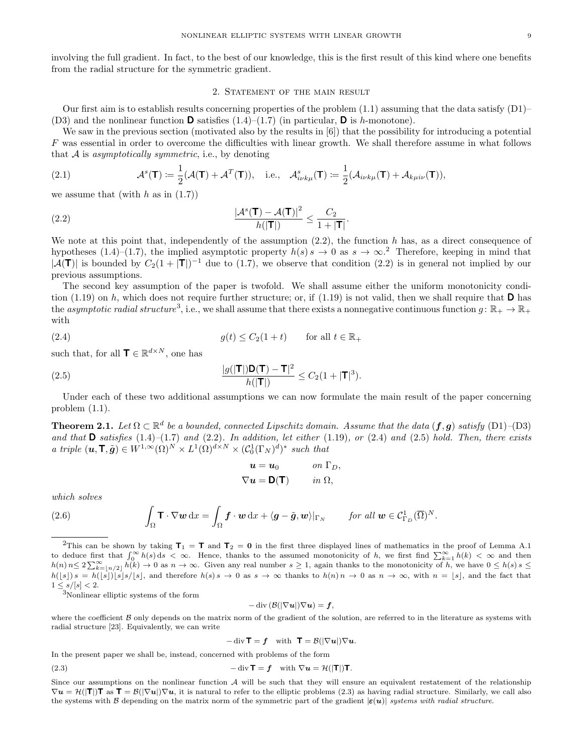involving the full gradient. In fact, to the best of our knowledge, this is the first result of this kind where one benefits from the radial structure for the symmetric gradient.

## 2. Statement of the main result

Our first aim is to establish results concerning properties of the problem (1.1) assuming that the data satisfy (D1)–(D3) and the nonlinear function $\mathbf{D}$ satisfies (1.4)–(1.7) (in particular, $\mathbf{D}$ is $h$-monotone).

We saw in the previous section (motivated also by the results in [6]) that the possibility for introducing a potential $F$ was essential in order to overcome the difficulties with linear growth. We shall therefore assume in what follows that $\mathcal{A}$ is *asymptotically symmetric*, i.e., by denoting

$$\mathcal{A}^s(\mathbf{T}) := \frac{1}{2}(\mathcal{A}(\mathbf{T}) + \mathcal{A}^T(\mathbf{T})), \quad \text{i.e.,} \quad \mathcal{A}^s_{i\nu k\mu}(\mathbf{T}) := \frac{1}{2}(\mathcal{A}_{i\nu k\mu}(\mathbf{T}) + \mathcal{A}_{k\mu i\nu}(\mathbf{T})), \tag{2.1}$$

we assume that (with $h$ as in (1.7))

$$\frac{|\mathcal{A}^s(\mathbf{T}) - \mathcal{A}(\mathbf{T})|^2}{h(|\mathbf{T}|)} \leq \frac{C_2}{1+|\mathbf{T}|}. \tag{2.2}$$

We note at this point that, independently of the assumption (2.2), the function $h$ has, as a direct consequence of hypotheses (1.4)–(1.7), the implied asymptotic property $h(s)\,s \to 0$ as $s \to \infty$.[2] Therefore, keeping in mind that $|\mathcal{A}(\mathbf{T})|$ is bounded by $C_2(1+|\mathbf{T}|)^{-1}$ due to (1.7), we observe that condition (2.2) is in general not implied by our previous assumptions.

The second key assumption of the paper is twofold. We shall assume either the uniform monotonicity condition (1.19) on $h$, which does not require further structure; or, if (1.19) is not valid, then we shall require that $\mathbf{D}$ has the *asymptotic radial structure*[3], i.e., we shall assume that there exists a nonnegative continuous function $g\colon \mathbb{R}_+ \to \mathbb{R}_+$ with

$$g(t) \leq C_2(1+t) \qquad \text{for all } t \in \mathbb{R}_+ \tag{2.4}$$

such that, for all $\mathbf{T} \in \mathbb{R}^{d\times N}$, one has

$$\frac{|g(|\mathbf{T}|)\mathbf{D}(\mathbf{T}) - \mathbf{T}|^2}{h(|\mathbf{T}|)} \leq C_2(1+|\mathbf{T}|^3). \tag{2.5}$$

Under each of these two additional assumptions we can now formulate the main result of the paper concerning problem (1.1).

**Theorem 2.1.** *Let $\Omega \subset \mathbb{R}^d$ be a bounded, connected Lipschitz domain. Assume that the data $(\boldsymbol{f}, \boldsymbol{g})$ satisfy* (D1)–(D3) *and that $\mathbf{D}$ satisfies* (1.4)–(1.7) *and* (2.2)*. In addition, let either* (1.19)*, or* (2.4) *and* (2.5) *hold. Then, there exists a triple $(\boldsymbol{u}, \mathbf{T}, \tilde{\boldsymbol{g}}) \in W^{1,\infty}(\Omega)^N \times L^1(\Omega)^{d\times N} \times (\mathcal{C}^1_0(\Gamma_N)^d)^*$ such that*

$$\boldsymbol{u} = \boldsymbol{u}_0 \qquad \text{on } \Gamma_D,$$
$$\nabla \boldsymbol{u} = \mathbf{D}(\mathbf{T}) \qquad \text{in } \Omega,$$

*which solves*

$$\int_\Omega \mathbf{T}\cdot\nabla\boldsymbol{w}\,\mathrm{d}x = \int_\Omega \boldsymbol{f}\cdot\boldsymbol{w}\,\mathrm{d}x + \langle \boldsymbol{g} - \tilde{\boldsymbol{g}}, \boldsymbol{w}\rangle|_{\Gamma_N} \qquad \text{for all } \boldsymbol{w} \in \mathcal{C}^1_{\Gamma_D}(\overline{\Omega})^N. \tag{2.6}$$

---

[2]This can be shown by taking $\mathbf{T}_1 = \mathbf{T}$ and $\mathbf{T}_2 = \mathbf{0}$ in the first three displayed lines of mathematics in the proof of Lemma A.1 to deduce first that $\int_0^\infty h(s)\,\mathrm{d}s < \infty$. Hence, thanks to the assumed monotonicity of $h$, we first find $\sum_{k=1}^\infty h(k) < \infty$ and then $h(n)\,n \leq 2\sum_{k=\lfloor n/2\rfloor}^\infty h(k) \to 0$ as $n \to \infty$. Given any real number $s \geq 1$, again thanks to the monotonicity of $h$, we have $0 \leq h(s)\,s \leq h(\lfloor s\rfloor)\,s = h(\lfloor s\rfloor)\lfloor s\rfloor s/\lfloor s\rfloor$, and therefore $h(s)\,s \to 0$ as $s \to \infty$ thanks to $h(n)\,n \to 0$ as $n \to \infty$, with $n = \lfloor s\rfloor$, and the fact that $1 \leq s/\lfloor s\rfloor < 2$.

[3]Nonlinear elliptic systems of the form

$$-\operatorname{div}\left(\mathcal{B}(|\nabla\boldsymbol{u}|)\nabla\boldsymbol{u}\right) = \boldsymbol{f},$$

where the coefficient $\mathcal{B}$ only depends on the matrix norm of the gradient of the solution, are referred to in the literature as systems with radial structure [23]. Equivalently, we can write

$$-\operatorname{div}\mathbf{T} = \boldsymbol{f} \quad \text{with} \quad \mathbf{T} = \mathcal{B}(|\nabla\boldsymbol{u}|)\nabla\boldsymbol{u}.$$

In the present paper we shall be, instead, concerned with problems of the form

$$-\operatorname{div}\mathbf{T} = \boldsymbol{f} \quad \text{with } \nabla\boldsymbol{u} = \mathcal{H}(|\mathbf{T}|)\mathbf{T}. \tag{2.3}$$

Since our assumptions on the nonlinear function $\mathcal{A}$ will be such that they will ensure an equivalent restatement of the relationship $\nabla\boldsymbol{u} = \mathcal{H}(|\mathbf{T}|)\mathbf{T}$ as $\mathbf{T} = \mathcal{B}(|\nabla\boldsymbol{u}|)\nabla\boldsymbol{u}$, it is natural to refer to the elliptic problems (2.3) as having radial structure. Similarly, we call also the systems with $\mathcal{B}$ depending on the matrix norm of the symmetric part of the gradient $|\boldsymbol{\varepsilon}(\boldsymbol{u})|$ *systems with radial structure*.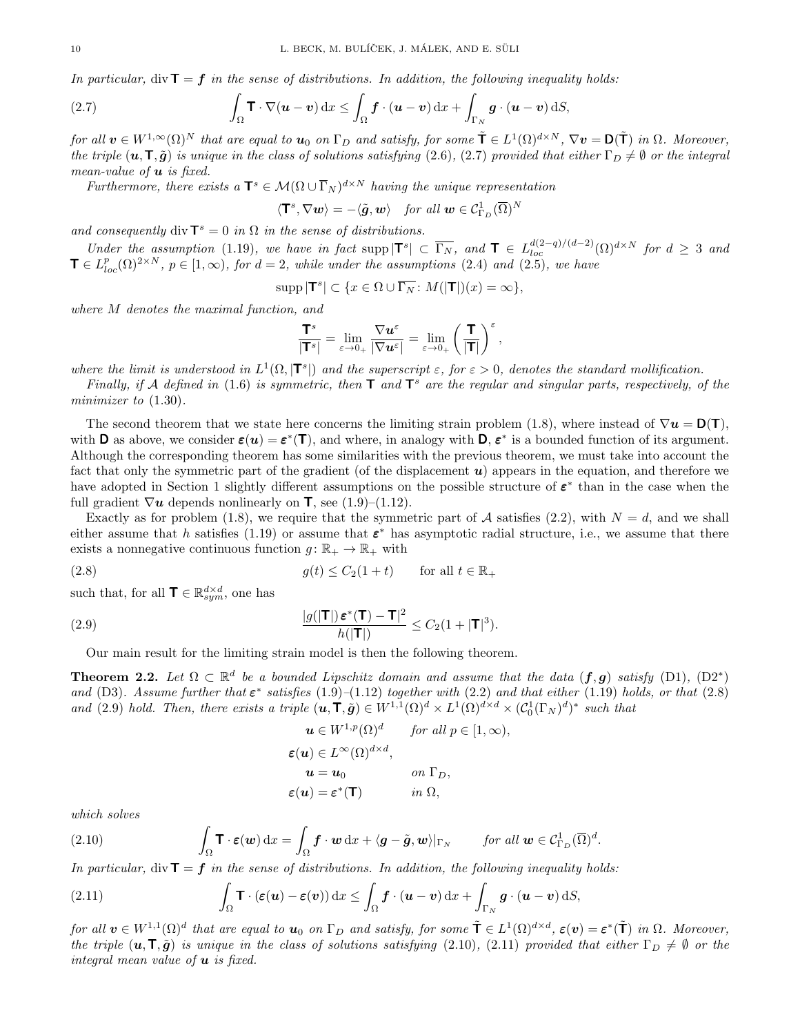*In particular,* $\operatorname{div} \mathbf{T} = \boldsymbol{f}$ *in the sense of distributions. In addition, the following inequality holds:*

$$\int_\Omega \mathbf{T} \cdot \nabla(\boldsymbol{u} - \boldsymbol{v}) \,\mathrm{d}x \le \int_\Omega \boldsymbol{f} \cdot (\boldsymbol{u} - \boldsymbol{v}) \,\mathrm{d}x + \int_{\Gamma_N} \boldsymbol{g} \cdot (\boldsymbol{u} - \boldsymbol{v}) \,\mathrm{d}S, \tag{2.7}$$

*for all* $\boldsymbol{v} \in W^{1,\infty}(\Omega)^N$ *that are equal to* $\boldsymbol{u}_0$ *on* $\Gamma_D$ *and satisfy, for some* $\tilde{\mathbf{T}} \in L^1(\Omega)^{d\times N}$, $\nabla \boldsymbol{v} = \mathbf{D}(\tilde{\mathbf{T}})$ *in* $\Omega$*. Moreover, the triple* $(\boldsymbol{u}, \mathbf{T}, \tilde{\boldsymbol{g}})$ *is unique in the class of solutions satisfying* (2.6), (2.7) *provided that either* $\Gamma_D \neq \emptyset$ *or the integral mean-value of* $\boldsymbol{u}$ *is fixed.*

*Furthermore, there exists a* $\mathbf{T}^s \in \mathcal{M}(\Omega \cup \overline{\Gamma}_N)^{d\times N}$ *having the unique representation*

$$\langle \mathbf{T}^s, \nabla \boldsymbol{w} \rangle = -\langle \tilde{\boldsymbol{g}}, \boldsymbol{w} \rangle \quad \text{for all } \boldsymbol{w} \in \mathcal{C}^1_{\Gamma_D}(\overline{\Omega})^N$$

*and consequently* $\operatorname{div} \mathbf{T}^s = 0$ *in* $\Omega$ *in the sense of distributions.*

*Under the assumption* (1.19)*, we have in fact* $\operatorname{supp} |\mathbf{T}^s| \subset \overline{\Gamma_N}$*, and* $\mathbf{T} \in L^{d(2-q)/(d-2)}_{loc}(\Omega)^{d\times N}$ *for* $d \ge 3$ *and* $\mathbf{T} \in L^p_{loc}(\Omega)^{2\times N}$*,* $p \in [1, \infty)$*, for* $d = 2$*, while under the assumptions* (2.4) *and* (2.5)*, we have*

$$\operatorname{supp} |\mathbf{T}^s| \subset \{x \in \Omega \cup \overline{\Gamma_N} \colon M(|\mathbf{T}|)(x) = \infty\},$$

*where* $M$ *denotes the maximal function, and*

$$\frac{\mathbf{T}^s}{|\mathbf{T}^s|} = \lim_{\varepsilon \to 0_+} \frac{\nabla \boldsymbol{u}^\varepsilon}{|\nabla \boldsymbol{u}^\varepsilon|} = \lim_{\varepsilon \to 0_+} \left( \frac{\mathbf{T}}{|\mathbf{T}|} \right)^\varepsilon,$$

*where the limit is understood in* $L^1(\Omega, |\mathbf{T}^s|)$ *and the superscript* $\varepsilon$*, for* $\varepsilon > 0$*, denotes the standard mollification.*

*Finally, if* $\mathcal{A}$ *defined in* (1.6) *is symmetric, then* $\mathbf{T}$ *and* $\mathbf{T}^s$ *are the regular and singular parts, respectively, of the minimizer to* (1.30).

The second theorem that we state here concerns the limiting strain problem (1.8), where instead of $\nabla \boldsymbol{u} = \mathbf{D}(\mathbf{T})$, with $\mathbf{D}$ as above, we consider $\boldsymbol{\varepsilon}(\boldsymbol{u}) = \boldsymbol{\varepsilon}^*(\mathbf{T})$, and where, in analogy with $\mathbf{D}$, $\boldsymbol{\varepsilon}^*$ is a bounded function of its argument. Although the corresponding theorem has some similarities with the previous theorem, we must take into account the fact that only the symmetric part of the gradient (of the displacement $\boldsymbol{u}$) appears in the equation, and therefore we have adopted in Section 1 slightly different assumptions on the possible structure of $\boldsymbol{\varepsilon}^*$ than in the case when the full gradient $\nabla \boldsymbol{u}$ depends nonlinearly on $\mathbf{T}$, see (1.9)–(1.12).

Exactly as for problem (1.8), we require that the symmetric part of $\mathcal{A}$ satisfies (2.2), with $N = d$, and we shall either assume that $h$ satisfies (1.19) or assume that $\boldsymbol{\varepsilon}^*$ has asymptotic radial structure, i.e., we assume that there exists a nonnegative continuous function $g \colon \mathbb{R}_+ \to \mathbb{R}_+$ with

$$g(t) \le C_2(1 + t) \qquad \text{for all } t \in \mathbb{R}_+ \tag{2.8}$$

such that, for all $\mathbf{T} \in \mathbb{R}^{d\times d}_{sym}$, one has

$$\frac{|g(|\mathbf{T}|)\,\boldsymbol{\varepsilon}^*(\mathbf{T}) - \mathbf{T}|^2}{h(|\mathbf{T}|)} \le C_2(1 + |\mathbf{T}|^3). \tag{2.9}$$

Our main result for the limiting strain model is then the following theorem.

**Theorem 2.2.** *Let* $\Omega \subset \mathbb{R}^d$ *be a bounded Lipschitz domain and assume that the data* $(\boldsymbol{f}, \boldsymbol{g})$ *satisfy* (D1), (D2\*) *and* (D3)*. Assume further that* $\boldsymbol{\varepsilon}^*$ *satisfies* (1.9)–(1.12) *together with* (2.2) *and that either* (1.19) *holds, or that* (2.8) *and* (2.9) *hold. Then, there exists a triple* $(\boldsymbol{u}, \mathbf{T}, \tilde{\boldsymbol{g}}) \in W^{1,1}(\Omega)^d \times L^1(\Omega)^{d\times d} \times (\mathcal{C}^1_0(\Gamma_N)^d)^*$ *such that*

$$\begin{aligned}
\boldsymbol{u} &\in W^{1,p}(\Omega)^d && \text{for all } p \in [1, \infty),\\
\boldsymbol{\varepsilon}(\boldsymbol{u}) &\in L^\infty(\Omega)^{d\times d}, &&\\
\boldsymbol{u} &= \boldsymbol{u}_0 && \text{on } \Gamma_D,\\
\boldsymbol{\varepsilon}(\boldsymbol{u}) &= \boldsymbol{\varepsilon}^*(\mathbf{T}) && \text{in } \Omega,
\end{aligned}$$

*which solves*

$$\int_\Omega \mathbf{T} \cdot \boldsymbol{\varepsilon}(\boldsymbol{w}) \,\mathrm{d}x = \int_\Omega \boldsymbol{f} \cdot \boldsymbol{w} \,\mathrm{d}x + \langle \boldsymbol{g} - \tilde{\boldsymbol{g}}, \boldsymbol{w} \rangle|_{\Gamma_N} \qquad \text{for all } \boldsymbol{w} \in \mathcal{C}^1_{\Gamma_D}(\overline{\Omega})^d. \tag{2.10}$$

*In particular,* $\operatorname{div} \mathbf{T} = \boldsymbol{f}$ *in the sense of distributions. In addition, the following inequality holds:*

$$\int_\Omega \mathbf{T} \cdot (\boldsymbol{\varepsilon}(\boldsymbol{u}) - \boldsymbol{\varepsilon}(\boldsymbol{v})) \,\mathrm{d}x \le \int_\Omega \boldsymbol{f} \cdot (\boldsymbol{u} - \boldsymbol{v}) \,\mathrm{d}x + \int_{\Gamma_N} \boldsymbol{g} \cdot (\boldsymbol{u} - \boldsymbol{v}) \,\mathrm{d}S, \tag{2.11}$$

*for all* $\boldsymbol{v} \in W^{1,1}(\Omega)^d$ *that are equal to* $\boldsymbol{u}_0$ *on* $\Gamma_D$ *and satisfy, for some* $\tilde{\mathbf{T}} \in L^1(\Omega)^{d\times d}$, $\boldsymbol{\varepsilon}(\boldsymbol{v}) = \boldsymbol{\varepsilon}^*(\tilde{\mathbf{T}})$ *in* $\Omega$*. Moreover, the triple* $(\boldsymbol{u}, \mathbf{T}, \tilde{\boldsymbol{g}})$ *is unique in the class of solutions satisfying* (2.10), (2.11) *provided that either* $\Gamma_D \neq \emptyset$ *or the integral mean value of* $\boldsymbol{u}$ *is fixed.*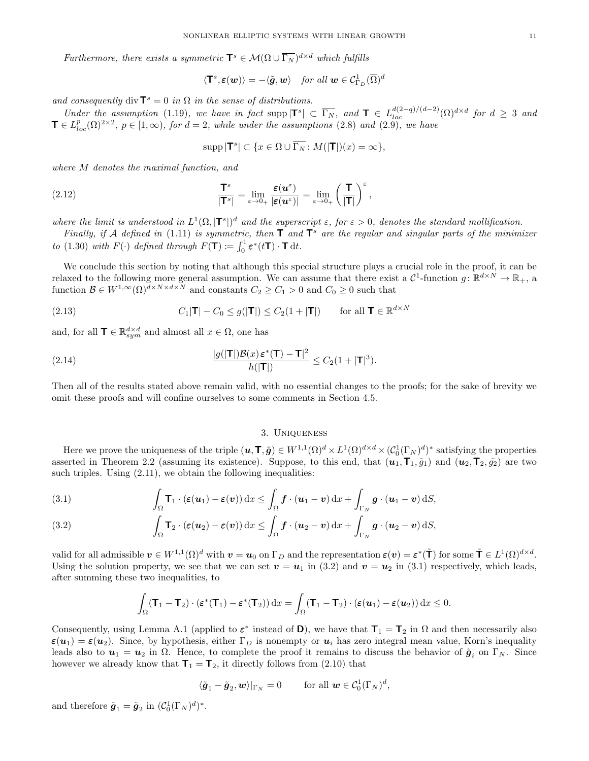*Furthermore, there exists a symmetric* $\mathbf{T}^s \in \mathcal{M}(\Omega \cup \overline{\Gamma_N})^{d\times d}$ *which fulfills*

$$\langle \mathbf{T}^s, \boldsymbol{\varepsilon}(\boldsymbol{w})\rangle = -\langle \tilde{\boldsymbol{g}}, \boldsymbol{w}\rangle \quad \text{for all } \boldsymbol{w} \in \mathcal{C}^1_{\Gamma_D}(\overline{\Omega})^d$$

*and consequently* $\operatorname{div} \mathbf{T}^s = 0$ *in* $\Omega$ *in the sense of distributions.*

*Under the assumption* (1.19), *we have in fact* $\operatorname{supp} |\mathbf{T}^s| \subset \overline{\Gamma_N}$, *and* $\mathbf{T} \in L^{d(2-q)/(d-2)}_{loc}(\Omega)^{d\times d}$ *for* $d \geq 3$ *and* $\mathbf{T} \in L^p_{loc}(\Omega)^{2\times 2}$, $p \in [1,\infty)$, *for* $d = 2$, *while under the assumptions* (2.8) *and* (2.9), *we have*

$$\operatorname{supp} |\mathbf{T}^s| \subset \{x \in \Omega \cup \overline{\Gamma_N} \colon M(|\mathbf{T}|)(x) = \infty\},$$

*where* $M$ *denotes the maximal function, and*

$$\frac{\mathbf{T}^s}{|\mathbf{T}^s|} = \lim_{\varepsilon\to 0_+} \frac{\boldsymbol{\varepsilon}(\boldsymbol{u}^\varepsilon)}{|\boldsymbol{\varepsilon}(\boldsymbol{u}^\varepsilon)|} = \lim_{\varepsilon\to 0_+} \left(\frac{\mathbf{T}}{|\mathbf{T}|}\right)^{\varepsilon}, \tag{2.12}$$

*where the limit is understood in* $L^1(\Omega, |\mathbf{T}^s|)^d$ *and the superscript* $\varepsilon$, *for* $\varepsilon > 0$, *denotes the standard mollification.*

*Finally, if* $\mathcal{A}$ *defined in* (1.11) *is symmetric, then* $\mathbf{T}$ *and* $\mathbf{T}^s$ *are the regular and singular parts of the minimizer to* (1.30) *with* $F(\cdot)$ *defined through* $F(\mathbf{T}) \coloneqq \int_0^1 \boldsymbol{\varepsilon}^*(t\mathbf{T}) \cdot \mathbf{T} \, \mathrm{d}t$.

We conclude this section by noting that although this special structure plays a crucial role in the proof, it can be relaxed to the following more general assumption. We can assume that there exist a $\mathcal{C}^1$-function $g \colon \mathbb{R}^{d\times N} \to \mathbb{R}_+$, a function $\mathcal{B} \in W^{1,\infty}(\Omega)^{d\times N\times d\times N}$ and constants $C_2 \geq C_1 > 0$ and $C_0 \geq 0$ such that

$$C_1|\mathbf{T}| - C_0 \leq g(|\mathbf{T}|) \leq C_2(1 + |\mathbf{T}|) \qquad \text{for all } \mathbf{T} \in \mathbb{R}^{d\times N} \tag{2.13}$$

and, for all $\mathbf{T} \in \mathbb{R}^{d\times d}_{sym}$ and almost all $x \in \Omega$, one has

$$\frac{|g(|\mathbf{T}|)\mathcal{B}(x)\,\boldsymbol{\varepsilon}^*(\mathbf{T}) - \mathbf{T}|^2}{h(|\mathbf{T}|)} \leq C_2(1 + |\mathbf{T}|^3). \tag{2.14}$$

Then all of the results stated above remain valid, with no essential changes to the proofs; for the sake of brevity we omit these proofs and will confine ourselves to some comments in Section 4.5.

## 3. Uniqueness

Here we prove the uniqueness of the triple $(\boldsymbol{u}, \mathbf{T}, \tilde{\boldsymbol{g}}) \in W^{1,1}(\Omega)^d \times L^1(\Omega)^{d\times d} \times (\mathcal{C}^1_0(\Gamma_N)^d)^*$ satisfying the properties asserted in Theorem 2.2 (assuming its existence). Suppose, to this end, that $(\boldsymbol{u}_1, \mathbf{T}_1, \tilde{g}_1)$ and $(\boldsymbol{u}_2, \mathbf{T}_2, \tilde{g}_2)$ are two such triples. Using (2.11), we obtain the following inequalities:

$$\int_\Omega \mathbf{T}_1 \cdot (\boldsymbol{\varepsilon}(\boldsymbol{u}_1) - \boldsymbol{\varepsilon}(\boldsymbol{v}))\,\mathrm{d}x \leq \int_\Omega \boldsymbol{f} \cdot (\boldsymbol{u}_1 - \boldsymbol{v})\,\mathrm{d}x + \int_{\Gamma_N} \boldsymbol{g} \cdot (\boldsymbol{u}_1 - \boldsymbol{v})\,\mathrm{d}S, \tag{3.1}$$

$$\int_\Omega \mathbf{T}_2 \cdot (\boldsymbol{\varepsilon}(\boldsymbol{u}_2) - \boldsymbol{\varepsilon}(\boldsymbol{v}))\,\mathrm{d}x \leq \int_\Omega \boldsymbol{f} \cdot (\boldsymbol{u}_2 - \boldsymbol{v})\,\mathrm{d}x + \int_{\Gamma_N} \boldsymbol{g} \cdot (\boldsymbol{u}_2 - \boldsymbol{v})\,\mathrm{d}S, \tag{3.2}$$

valid for all admissible $\boldsymbol{v} \in W^{1,1}(\Omega)^d$ with $\boldsymbol{v} = \boldsymbol{u}_0$ on $\Gamma_D$ and the representation $\boldsymbol{\varepsilon}(\boldsymbol{v}) = \boldsymbol{\varepsilon}^*(\tilde{\mathbf{T}})$ for some $\tilde{\mathbf{T}} \in L^1(\Omega)^{d\times d}$. Using the solution property, we see that we can set $\boldsymbol{v} = \boldsymbol{u}_1$ in (3.2) and $\boldsymbol{v} = \boldsymbol{u}_2$ in (3.1) respectively, which leads, after summing these two inequalities, to

$$\int_\Omega (\mathbf{T}_1 - \mathbf{T}_2) \cdot (\boldsymbol{\varepsilon}^*(\mathbf{T}_1) - \boldsymbol{\varepsilon}^*(\mathbf{T}_2))\,\mathrm{d}x = \int_\Omega (\mathbf{T}_1 - \mathbf{T}_2) \cdot (\boldsymbol{\varepsilon}(\boldsymbol{u}_1) - \boldsymbol{\varepsilon}(\boldsymbol{u}_2))\,\mathrm{d}x \leq 0.$$

Consequently, using Lemma A.1 (applied to $\boldsymbol{\varepsilon}^*$ instead of $\mathbf{D}$), we have that $\mathbf{T}_1 = \mathbf{T}_2$ in $\Omega$ and then necessarily also $\boldsymbol{\varepsilon}(\boldsymbol{u}_1) = \boldsymbol{\varepsilon}(\boldsymbol{u}_2)$. Since, by hypothesis, either $\Gamma_D$ is nonempty or $\boldsymbol{u}_i$ has zero integral mean value, Korn's inequality leads also to $\boldsymbol{u}_1 = \boldsymbol{u}_2$ in $\Omega$. Hence, to complete the proof it remains to discuss the behavior of $\tilde{\boldsymbol{g}}_i$ on $\Gamma_N$. Since however we already know that $\mathbf{T}_1 = \mathbf{T}_2$, it directly follows from (2.10) that

$$\langle \tilde{\boldsymbol{g}}_1 - \tilde{\boldsymbol{g}}_2, \boldsymbol{w}\rangle|_{\Gamma_N} = 0 \qquad \text{for all } \boldsymbol{w} \in \mathcal{C}^1_0(\Gamma_N)^d,$$

and therefore $\tilde{\boldsymbol{g}}_1 = \tilde{\boldsymbol{g}}_2$ in $(\mathcal{C}^1_0(\Gamma_N)^d)^*$.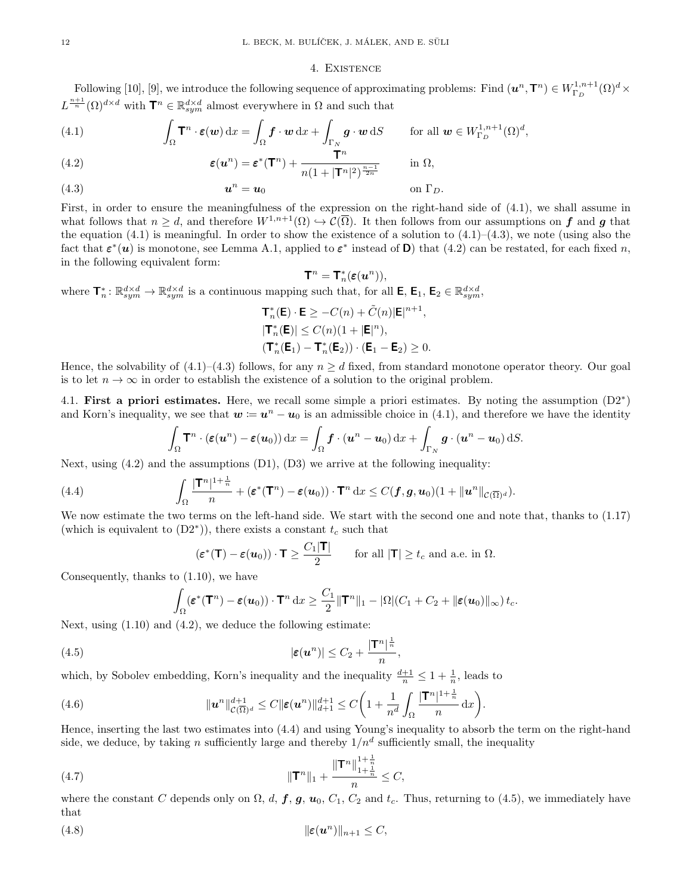## 4. Existence

Following [10], [9], we introduce the following sequence of approximating problems: Find $(\boldsymbol{u}^n, \mathbf{T}^n) \in W^{1,n+1}_{\Gamma_D}(\Omega)^d \times L^{\frac{n+1}{n}}(\Omega)^{d\times d}$ with $\mathbf{T}^n \in \mathbb{R}^{d\times d}_{sym}$ almost everywhere in $\Omega$ and such that

$$\int_\Omega \mathbf{T}^n \cdot \boldsymbol{\varepsilon}(\boldsymbol{w})\,\mathrm{d}x = \int_\Omega \boldsymbol{f}\cdot \boldsymbol{w}\,\mathrm{d}x + \int_{\Gamma_N} \boldsymbol{g}\cdot\boldsymbol{w}\,\mathrm{d}S \qquad \text{for all } \boldsymbol{w} \in W^{1,n+1}_{\Gamma_D}(\Omega)^d, \tag{4.1}$$

$$\boldsymbol{\varepsilon}(\boldsymbol{u}^n) = \boldsymbol{\varepsilon}^*(\mathbf{T}^n) + \frac{\mathbf{T}^n}{n(1+|\mathbf{T}^n|^2)^{\frac{n-1}{2n}}} \qquad \text{in } \Omega, \tag{4.2}$$

$$\boldsymbol{u}^n = \boldsymbol{u}_0 \qquad \text{on } \Gamma_D. \tag{4.3}$$

First, in order to ensure the meaningfulness of the expression on the right-hand side of (4.1), we shall assume in what follows that $n \geq d$, and therefore $W^{1,n+1}(\Omega) \hookrightarrow \mathcal{C}(\overline{\Omega})$. It then follows from our assumptions on $\boldsymbol{f}$ and $\boldsymbol{g}$ that the equation (4.1) is meaningful. In order to show the existence of a solution to (4.1)–(4.3), we note (using also the fact that $\boldsymbol{\varepsilon}^*(\boldsymbol{u})$ is monotone, see Lemma A.1, applied to $\boldsymbol{\varepsilon}^*$ instead of $\mathbf{D}$) that (4.2) can be restated, for each fixed $n$, in the following equivalent form:

$$\mathbf{T}^n = \mathbf{T}^*_n(\boldsymbol{\varepsilon}(\boldsymbol{u}^n)),$$

where $\mathbf{T}^*_n \colon \mathbb{R}^{d\times d}_{sym} \to \mathbb{R}^{d\times d}_{sym}$ is a continuous mapping such that, for all $\mathbf{E}$, $\mathbf{E}_1$, $\mathbf{E}_2 \in \mathbb{R}^{d\times d}_{sym}$,

$$\begin{aligned}
&\mathbf{T}^*_n(\mathbf{E})\cdot\mathbf{E} \geq -C(n) + \tilde{C}(n)|\mathbf{E}|^{n+1},\\
&|\mathbf{T}^*_n(\mathbf{E})| \leq C(n)(1+|\mathbf{E}|^n),\\
&(\mathbf{T}^*_n(\mathbf{E}_1) - \mathbf{T}^*_n(\mathbf{E}_2))\cdot(\mathbf{E}_1-\mathbf{E}_2) \geq 0.
\end{aligned}$$

Hence, the solvability of (4.1)–(4.3) follows, for any $n \geq d$ fixed, from standard monotone operator theory. Our goal is to let $n \to \infty$ in order to establish the existence of a solution to the original problem.

### 4.1. First a priori estimates.

Here, we recall some simple a priori estimates. By noting the assumption (D2*) and Korn's inequality, we see that $\boldsymbol{w} := \boldsymbol{u}^n - \boldsymbol{u}_0$ is an admissible choice in (4.1), and therefore we have the identity

$$\int_\Omega \mathbf{T}^n \cdot (\boldsymbol{\varepsilon}(\boldsymbol{u}^n) - \boldsymbol{\varepsilon}(\boldsymbol{u}_0))\,\mathrm{d}x = \int_\Omega \boldsymbol{f}\cdot(\boldsymbol{u}^n - \boldsymbol{u}_0)\,\mathrm{d}x + \int_{\Gamma_N} \boldsymbol{g}\cdot(\boldsymbol{u}^n-\boldsymbol{u}_0)\,\mathrm{d}S.$$

Next, using (4.2) and the assumptions (D1), (D3) we arrive at the following inequality:

$$\int_\Omega \frac{|\mathbf{T}^n|^{1+\frac{1}{n}}}{n} + (\boldsymbol{\varepsilon}^*(\mathbf{T}^n) - \boldsymbol{\varepsilon}(\boldsymbol{u}_0))\cdot\mathbf{T}^n\,\mathrm{d}x \leq C(\boldsymbol{f},\boldsymbol{g},\boldsymbol{u}_0)(1+\|\boldsymbol{u}^n\|_{\mathcal{C}(\overline{\Omega})^d}). \tag{4.4}$$

We now estimate the two terms on the left-hand side. We start with the second one and note that, thanks to (1.17) (which is equivalent to (D2*)), there exists a constant $t_c$ such that

$$(\boldsymbol{\varepsilon}^*(\mathbf{T}) - \boldsymbol{\varepsilon}(\boldsymbol{u}_0))\cdot\mathbf{T} \geq \frac{C_1|\mathbf{T}|}{2} \qquad \text{for all } |\mathbf{T}| \geq t_c \text{ and a.e. in } \Omega.$$

Consequently, thanks to (1.10), we have

$$\int_\Omega (\boldsymbol{\varepsilon}^*(\mathbf{T}^n) - \boldsymbol{\varepsilon}(\boldsymbol{u}_0))\cdot\mathbf{T}^n\,\mathrm{d}x \geq \frac{C_1}{2}\|\mathbf{T}^n\|_1 - |\Omega|(C_1 + C_2 + \|\boldsymbol{\varepsilon}(\boldsymbol{u}_0)\|_\infty)\,t_c.$$

Next, using (1.10) and (4.2), we deduce the following estimate:

$$|\boldsymbol{\varepsilon}(\boldsymbol{u}^n)| \leq C_2 + \frac{|\mathbf{T}^n|^{\frac{1}{n}}}{n}, \tag{4.5}$$

which, by Sobolev embedding, Korn's inequality and the inequality $\frac{d+1}{n} \leq 1 + \frac{1}{n}$, leads to

$$\|\boldsymbol{u}^n\|^{d+1}_{\mathcal{C}(\overline{\Omega})^d} \leq C\|\boldsymbol{\varepsilon}(\boldsymbol{u}^n)\|^{d+1}_{d+1} \leq C\bigg(1 + \frac{1}{n^d}\int_\Omega \frac{|\mathbf{T}^n|^{1+\frac{1}{n}}}{n}\,\mathrm{d}x\bigg). \tag{4.6}$$

Hence, inserting the last two estimates into (4.4) and using Young's inequality to absorb the term on the right-hand side, we deduce, by taking $n$ sufficiently large and thereby $1/n^d$ sufficiently small, the inequality

$$\|\mathbf{T}^n\|_1 + \frac{\|\mathbf{T}^n\|^{1+\frac{1}{n}}_{1+\frac{1}{n}}}{n} \leq C, \tag{4.7}$$

where the constant $C$ depends only on $\Omega$, $d$, $\boldsymbol{f}$, $\boldsymbol{g}$, $\boldsymbol{u}_0$, $C_1$, $C_2$ and $t_c$. Thus, returning to (4.5), we immediately have that

$$\|\boldsymbol{\varepsilon}(\boldsymbol{u}^n)\|_{n+1} \leq C, \tag{4.8}$$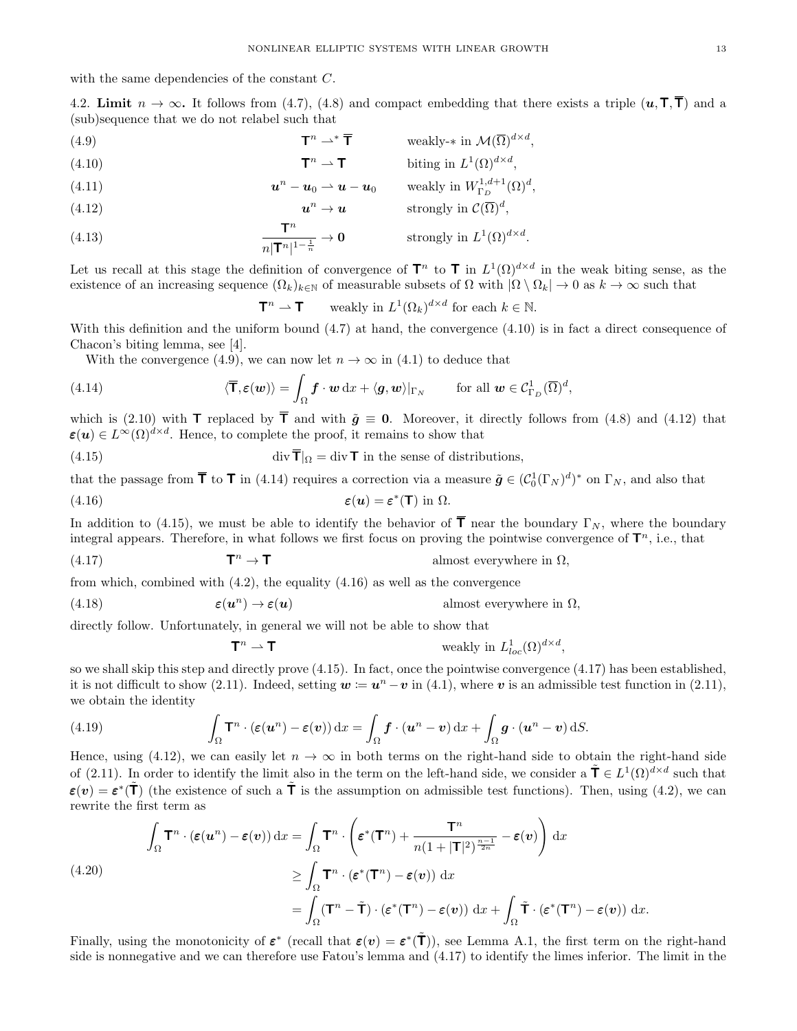with the same dependencies of the constant $C$.

4.2. **Limit $n \to \infty$.** It follows from (4.7), (4.8) and compact embedding that there exists a triple $(\boldsymbol{u}, \mathbf{T}, \overline{\mathbf{T}})$ and a (sub)sequence that we do not relabel such that

$$\mathbf{T}^n \rightharpoonup^* \overline{\mathbf{T}} \qquad \text{weakly-}* \text{ in } \mathcal{M}(\overline{\Omega})^{d\times d}, \tag{4.9}$$

$$\mathbf{T}^n \rightharpoonup \mathbf{T} \qquad \text{biting in } L^1(\Omega)^{d\times d}, \tag{4.10}$$

$$\boldsymbol{u}^n - \boldsymbol{u}_0 \rightharpoonup \boldsymbol{u} - \boldsymbol{u}_0 \qquad \text{weakly in } W^{1,d+1}_{\Gamma_D}(\Omega)^d, \tag{4.11}$$

$$\boldsymbol{u}^n \to \boldsymbol{u} \qquad \text{strongly in } \mathcal{C}(\overline{\Omega})^d, \tag{4.12}$$

$$\frac{\mathbf{T}^n}{n|\mathbf{T}^n|^{1-\frac{1}{n}}} \to \mathbf{0} \qquad \text{strongly in } L^1(\Omega)^{d\times d}. \tag{4.13}$$

Let us recall at this stage the definition of convergence of $\mathbf{T}^n$ to $\mathbf{T}$ in $L^1(\Omega)^{d\times d}$ in the weak biting sense, as the existence of an increasing sequence $(\Omega_k)_{k\in\mathbb{N}}$ of measurable subsets of $\Omega$ with $|\Omega\setminus\Omega_k| \to 0$ as $k\to\infty$ such that

$$\mathbf{T}^n \rightharpoonup \mathbf{T} \qquad \text{weakly in } L^1(\Omega_k)^{d\times d} \text{ for each } k\in\mathbb{N}.$$

With this definition and the uniform bound (4.7) at hand, the convergence (4.10) is in fact a direct consequence of Chacon's biting lemma, see [4].

With the convergence (4.9), we can now let $n\to\infty$ in (4.1) to deduce that

$$\langle \overline{\mathbf{T}}, \boldsymbol{\varepsilon}(\boldsymbol{w})\rangle = \int_\Omega \boldsymbol{f}\cdot\boldsymbol{w}\,\mathrm{d}x + \langle \boldsymbol{g}, \boldsymbol{w}\rangle|_{\Gamma_N} \qquad \text{for all } \boldsymbol{w}\in\mathcal{C}^1_{\Gamma_D}(\overline{\Omega})^d, \tag{4.14}$$

which is (2.10) with $\mathbf{T}$ replaced by $\overline{\mathbf{T}}$ and with $\tilde{\boldsymbol{g}} \equiv \mathbf{0}$. Moreover, it directly follows from (4.8) and (4.12) that $\boldsymbol{\varepsilon}(\boldsymbol{u}) \in L^\infty(\Omega)^{d\times d}$. Hence, to complete the proof, it remains to show that

$$\operatorname{div}\overline{\mathbf{T}}|_\Omega = \operatorname{div}\mathbf{T} \text{ in the sense of distributions,} \tag{4.15}$$

that the passage from $\overline{\mathbf{T}}$ to $\mathbf{T}$ in (4.14) requires a correction via a measure $\tilde{\boldsymbol{g}} \in (\mathcal{C}^1_0(\Gamma_N)^d)^*$ on $\Gamma_N$, and also that

$$\boldsymbol{\varepsilon}(\boldsymbol{u}) = \boldsymbol{\varepsilon}^*(\mathbf{T}) \text{ in } \Omega. \tag{4.16}$$

In addition to (4.15), we must be able to identify the behavior of $\overline{\mathbf{T}}$ near the boundary $\Gamma_N$, where the boundary integral appears. Therefore, in what follows we first focus on proving the pointwise convergence of $\mathbf{T}^n$, i.e., that

$$\mathbf{T}^n \to \mathbf{T} \qquad \text{almost everywhere in } \Omega, \tag{4.17}$$

from which, combined with (4.2), the equality (4.16) as well as the convergence

$$\boldsymbol{\varepsilon}(\boldsymbol{u}^n) \to \boldsymbol{\varepsilon}(\boldsymbol{u}) \qquad \text{almost everywhere in } \Omega, \tag{4.18}$$

directly follow. Unfortunately, in general we will not be able to show that

$$\mathbf{T}^n \rightharpoonup \mathbf{T} \qquad \text{weakly in } L^1_{loc}(\Omega)^{d\times d},$$

so we shall skip this step and directly prove (4.15). In fact, once the pointwise convergence (4.17) has been established, it is not difficult to show (2.11). Indeed, setting $\boldsymbol{w} := \boldsymbol{u}^n - \boldsymbol{v}$ in (4.1), where $\boldsymbol{v}$ is an admissible test function in (2.11), we obtain the identity

$$\int_\Omega \mathbf{T}^n\cdot(\boldsymbol{\varepsilon}(\boldsymbol{u}^n) - \boldsymbol{\varepsilon}(\boldsymbol{v}))\,\mathrm{d}x = \int_\Omega \boldsymbol{f}\cdot(\boldsymbol{u}^n-\boldsymbol{v})\,\mathrm{d}x + \int_\Omega \boldsymbol{g}\cdot(\boldsymbol{u}^n-\boldsymbol{v})\,\mathrm{d}S. \tag{4.19}$$

Hence, using (4.12), we can easily let $n\to\infty$ in both terms on the right-hand side to obtain the right-hand side of (2.11). In order to identify the limit also in the term on the left-hand side, we consider a $\tilde{\mathbf{T}} \in L^1(\Omega)^{d\times d}$ such that $\boldsymbol{\varepsilon}(\boldsymbol{v}) = \boldsymbol{\varepsilon}^*(\tilde{\mathbf{T}})$ (the existence of such a $\tilde{\mathbf{T}}$ is the assumption on admissible test functions). Then, using (4.2), we can rewrite the first term as

$$\begin{aligned}
\int_\Omega \mathbf{T}^n\cdot(\boldsymbol{\varepsilon}(\boldsymbol{u}^n) - \boldsymbol{\varepsilon}(\boldsymbol{v}))\,\mathrm{d}x &= \int_\Omega \mathbf{T}^n\cdot\left(\boldsymbol{\varepsilon}^*(\mathbf{T}^n) + \frac{\mathbf{T}^n}{n(1+|\mathbf{T}|^2)^{\frac{n-1}{2n}}} - \boldsymbol{\varepsilon}(\boldsymbol{v})\right)\,\mathrm{d}x \\
&\ge \int_\Omega \mathbf{T}^n\cdot(\boldsymbol{\varepsilon}^*(\mathbf{T}^n) - \boldsymbol{\varepsilon}(\boldsymbol{v}))\,\mathrm{d}x \\
&= \int_\Omega (\mathbf{T}^n - \tilde{\mathbf{T}})\cdot(\boldsymbol{\varepsilon}^*(\mathbf{T}^n) - \boldsymbol{\varepsilon}(\boldsymbol{v}))\,\mathrm{d}x + \int_\Omega \tilde{\mathbf{T}}\cdot(\boldsymbol{\varepsilon}^*(\mathbf{T}^n) - \boldsymbol{\varepsilon}(\boldsymbol{v}))\,\mathrm{d}x.
\end{aligned} \tag{4.20}$$

Finally, using the monotonicity of $\boldsymbol{\varepsilon}^*$ (recall that $\boldsymbol{\varepsilon}(\boldsymbol{v}) = \boldsymbol{\varepsilon}^*(\tilde{\mathbf{T}})$), see Lemma A.1, the first term on the right-hand side is nonnegative and we can therefore use Fatou's lemma and (4.17) to identify the limes inferior. The limit in the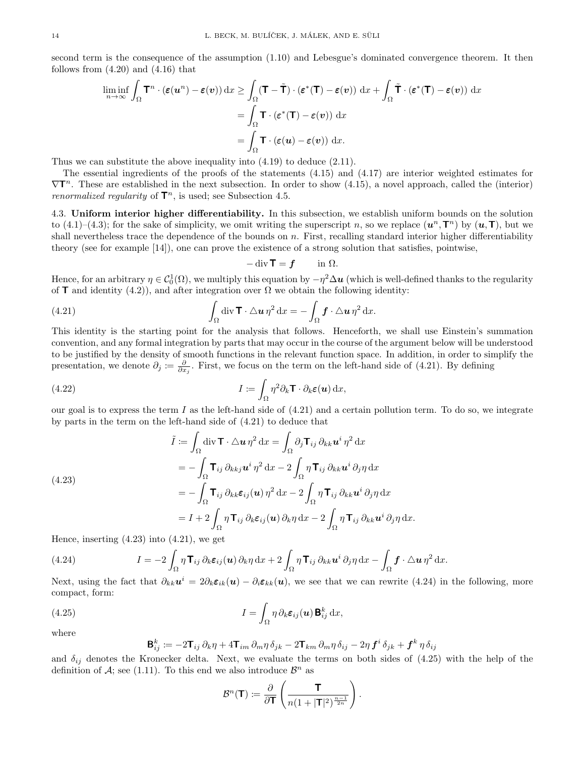second term is the consequence of the assumption (1.10) and Lebesgue's dominated convergence theorem. It then follows from (4.20) and (4.16) that

$$
\begin{aligned}
\liminf_{n\to\infty} \int_\Omega \mathbf{T}^n \cdot (\boldsymbol{\varepsilon}(\boldsymbol{u}^n) - \boldsymbol{\varepsilon}(\boldsymbol{v}))\,\mathrm{d}x &\geq \int_\Omega (\mathbf{T} - \tilde{\mathbf{T}}) \cdot (\boldsymbol{\varepsilon}^*(\mathbf{T}) - \boldsymbol{\varepsilon}(\boldsymbol{v}))\,\mathrm{d}x + \int_\Omega \tilde{\mathbf{T}} \cdot (\boldsymbol{\varepsilon}^*(\mathbf{T}) - \boldsymbol{\varepsilon}(\boldsymbol{v}))\,\mathrm{d}x \\
&= \int_\Omega \mathbf{T} \cdot (\boldsymbol{\varepsilon}^*(\mathbf{T}) - \boldsymbol{\varepsilon}(\boldsymbol{v}))\,\mathrm{d}x \\
&= \int_\Omega \mathbf{T} \cdot (\boldsymbol{\varepsilon}(\boldsymbol{u}) - \boldsymbol{\varepsilon}(\boldsymbol{v}))\,\mathrm{d}x.
\end{aligned}
$$

Thus we can substitute the above inequality into (4.19) to deduce (2.11).

The essential ingredients of the proofs of the statements (4.15) and (4.17) are interior weighted estimates for $\nabla \mathbf{T}^n$. These are established in the next subsection. In order to show (4.15), a novel approach, called the (interior) *renormalized regularity* of $\mathbf{T}^n$, is used; see Subsection 4.5.

### 4.3. Uniform interior higher differentiability.

In this subsection, we establish uniform bounds on the solution to (4.1)–(4.3); for the sake of simplicity, we omit writing the superscript $n$, so we replace $(\boldsymbol{u}^n, \mathbf{T}^n)$ by $(\boldsymbol{u}, \mathbf{T})$, but we shall nevertheless trace the dependence of the bounds on $n$. First, recalling standard interior higher differentiability theory (see for example [14]), one can prove the existence of a strong solution that satisfies, pointwise,

$$
-\operatorname{div} \mathbf{T} = \boldsymbol{f} \qquad \text{in } \Omega.
$$

Hence, for an arbitrary $\eta \in \mathcal{C}_0^1(\Omega)$, we multiply this equation by $-\eta^2 \Delta \boldsymbol{u}$ (which is well-defined thanks to the regularity of $\mathbf{T}$ and identity (4.2)), and after integration over $\Omega$ we obtain the following identity:

$$
\int_\Omega \operatorname{div} \mathbf{T} \cdot \triangle \boldsymbol{u}\, \eta^2 \,\mathrm{d}x = -\int_\Omega \boldsymbol{f} \cdot \triangle \boldsymbol{u}\, \eta^2 \,\mathrm{d}x. \tag{4.21}
$$

This identity is the starting point for the analysis that follows. Henceforth, we shall use Einstein's summation convention, and any formal integration by parts that may occur in the course of the argument below will be understood to be justified by the density of smooth functions in the relevant function space. In addition, in order to simplify the presentation, we denote $\partial_j := \frac{\partial}{\partial x_j}$. First, we focus on the term on the left-hand side of (4.21). By defining

$$
I := \int_\Omega \eta^2 \partial_k \mathbf{T} \cdot \partial_k \boldsymbol{\varepsilon}(\boldsymbol{u}) \,\mathrm{d}x, \tag{4.22}
$$

our goal is to express the term $I$ as the left-hand side of (4.21) and a certain pollution term. To do so, we integrate by parts in the term on the left-hand side of (4.21) to deduce that

$$
\begin{aligned}
\tilde{I} := \int_\Omega \operatorname{div} \mathbf{T} \cdot \triangle \boldsymbol{u}\, \eta^2 \,\mathrm{d}x &= \int_\Omega \partial_j \mathbf{T}_{ij}\, \partial_{kk} \boldsymbol{u}^i\, \eta^2 \,\mathrm{d}x \\
&= -\int_\Omega \mathbf{T}_{ij}\, \partial_{kkj} \boldsymbol{u}^i\, \eta^2 \,\mathrm{d}x - 2\int_\Omega \eta\, \mathbf{T}_{ij}\, \partial_{kk} \boldsymbol{u}^i\, \partial_j \eta \,\mathrm{d}x \\
&= -\int_\Omega \mathbf{T}_{ij}\, \partial_{kk} \boldsymbol{\varepsilon}_{ij}(\boldsymbol{u})\, \eta^2 \,\mathrm{d}x - 2\int_\Omega \eta\, \mathbf{T}_{ij}\, \partial_{kk} \boldsymbol{u}^i\, \partial_j \eta \,\mathrm{d}x \\
&= I + 2\int_\Omega \eta\, \mathbf{T}_{ij}\, \partial_k \boldsymbol{\varepsilon}_{ij}(\boldsymbol{u})\, \partial_k \eta \,\mathrm{d}x - 2\int_\Omega \eta\, \mathbf{T}_{ij}\, \partial_{kk} \boldsymbol{u}^i\, \partial_j \eta \,\mathrm{d}x.
\end{aligned} \tag{4.23}
$$

Hence, inserting (4.23) into (4.21), we get

$$
I = -2\int_\Omega \eta\, \mathbf{T}_{ij}\, \partial_k \boldsymbol{\varepsilon}_{ij}(\boldsymbol{u})\, \partial_k \eta \,\mathrm{d}x + 2\int_\Omega \eta\, \mathbf{T}_{ij}\, \partial_{kk} \boldsymbol{u}^i\, \partial_j \eta \,\mathrm{d}x - \int_\Omega \boldsymbol{f} \cdot \triangle \boldsymbol{u}\, \eta^2 \,\mathrm{d}x. \tag{4.24}
$$

Next, using the fact that $\partial_{kk} \boldsymbol{u}^i = 2\partial_k \boldsymbol{\varepsilon}_{ik}(\boldsymbol{u}) - \partial_i \boldsymbol{\varepsilon}_{kk}(\boldsymbol{u})$, we see that we can rewrite (4.24) in the following, more compact, form:

$$
I = \int_\Omega \eta\, \partial_k \boldsymbol{\varepsilon}_{ij}(\boldsymbol{u})\, \mathbf{B}^k_{ij} \,\mathrm{d}x, \tag{4.25}
$$

where

$$
\mathbf{B}^k_{ij} := -2\mathbf{T}_{ij}\, \partial_k \eta + 4\mathbf{T}_{im}\, \partial_m \eta\, \delta_{jk} - 2\mathbf{T}_{km}\, \partial_m \eta\, \delta_{ij} - 2\eta\, \boldsymbol{f}^i\, \delta_{jk} + \boldsymbol{f}^k\, \eta\, \delta_{ij}
$$

and $\delta_{ij}$ denotes the Kronecker delta. Next, we evaluate the terms on both sides of (4.25) with the help of the definition of $\mathcal{A}$; see (1.11). To this end we also introduce $\mathcal{B}^n$ as

$$
\mathcal{B}^n(\mathbf{T}) := \frac{\partial}{\partial \mathbf{T}} \left( \frac{\mathbf{T}}{n(1 + |\mathbf{T}|^2)^{\frac{n-1}{2n}}} \right).
$$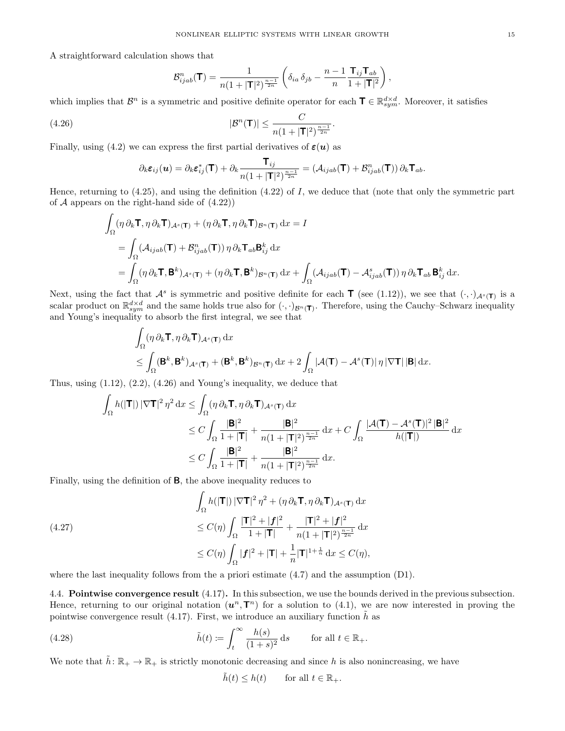A straightforward calculation shows that

$$\mathcal{B}^n_{ijab}(\mathbf{T}) = \frac{1}{n(1+|\mathbf{T}|^2)^{\frac{n-1}{2n}}} \left( \delta_{ia}\,\delta_{jb} - \frac{n-1}{n} \frac{\mathbf{T}_{ij}\mathbf{T}_{ab}}{1+|\mathbf{T}|^2} \right),$$

which implies that $\mathcal{B}^n$ is a symmetric and positive definite operator for each $\mathbf{T} \in \mathbb{R}^{d\times d}_{sym}$. Moreover, it satisfies

$$|\mathcal{B}^n(\mathbf{T})| \le \frac{C}{n(1+|\mathbf{T}|^2)^{\frac{n-1}{2n}}}. \tag{4.26}$$

Finally, using (4.2) we can express the first partial derivatives of $\boldsymbol{\varepsilon}(\boldsymbol{u})$ as

$$\partial_k \boldsymbol{\varepsilon}_{ij}(\boldsymbol{u}) = \partial_k \boldsymbol{\varepsilon}^*_{ij}(\mathbf{T}) + \partial_k \frac{\mathbf{T}_{ij}}{n(1+|\mathbf{T}|^2)^{\frac{n-1}{2n}}} = \left(\mathcal{A}_{ijab}(\mathbf{T}) + \mathcal{B}^n_{ijab}(\mathbf{T})\right) \partial_k \mathbf{T}_{ab}.$$

Hence, returning to (4.25), and using the definition (4.22) of $I$, we deduce that (note that only the symmetric part of $\mathcal{A}$ appears on the right-hand side of (4.22))

$$\begin{aligned}
\int_\Omega (\eta\,\partial_k\mathbf{T}, \eta\,\partial_k\mathbf{T})_{\mathcal{A}^s(\mathbf{T})} + (\eta\,\partial_k\mathbf{T}, \eta\,\partial_k\mathbf{T})_{\mathcal{B}^n(\mathbf{T})}\,\mathrm{d}x &= I \\
&= \int_\Omega \left(\mathcal{A}_{ijab}(\mathbf{T}) + \mathcal{B}^n_{ijab}(\mathbf{T})\right) \eta\,\partial_k \mathbf{T}_{ab} \mathbf{B}^k_{ij}\,\mathrm{d}x \\
&= \int_\Omega (\eta\,\partial_k\mathbf{T}, \mathbf{B}^k)_{\mathcal{A}^s(\mathbf{T})} + (\eta\,\partial_k\mathbf{T}, \mathbf{B}^k)_{\mathcal{B}^n(\mathbf{T})}\,\mathrm{d}x + \int_\Omega \left(\mathcal{A}_{ijab}(\mathbf{T}) - \mathcal{A}^s_{ijab}(\mathbf{T})\right) \eta\,\partial_k\mathbf{T}_{ab}\,\mathbf{B}^k_{ij}\,\mathrm{d}x.
\end{aligned}$$

Next, using the fact that $\mathcal{A}^s$ is symmetric and positive definite for each $\mathbf{T}$ (see (1.12)), we see that $(\cdot,\cdot)_{\mathcal{A}^s(\mathbf{T})}$ is a scalar product on $\mathbb{R}^{d\times d}_{sym}$ and the same holds true also for $(\cdot,\cdot)_{\mathcal{B}^n(\mathbf{T})}$. Therefore, using the Cauchy–Schwarz inequality and Young's inequality to absorb the first integral, we see that

$$\begin{aligned}
&\int_\Omega (\eta\,\partial_k\mathbf{T}, \eta\,\partial_k\mathbf{T})_{\mathcal{A}^s(\mathbf{T})}\,\mathrm{d}x \\
&\le \int_\Omega (\mathbf{B}^k, \mathbf{B}^k)_{\mathcal{A}^s(\mathbf{T})} + (\mathbf{B}^k, \mathbf{B}^k)_{\mathcal{B}^n(\mathbf{T})}\,\mathrm{d}x + 2\int_\Omega |\mathcal{A}(\mathbf{T}) - \mathcal{A}^s(\mathbf{T})|\,\eta\,|\nabla\mathbf{T}|\,|\mathbf{B}|\,\mathrm{d}x.
\end{aligned}$$

Thus, using (1.12), (2.2), (4.26) and Young's inequality, we deduce that

$$\begin{aligned}
\int_\Omega h(|\mathbf{T}|)\,|\nabla\mathbf{T}|^2\,\eta^2\,\mathrm{d}x &\le \int_\Omega (\eta\,\partial_k\mathbf{T}, \eta\,\partial_k\mathbf{T})_{\mathcal{A}^s(\mathbf{T})}\,\mathrm{d}x \\
&\le C\int_\Omega \frac{|\mathbf{B}|^2}{1+|\mathbf{T}|} + \frac{|\mathbf{B}|^2}{n(1+|\mathbf{T}|^2)^{\frac{n-1}{2n}}}\,\mathrm{d}x + C\int_\Omega \frac{|\mathcal{A}(\mathbf{T}) - \mathcal{A}^s(\mathbf{T})|^2\,|\mathbf{B}|^2}{h(|\mathbf{T}|)}\,\mathrm{d}x \\
&\le C\int_\Omega \frac{|\mathbf{B}|^2}{1+|\mathbf{T}|} + \frac{|\mathbf{B}|^2}{n(1+|\mathbf{T}|^2)^{\frac{n-1}{2n}}}\,\mathrm{d}x.
\end{aligned}$$

Finally, using the definition of $\mathbf{B}$, the above inequality reduces to

$$\begin{aligned}
&\int_\Omega h(|\mathbf{T}|)\,|\nabla\mathbf{T}|^2\,\eta^2 + (\eta\,\partial_k\mathbf{T}, \eta\,\partial_k\mathbf{T})_{\mathcal{A}^s(\mathbf{T})}\,\mathrm{d}x \\
&\le C(\eta)\int_\Omega \frac{|\mathbf{T}|^2 + |\boldsymbol{f}|^2}{1+|\mathbf{T}|} + \frac{|\mathbf{T}|^2 + |\boldsymbol{f}|^2}{n(1+|\mathbf{T}|^2)^{\frac{n-1}{2n}}}\,\mathrm{d}x \\
&\le C(\eta)\int_\Omega |\boldsymbol{f}|^2 + |\mathbf{T}| + \frac{1}{n}|\mathbf{T}|^{1+\frac{1}{n}}\,\mathrm{d}x \le C(\eta),
\end{aligned} \tag{4.27}$$

where the last inequality follows from the a priori estimate (4.7) and the assumption (D1).

## 4.4. Pointwise convergence result (4.17).

In this subsection, we use the bounds derived in the previous subsection. Hence, returning to our original notation $(\boldsymbol{u}^n, \mathbf{T}^n)$ for a solution to (4.1), we are now interested in proving the pointwise convergence result (4.17). First, we introduce an auxiliary function $\tilde{h}$ as

$$\tilde{h}(t) := \int_t^\infty \frac{h(s)}{(1+s)^2}\,\mathrm{d}s \qquad \text{for all } t \in \mathbb{R}_+. \tag{4.28}$$

We note that $\tilde{h}\colon \mathbb{R}_+ \to \mathbb{R}_+$ is strictly monotonic decreasing and since $h$ is also nonincreasing, we have

$$\tilde{h}(t) \le h(t) \qquad \text{for all } t \in \mathbb{R}_+.$$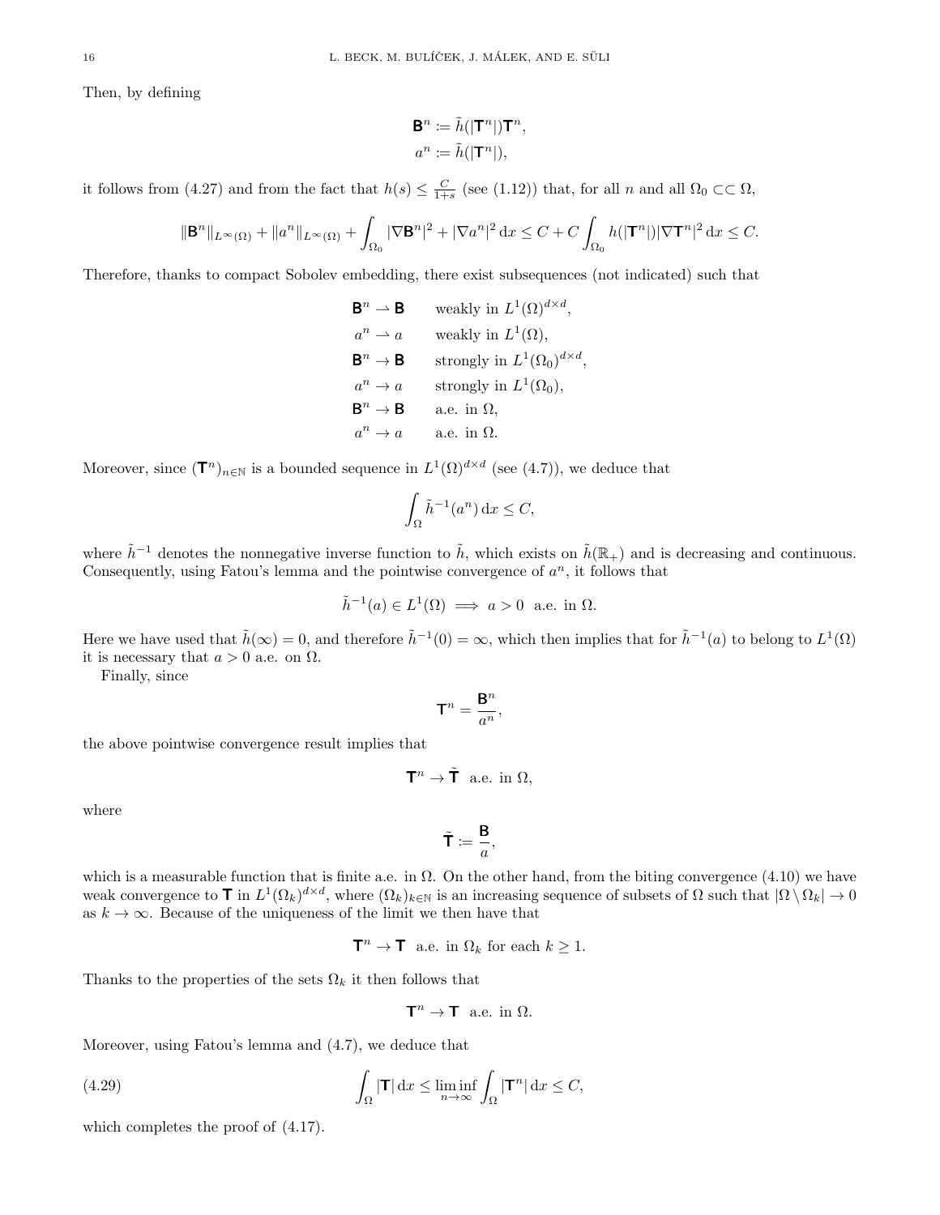Then, by defining

$$
\begin{aligned}
\mathbf{B}^n &:= \tilde{h}(|\mathbf{T}^n|)\mathbf{T}^n,\\
a^n &:= \tilde{h}(|\mathbf{T}^n|),
\end{aligned}
$$

it follows from (4.27) and from the fact that $h(s) \le \frac{C}{1+s}$ (see (1.12)) that, for all $n$ and all $\Omega_0 \subset\subset \Omega$,

$$
\|\mathbf{B}^n\|_{L^\infty(\Omega)} + \|a^n\|_{L^\infty(\Omega)} + \int_{\Omega_0} |\nabla \mathbf{B}^n|^2 + |\nabla a^n|^2 \,\mathrm{d}x \le C + C\int_{\Omega_0} h(|\mathbf{T}^n|)|\nabla \mathbf{T}^n|^2 \,\mathrm{d}x \le C.
$$

Therefore, thanks to compact Sobolev embedding, there exist subsequences (not indicated) such that

$$
\begin{aligned}
\mathbf{B}^n &\rightharpoonup \mathbf{B} && \text{weakly in } L^1(\Omega)^{d\times d},\\
a^n &\rightharpoonup a && \text{weakly in } L^1(\Omega),\\
\mathbf{B}^n &\to \mathbf{B} && \text{strongly in } L^1(\Omega_0)^{d\times d},\\
a^n &\to a && \text{strongly in } L^1(\Omega_0),\\
\mathbf{B}^n &\to \mathbf{B} && \text{a.e. in } \Omega,\\
a^n &\to a && \text{a.e. in } \Omega.
\end{aligned}
$$

Moreover, since $(\mathbf{T}^n)_{n\in\mathbb{N}}$ is a bounded sequence in $L^1(\Omega)^{d\times d}$ (see (4.7)), we deduce that

$$
\int_\Omega \tilde{h}^{-1}(a^n)\,\mathrm{d}x \le C,
$$

where $\tilde{h}^{-1}$ denotes the nonnegative inverse function to $\tilde{h}$, which exists on $\tilde{h}(\mathbb{R}_+)$ and is decreasing and continuous. Consequently, using Fatou's lemma and the pointwise convergence of $a^n$, it follows that

$$
\tilde{h}^{-1}(a) \in L^1(\Omega) \implies a > 0 \ \text{ a.e. in } \Omega.
$$

Here we have used that $\tilde{h}(\infty) = 0$, and therefore $\tilde{h}^{-1}(0) = \infty$, which then implies that for $\tilde{h}^{-1}(a)$ to belong to $L^1(\Omega)$ it is necessary that $a > 0$ a.e. on $\Omega$.

Finally, since

$$
\mathbf{T}^n = \frac{\mathbf{B}^n}{a^n},
$$

the above pointwise convergence result implies that

$$
\mathbf{T}^n \to \tilde{\mathbf{T}} \ \text{ a.e. in } \Omega,
$$

where

$$
\tilde{\mathbf{T}} := \frac{\mathbf{B}}{a},
$$

which is a measurable function that is finite a.e. in $\Omega$. On the other hand, from the biting convergence (4.10) we have weak convergence to $\mathbf{T}$ in $L^1(\Omega_k)^{d\times d}$, where $(\Omega_k)_{k\in\mathbb{N}}$ is an increasing sequence of subsets of $\Omega$ such that $|\Omega \setminus \Omega_k| \to 0$ as $k \to \infty$. Because of the uniqueness of the limit we then have that

$$
\mathbf{T}^n \to \mathbf{T} \ \text{ a.e. in } \Omega_k \text{ for each } k \ge 1.
$$

Thanks to the properties of the sets $\Omega_k$ it then follows that

$$
\mathbf{T}^n \to \mathbf{T} \ \text{ a.e. in } \Omega.
$$

Moreover, using Fatou's lemma and (4.7), we deduce that

$$
\int_\Omega |\mathbf{T}|\,\mathrm{d}x \le \liminf_{n\to\infty} \int_\Omega |\mathbf{T}^n|\,\mathrm{d}x \le C, \tag{4.29}
$$

which completes the proof of (4.17).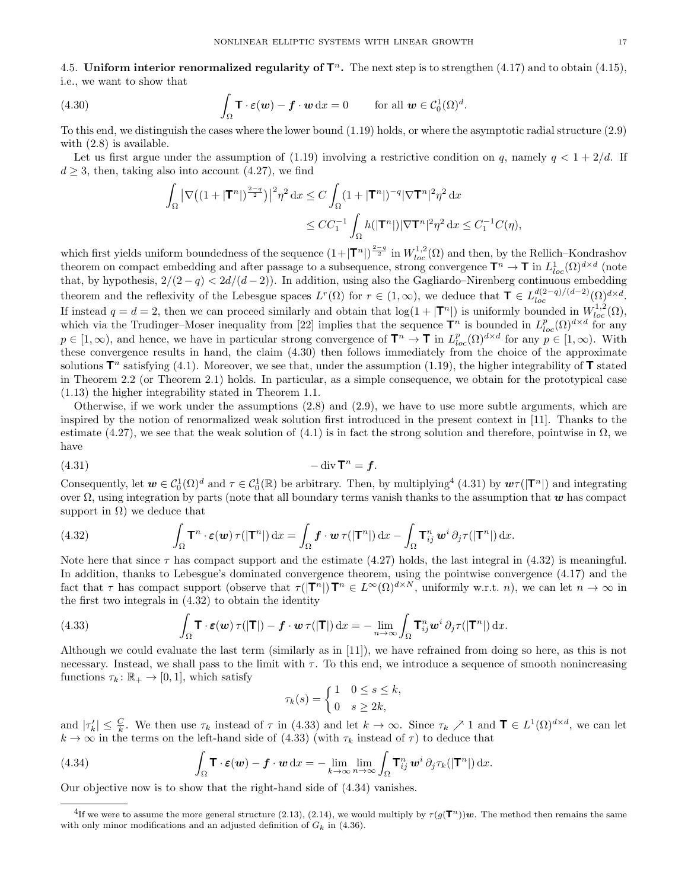4.5. **Uniform interior renormalized regularity of $\mathbf{T}^n$.** The next step is to strengthen (4.17) and to obtain (4.15), i.e., we want to show that

$$\int_\Omega \mathbf{T}\cdot\boldsymbol{\varepsilon}(\boldsymbol{w}) - \boldsymbol{f}\cdot\boldsymbol{w}\,\mathrm{d}x = 0 \qquad \text{for all } \boldsymbol{w}\in\mathcal{C}^1_0(\Omega)^d. \tag{4.30}$$

To this end, we distinguish the cases where the lower bound (1.19) holds, or where the asymptotic radial structure (2.9) with (2.8) is available.

Let us first argue under the assumption of (1.19) involving a restrictive condition on $q$, namely $q<1+2/d$. If $d\geq 3$, then, taking also into account (4.27), we find

$$\begin{aligned}\int_\Omega \big|\nabla\big((1+|\mathbf{T}^n|)^{\frac{2-q}{2}}\big)\big|^2\eta^2\,\mathrm{d}x &\leq C\int_\Omega (1+|\mathbf{T}^n|)^{-q}|\nabla\mathbf{T}^n|^2\eta^2\,\mathrm{d}x\\ &\leq CC_1^{-1}\int_\Omega h(|\mathbf{T}^n|)|\nabla\mathbf{T}^n|^2\eta^2\,\mathrm{d}x \leq C_1^{-1}C(\eta),\end{aligned}$$

which first yields uniform boundedness of the sequence $(1+|\mathbf{T}^n|)^{\frac{2-q}{2}}$ in $W^{1,2}_{loc}(\Omega)$ and then, by the Rellich–Kondrashov theorem on compact embedding and after passage to a subsequence, strong convergence $\mathbf{T}^n\to\mathbf{T}$ in $L^1_{loc}(\Omega)^{d\times d}$ (note that, by hypothesis, $2/(2-q)<2d/(d-2)$). In addition, using also the Gagliardo–Nirenberg continuous embedding theorem and the reflexivity of the Lebesgue spaces $L^r(\Omega)$ for $r\in(1,\infty)$, we deduce that $\mathbf{T}\in L^{d(2-q)/(d-2)}_{loc}(\Omega)^{d\times d}$. If instead $q=d=2$, then we can proceed similarly and obtain that $\log(1+|\mathbf{T}^n|)$ is uniformly bounded in $W^{1,2}_{loc}(\Omega)$, which via the Trudinger–Moser inequality from [22] implies that the sequence $\mathbf{T}^n$ is bounded in $L^p_{loc}(\Omega)^{d\times d}$ for any $p\in[1,\infty)$, and hence, we have in particular strong convergence of $\mathbf{T}^n\to\mathbf{T}$ in $L^p_{loc}(\Omega)^{d\times d}$ for any $p\in[1,\infty)$. With these convergence results in hand, the claim (4.30) then follows immediately from the choice of the approximate solutions $\mathbf{T}^n$ satisfying (4.1). Moreover, we see that, under the assumption (1.19), the higher integrability of $\mathbf{T}$ stated in Theorem 2.2 (or Theorem 2.1) holds. In particular, as a simple consequence, we obtain for the prototypical case (1.13) the higher integrability stated in Theorem 1.1.

Otherwise, if we work under the assumptions (2.8) and (2.9), we have to use more subtle arguments, which are inspired by the notion of renormalized weak solution first introduced in the present context in [11]. Thanks to the estimate (4.27), we see that the weak solution of (4.1) is in fact the strong solution and therefore, pointwise in $\Omega$, we have

$$-\operatorname{div}\mathbf{T}^n = \boldsymbol{f}. \tag{4.31}$$

Consequently, let $\boldsymbol{w}\in\mathcal{C}^1_0(\Omega)^d$ and $\tau\in\mathcal{C}^1_0(\mathbb{R})$ be arbitrary. Then, by multiplying[4] (4.31) by $\boldsymbol{w}\tau(|\mathbf{T}^n|)$ and integrating over $\Omega$, using integration by parts (note that all boundary terms vanish thanks to the assumption that $\boldsymbol{w}$ has compact support in $\Omega$) we deduce that

$$\int_\Omega \mathbf{T}^n\cdot\boldsymbol{\varepsilon}(\boldsymbol{w})\,\tau(|\mathbf{T}^n|)\,\mathrm{d}x = \int_\Omega \boldsymbol{f}\cdot\boldsymbol{w}\,\tau(|\mathbf{T}^n|)\,\mathrm{d}x - \int_\Omega \mathbf{T}^n_{ij}\,\boldsymbol{w}^i\,\partial_j\tau(|\mathbf{T}^n|)\,\mathrm{d}x. \tag{4.32}$$

Note here that since $\tau$ has compact support and the estimate (4.27) holds, the last integral in (4.32) is meaningful. In addition, thanks to Lebesgue's dominated convergence theorem, using the pointwise convergence (4.17) and the fact that $\tau$ has compact support (observe that $\tau(|\mathbf{T}^n|)\,\mathbf{T}^n\in L^\infty(\Omega)^{d\times N}$, uniformly w.r.t. $n$), we can let $n\to\infty$ in the first two integrals in (4.32) to obtain the identity

$$\int_\Omega \mathbf{T}\cdot\boldsymbol{\varepsilon}(\boldsymbol{w})\,\tau(|\mathbf{T}|) - \boldsymbol{f}\cdot\boldsymbol{w}\,\tau(|\mathbf{T}|)\,\mathrm{d}x = -\lim_{n\to\infty}\int_\Omega \mathbf{T}^n_{ij}\boldsymbol{w}^i\,\partial_j\tau(|\mathbf{T}^n|)\,\mathrm{d}x. \tag{4.33}$$

Although we could evaluate the last term (similarly as in [11]), we have refrained from doing so here, as this is not necessary. Instead, we shall pass to the limit with $\tau$. To this end, we introduce a sequence of smooth nonincreasing functions $\tau_k\colon\mathbb{R}_+\to[0,1]$, which satisfy

$$\tau_k(s) = \begin{cases} 1 & 0\leq s\leq k,\\ 0 & s\geq 2k,\end{cases}$$

and $|\tau_k'|\leq \frac{C}{k}$. We then use $\tau_k$ instead of $\tau$ in (4.33) and let $k\to\infty$. Since $\tau_k\nearrow 1$ and $\mathbf{T}\in L^1(\Omega)^{d\times d}$, we can let $k\to\infty$ in the terms on the left-hand side of (4.33) (with $\tau_k$ instead of $\tau$) to deduce that

$$\int_\Omega \mathbf{T}\cdot\boldsymbol{\varepsilon}(\boldsymbol{w}) - \boldsymbol{f}\cdot\boldsymbol{w}\,\mathrm{d}x = -\lim_{k\to\infty}\lim_{n\to\infty}\int_\Omega \mathbf{T}^n_{ij}\,\boldsymbol{w}^i\,\partial_j\tau_k(|\mathbf{T}^n|)\,\mathrm{d}x. \tag{4.34}$$

Our objective now is to show that the right-hand side of (4.34) vanishes.

---

[4] If we were to assume the more general structure (2.13), (2.14), we would multiply by $\tau(g(\mathbf{T}^n))\boldsymbol{w}$. The method then remains the same with only minor modifications and an adjusted definition of $G_k$ in (4.36).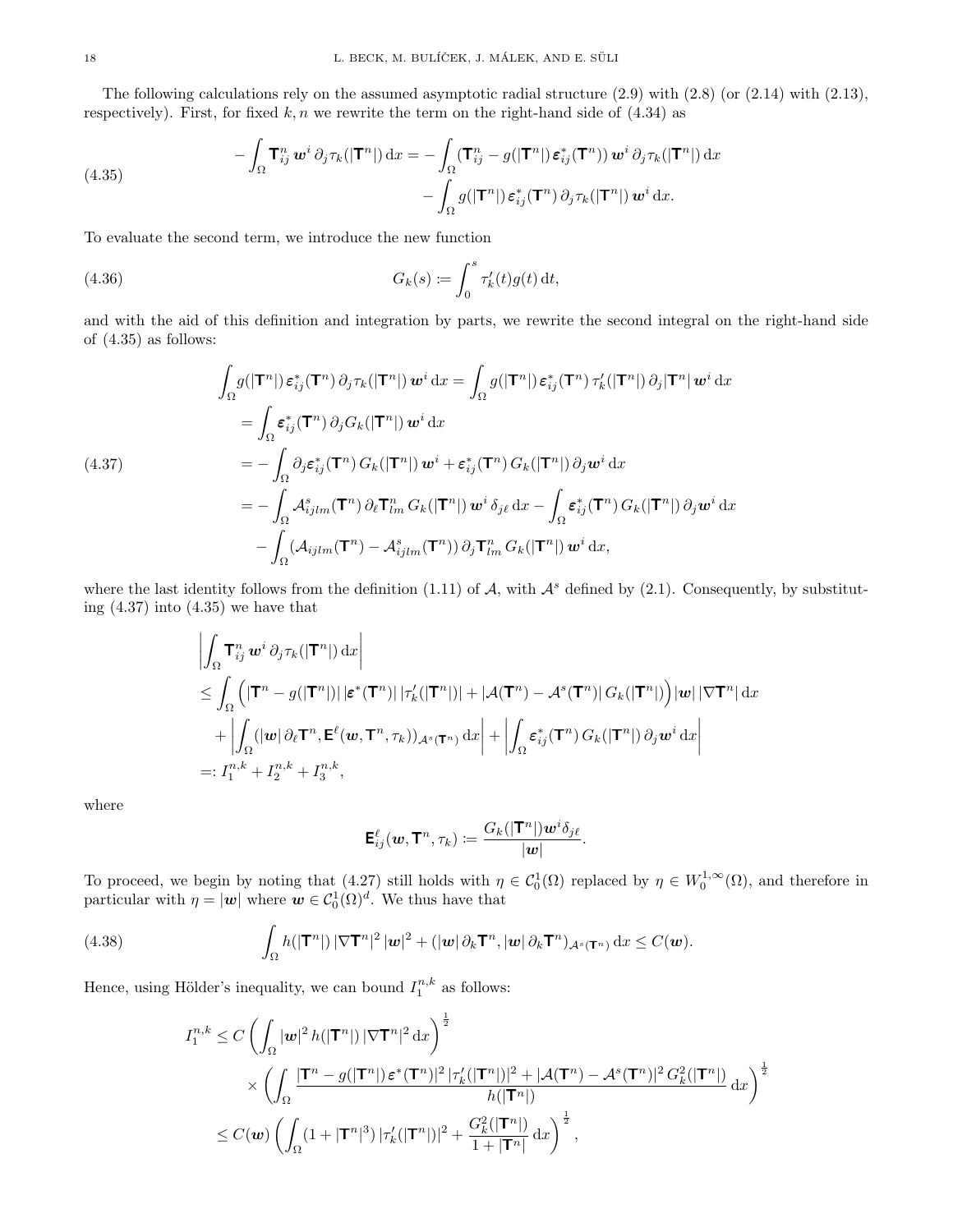The following calculations rely on the assumed asymptotic radial structure (2.9) with (2.8) (or (2.14) with (2.13), respectively). First, for fixed $k, n$ we rewrite the term on the right-hand side of (4.34) as

$$
\begin{aligned}
-\int_\Omega \mathbf{T}^n_{ij}\, \boldsymbol{w}^i\, \partial_j \tau_k(|\mathbf{T}^n|)\,\mathrm{d}x = &-\int_\Omega (\mathbf{T}^n_{ij} - g(|\mathbf{T}^n|)\,\boldsymbol{\varepsilon}^*_{ij}(\mathbf{T}^n))\,\boldsymbol{w}^i\,\partial_j\tau_k(|\mathbf{T}^n|)\,\mathrm{d}x \\
&- \int_\Omega g(|\mathbf{T}^n|)\,\boldsymbol{\varepsilon}^*_{ij}(\mathbf{T}^n)\,\partial_j\tau_k(|\mathbf{T}^n|)\,\boldsymbol{w}^i\,\mathrm{d}x.
\end{aligned}
\tag{4.35}
$$

To evaluate the second term, we introduce the new function

$$
G_k(s) := \int_0^s \tau_k'(t) g(t)\,\mathrm{d}t,
\tag{4.36}
$$

and with the aid of this definition and integration by parts, we rewrite the second integral on the right-hand side of (4.35) as follows:

$$
\begin{aligned}
\int_\Omega g(|\mathbf{T}^n|)\,\boldsymbol{\varepsilon}^*_{ij}(\mathbf{T}^n)\,\partial_j\tau_k(|\mathbf{T}^n|)\,\boldsymbol{w}^i\,\mathrm{d}x &= \int_\Omega g(|\mathbf{T}^n|)\,\boldsymbol{\varepsilon}^*_{ij}(\mathbf{T}^n)\,\tau_k'(|\mathbf{T}^n|)\,\partial_j|\mathbf{T}^n|\,\boldsymbol{w}^i\,\mathrm{d}x \\
&= \int_\Omega \boldsymbol{\varepsilon}^*_{ij}(\mathbf{T}^n)\,\partial_j G_k(|\mathbf{T}^n|)\,\boldsymbol{w}^i\,\mathrm{d}x \\
&= -\int_\Omega \partial_j\boldsymbol{\varepsilon}^*_{ij}(\mathbf{T}^n)\,G_k(|\mathbf{T}^n|)\,\boldsymbol{w}^i + \boldsymbol{\varepsilon}^*_{ij}(\mathbf{T}^n)\,G_k(|\mathbf{T}^n|)\,\partial_j\boldsymbol{w}^i\,\mathrm{d}x \\
&= -\int_\Omega \mathcal{A}^s_{ijlm}(\mathbf{T}^n)\,\partial_\ell\mathbf{T}^n_{lm}\,G_k(|\mathbf{T}^n|)\,\boldsymbol{w}^i\,\delta_{j\ell}\,\mathrm{d}x - \int_\Omega \boldsymbol{\varepsilon}^*_{ij}(\mathbf{T}^n)\,G_k(|\mathbf{T}^n|)\,\partial_j\boldsymbol{w}^i\,\mathrm{d}x \\
&\quad - \int_\Omega (\mathcal{A}_{ijlm}(\mathbf{T}^n) - \mathcal{A}^s_{ijlm}(\mathbf{T}^n))\,\partial_j\mathbf{T}^n_{lm}\,G_k(|\mathbf{T}^n|)\,\boldsymbol{w}^i\,\mathrm{d}x,
\end{aligned}
\tag{4.37}
$$

where the last identity follows from the definition (1.11) of $\mathcal{A}$, with $\mathcal{A}^s$ defined by (2.1). Consequently, by substituting (4.37) into (4.35) we have that

$$
\begin{aligned}
&\left|\int_\Omega \mathbf{T}^n_{ij}\,\boldsymbol{w}^i\,\partial_j\tau_k(|\mathbf{T}^n|)\,\mathrm{d}x\right| \\
&\le \int_\Omega \Big(|\mathbf{T}^n - g(|\mathbf{T}^n|)|\,|\boldsymbol{\varepsilon}^*(\mathbf{T}^n)|\,|\tau_k'(|\mathbf{T}^n|)| + |\mathcal{A}(\mathbf{T}^n) - \mathcal{A}^s(\mathbf{T}^n)|\,G_k(|\mathbf{T}^n|)\Big)|\boldsymbol{w}|\,|\nabla\mathbf{T}^n|\,\mathrm{d}x \\
&\quad + \left|\int_\Omega (|\boldsymbol{w}|\,\partial_\ell\mathbf{T}^n, \mathbf{E}^\ell(\boldsymbol{w},\mathbf{T}^n,\tau_k))_{\mathcal{A}^s(\mathbf{T}^n)}\,\mathrm{d}x\right| + \left|\int_\Omega \boldsymbol{\varepsilon}^*_{ij}(\mathbf{T}^n)\,G_k(|\mathbf{T}^n|)\,\partial_j\boldsymbol{w}^i\,\mathrm{d}x\right| \\
&=: I_1^{n,k} + I_2^{n,k} + I_3^{n,k},
\end{aligned}
$$

where

$$
\mathbf{E}^\ell_{ij}(\boldsymbol{w},\mathbf{T}^n,\tau_k) := \frac{G_k(|\mathbf{T}^n|)\boldsymbol{w}^i\delta_{j\ell}}{|\boldsymbol{w}|}.
$$

To proceed, we begin by noting that (4.27) still holds with $\eta \in \mathcal{C}^1_0(\Omega)$ replaced by $\eta \in W^{1,\infty}_0(\Omega)$, and therefore in particular with $\eta = |\boldsymbol{w}|$ where $\boldsymbol{w} \in \mathcal{C}^1_0(\Omega)^d$. We thus have that

$$
\int_\Omega h(|\mathbf{T}^n|)\,|\nabla\mathbf{T}^n|^2\,|\boldsymbol{w}|^2 + (|\boldsymbol{w}|\,\partial_k\mathbf{T}^n, |\boldsymbol{w}|\,\partial_k\mathbf{T}^n)_{\mathcal{A}^s(\mathbf{T}^n)}\,\mathrm{d}x \le C(\boldsymbol{w}).
\tag{4.38}
$$

Hence, using Hölder's inequality, we can bound $I_1^{n,k}$ as follows:

$$
\begin{aligned}
I_1^{n,k} &\le C\left(\int_\Omega |\boldsymbol{w}|^2\,h(|\mathbf{T}^n|)\,|\nabla\mathbf{T}^n|^2\,\mathrm{d}x\right)^{\frac12} \\
&\quad \times \left(\int_\Omega \frac{|\mathbf{T}^n - g(|\mathbf{T}^n|)\,\boldsymbol{\varepsilon}^*(\mathbf{T}^n)|^2\,|\tau_k'(|\mathbf{T}^n|)|^2 + |\mathcal{A}(\mathbf{T}^n) - \mathcal{A}^s(\mathbf{T}^n)|^2\,G_k^2(|\mathbf{T}^n|)}{h(|\mathbf{T}^n|)}\,\mathrm{d}x\right)^{\frac12} \\
&\le C(\boldsymbol{w})\left(\int_\Omega (1+|\mathbf{T}^n|^3)\,|\tau_k'(|\mathbf{T}^n|)|^2 + \frac{G_k^2(|\mathbf{T}^n|)}{1+|\mathbf{T}^n|}\,\mathrm{d}x\right)^{\frac12},
\end{aligned}
$$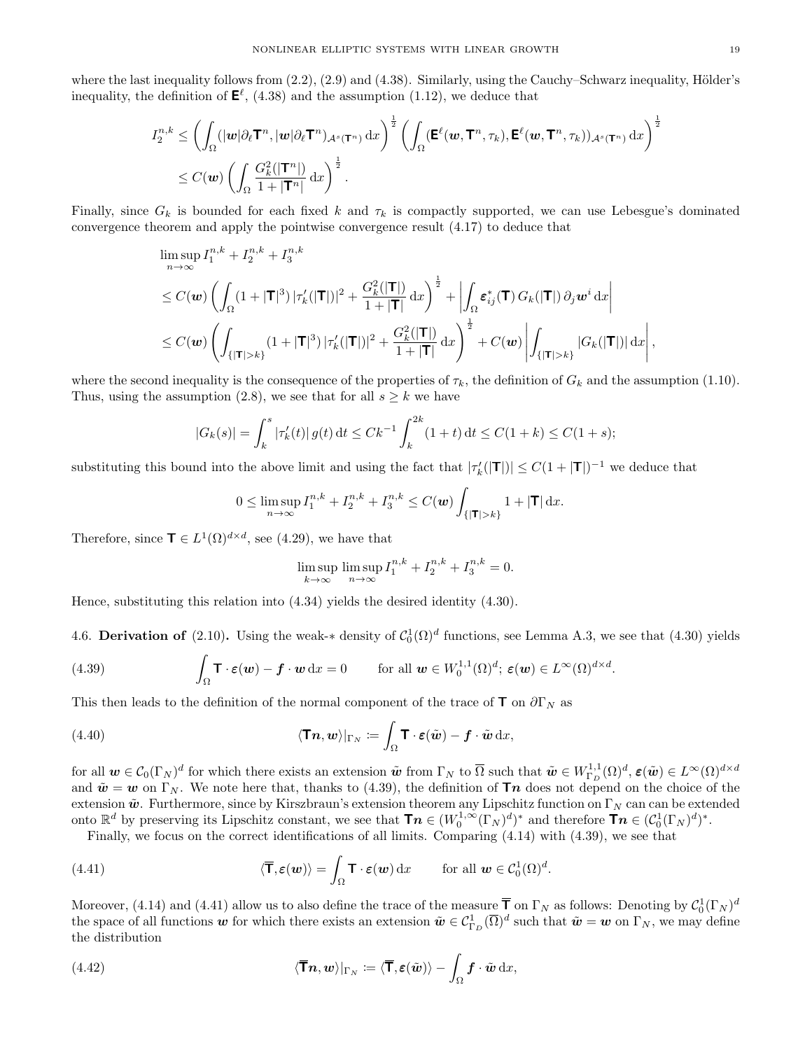where the last inequality follows from (2.2), (2.9) and (4.38). Similarly, using the Cauchy–Schwarz inequality, Hölder's inequality, the definition of $\mathbf{E}^\ell$, (4.38) and the assumption (1.12), we deduce that

$$
\begin{aligned}
I_2^{n,k} &\leq \left( \int_\Omega (|\boldsymbol{w}|\partial_\ell \mathbf{T}^n, |\boldsymbol{w}|\partial_\ell \mathbf{T}^n)_{\mathcal{A}^s(\mathbf{T}^n)} \,\mathrm{d}x \right)^{\frac{1}{2}} \left( \int_\Omega (\mathbf{E}^\ell(\boldsymbol{w}, \mathbf{T}^n, \tau_k), \mathbf{E}^\ell(\boldsymbol{w}, \mathbf{T}^n, \tau_k))_{\mathcal{A}^s(\mathbf{T}^n)} \,\mathrm{d}x \right)^{\frac{1}{2}} \\
&\leq C(\boldsymbol{w}) \left( \int_\Omega \frac{G_k^2(|\mathbf{T}^n|)}{1+|\mathbf{T}^n|} \,\mathrm{d}x \right)^{\frac{1}{2}}.
\end{aligned}
$$

Finally, since $G_k$ is bounded for each fixed $k$ and $\tau_k$ is compactly supported, we can use Lebesgue's dominated convergence theorem and apply the pointwise convergence result (4.17) to deduce that

$$
\begin{aligned}
&\limsup_{n\to\infty} I_1^{n,k} + I_2^{n,k} + I_3^{n,k} \\
&\leq C(\boldsymbol{w}) \left( \int_\Omega (1+|\mathbf{T}|^3)\, |\tau_k'(|\mathbf{T}|)|^2 + \frac{G_k^2(|\mathbf{T}|)}{1+|\mathbf{T}|} \,\mathrm{d}x \right)^{\frac{1}{2}} + \left| \int_\Omega \boldsymbol{\varepsilon}^*_{ij}(\mathbf{T})\, G_k(|\mathbf{T}|)\, \partial_j \boldsymbol{w}^i \,\mathrm{d}x \right| \\
&\leq C(\boldsymbol{w}) \left( \int_{\{|\mathbf{T}|>k\}} (1+|\mathbf{T}|^3)\, |\tau_k'(|\mathbf{T}|)|^2 + \frac{G_k^2(|\mathbf{T}|)}{1+|\mathbf{T}|} \,\mathrm{d}x \right)^{\frac{1}{2}} + C(\boldsymbol{w}) \left| \int_{\{|\mathbf{T}|>k\}} |G_k(|\mathbf{T}|)| \,\mathrm{d}x \right|,
\end{aligned}
$$

where the second inequality is the consequence of the properties of $\tau_k$, the definition of $G_k$ and the assumption (1.10). Thus, using the assumption (2.8), we see that for all $s \geq k$ we have

$$
|G_k(s)| = \int_k^s |\tau_k'(t)|\, g(t) \,\mathrm{d}t \leq C k^{-1} \int_k^{2k} (1+t) \,\mathrm{d}t \leq C(1+k) \leq C(1+s);
$$

substituting this bound into the above limit and using the fact that $|\tau_k'(|\mathbf{T}|)| \leq C(1+|\mathbf{T}|)^{-1}$ we deduce that

$$
0 \leq \limsup_{n\to\infty} I_1^{n,k} + I_2^{n,k} + I_3^{n,k} \leq C(\boldsymbol{w}) \int_{\{|\mathbf{T}|>k\}} 1 + |\mathbf{T}| \,\mathrm{d}x.
$$

Therefore, since $\mathbf{T} \in L^1(\Omega)^{d\times d}$, see (4.29), we have that

$$
\limsup_{k\to\infty} \limsup_{n\to\infty} I_1^{n,k} + I_2^{n,k} + I_3^{n,k} = 0.
$$

Hence, substituting this relation into (4.34) yields the desired identity (4.30).

## 4.6. Derivation of (2.10).

Using the weak-$*$ density of $\mathcal{C}_0^1(\Omega)^d$ functions, see Lemma A.3, we see that (4.30) yields

$$
\int_\Omega \mathbf{T} \cdot \boldsymbol{\varepsilon}(\boldsymbol{w}) - \boldsymbol{f} \cdot \boldsymbol{w} \,\mathrm{d}x = 0 \qquad \text{for all } \boldsymbol{w} \in W_0^{1,1}(\Omega)^d;\ \boldsymbol{\varepsilon}(\boldsymbol{w}) \in L^\infty(\Omega)^{d\times d}. \tag{4.39}
$$

This then leads to the definition of the normal component of the trace of $\mathbf{T}$ on $\partial\Gamma_N$ as

$$
\langle \mathbf{T}\boldsymbol{n}, \boldsymbol{w} \rangle|_{\Gamma_N} \coloneqq \int_\Omega \mathbf{T} \cdot \boldsymbol{\varepsilon}(\tilde{\boldsymbol{w}}) - \boldsymbol{f} \cdot \tilde{\boldsymbol{w}} \,\mathrm{d}x, \tag{4.40}
$$

for all $\boldsymbol{w} \in \mathcal{C}_0(\Gamma_N)^d$ for which there exists an extension $\tilde{\boldsymbol{w}}$ from $\Gamma_N$ to $\overline{\Omega}$ such that $\tilde{\boldsymbol{w}} \in W^{1,1}_{\Gamma_D}(\Omega)^d$, $\boldsymbol{\varepsilon}(\tilde{\boldsymbol{w}}) \in L^\infty(\Omega)^{d\times d}$ and $\tilde{\boldsymbol{w}} = \boldsymbol{w}$ on $\Gamma_N$. We note here that, thanks to (4.39), the definition of $\mathbf{T}\boldsymbol{n}$ does not depend on the choice of the extension $\tilde{\boldsymbol{w}}$. Furthermore, since by Kirszbraun's extension theorem any Lipschitz function on $\Gamma_N$ can can be extended onto $\mathbb{R}^d$ by preserving its Lipschitz constant, we see that $\mathbf{T}\boldsymbol{n} \in (W_0^{1,\infty}(\Gamma_N)^d)^*$ and therefore $\mathbf{T}\boldsymbol{n} \in (\mathcal{C}_0^1(\Gamma_N)^d)^*$.

Finally, we focus on the correct identifications of all limits. Comparing (4.14) with (4.39), we see that

$$
\langle \overline{\mathbf{T}}, \boldsymbol{\varepsilon}(\boldsymbol{w}) \rangle = \int_\Omega \mathbf{T} \cdot \boldsymbol{\varepsilon}(\boldsymbol{w}) \,\mathrm{d}x \qquad \text{for all } \boldsymbol{w} \in \mathcal{C}_0^1(\Omega)^d. \tag{4.41}
$$

Moreover, (4.14) and (4.41) allow us to also define the trace of the measure $\overline{\mathbf{T}}$ on $\Gamma_N$ as follows: Denoting by $\mathcal{C}_0^1(\Gamma_N)^d$ the space of all functions $\boldsymbol{w}$ for which there exists an extension $\tilde{\boldsymbol{w}} \in \mathcal{C}^1_{\Gamma_D}(\overline{\Omega})^d$ such that $\tilde{\boldsymbol{w}} = \boldsymbol{w}$ on $\Gamma_N$, we may define the distribution

$$
\langle \overline{\mathbf{T}}\boldsymbol{n}, \boldsymbol{w} \rangle|_{\Gamma_N} \coloneqq \langle \overline{\mathbf{T}}, \boldsymbol{\varepsilon}(\tilde{\boldsymbol{w}}) \rangle - \int_\Omega \boldsymbol{f} \cdot \tilde{\boldsymbol{w}} \,\mathrm{d}x, \tag{4.42}
$$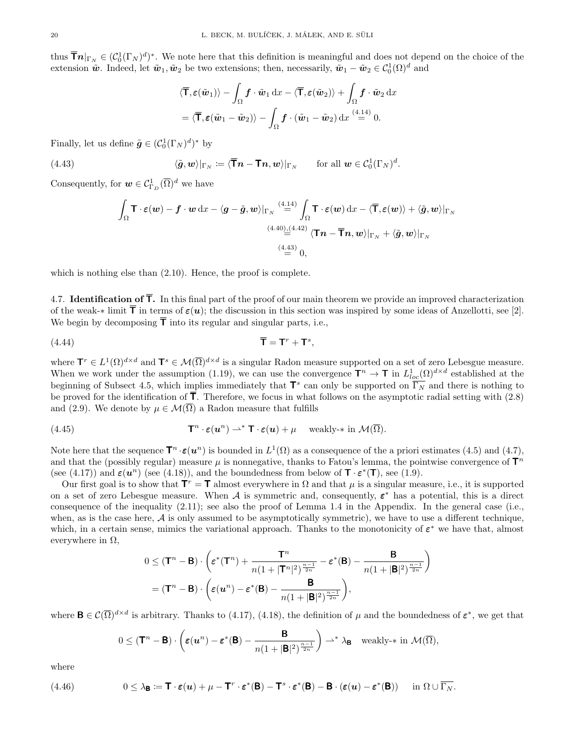thus $\overline{\mathbf{T}}\boldsymbol{n}|_{\Gamma_N} \in (\mathcal{C}_0^1(\Gamma_N)^d)^*$. We note here that this definition is meaningful and does not depend on the choice of the extension $\tilde{\boldsymbol{w}}$. Indeed, let $\tilde{\boldsymbol{w}}_1, \tilde{\boldsymbol{w}}_2$ be two extensions; then, necessarily, $\tilde{\boldsymbol{w}}_1 - \tilde{\boldsymbol{w}}_2 \in \mathcal{C}_0^1(\Omega)^d$ and

$$
\begin{aligned}
&\langle \overline{\mathbf{T}}, \boldsymbol{\varepsilon}(\tilde{\boldsymbol{w}}_1)\rangle - \int_\Omega \boldsymbol{f}\cdot \tilde{\boldsymbol{w}}_1 \,\mathrm{d}x - \langle \overline{\mathbf{T}}, \boldsymbol{\varepsilon}(\tilde{\boldsymbol{w}}_2)\rangle + \int_\Omega \boldsymbol{f}\cdot \tilde{\boldsymbol{w}}_2 \,\mathrm{d}x \\
&= \langle \overline{\mathbf{T}}, \boldsymbol{\varepsilon}(\tilde{\boldsymbol{w}}_1 - \tilde{\boldsymbol{w}}_2)\rangle - \int_\Omega \boldsymbol{f}\cdot (\tilde{\boldsymbol{w}}_1 - \tilde{\boldsymbol{w}}_2) \,\mathrm{d}x \overset{(4.14)}{=} 0.
\end{aligned}
$$

Finally, let us define $\tilde{\boldsymbol{g}} \in (\mathcal{C}_0^1(\Gamma_N)^d)^*$ by

$$
\langle \tilde{\boldsymbol{g}}, \boldsymbol{w}\rangle|_{\Gamma_N} := \langle \overline{\mathbf{T}}\boldsymbol{n} - \mathbf{T}\boldsymbol{n}, \boldsymbol{w}\rangle|_{\Gamma_N} \qquad \text{for all } \boldsymbol{w} \in \mathcal{C}_0^1(\Gamma_N)^d. \tag{4.43}
$$

Consequently, for $\boldsymbol{w} \in \mathcal{C}^1_{\Gamma_D}(\overline{\Omega})^d$ we have

$$
\begin{aligned}
\int_\Omega \mathbf{T}\cdot \boldsymbol{\varepsilon}(\boldsymbol{w}) - \boldsymbol{f}\cdot \boldsymbol{w}\,\mathrm{d}x - \langle \boldsymbol{g} - \tilde{\boldsymbol{g}}, \boldsymbol{w}\rangle|_{\Gamma_N} &\overset{(4.14)}{=} \int_\Omega \mathbf{T}\cdot \boldsymbol{\varepsilon}(\boldsymbol{w})\,\mathrm{d}x - \langle \overline{\mathbf{T}}, \boldsymbol{\varepsilon}(\boldsymbol{w})\rangle + \langle \tilde{\boldsymbol{g}}, \boldsymbol{w}\rangle|_{\Gamma_N} \\
&\overset{(4.40),(4.42)}{=} \langle \mathbf{T}\boldsymbol{n} - \overline{\mathbf{T}}\boldsymbol{n}, \boldsymbol{w}\rangle|_{\Gamma_N} + \langle \tilde{\boldsymbol{g}}, \boldsymbol{w}\rangle|_{\Gamma_N} \\
&\overset{(4.43)}{=} 0,
\end{aligned}
$$

which is nothing else than (2.10). Hence, the proof is complete.

## 4.7. Identification of $\overline{\mathbf{T}}$.

In this final part of the proof of our main theorem we provide an improved characterization of the weak-$*$ limit $\overline{\mathbf{T}}$ in terms of $\boldsymbol{\varepsilon}(\boldsymbol{u})$; the discussion in this section was inspired by some ideas of Anzellotti, see [2]. We begin by decomposing $\overline{\mathbf{T}}$ into its regular and singular parts, i.e.,

$$
\overline{\mathbf{T}} = \mathbf{T}^r + \mathbf{T}^s, \tag{4.44}
$$

where $\mathbf{T}^r \in L^1(\Omega)^{d\times d}$ and $\mathbf{T}^s \in \mathcal{M}(\overline{\Omega})^{d\times d}$ is a singular Radon measure supported on a set of zero Lebesgue measure. When we work under the assumption (1.19), we can use the convergence $\mathbf{T}^n \to \mathbf{T}$ in $L^1_{loc}(\Omega)^{d\times d}$ established at the beginning of Subsect 4.5, which implies immediately that $\mathbf{T}^s$ can only be supported on $\overline{\Gamma_N}$ and there is nothing to be proved for the identification of $\overline{\mathbf{T}}$. Therefore, we focus in what follows on the asymptotic radial setting with (2.8) and (2.9). We denote by $\mu \in \mathcal{M}(\overline{\Omega})$ a Radon measure that fulfills

$$
\mathbf{T}^n \cdot \boldsymbol{\varepsilon}(\boldsymbol{u}^n) \rightharpoonup^* \mathbf{T}\cdot \boldsymbol{\varepsilon}(\boldsymbol{u}) + \mu \quad \text{ weakly-}* \text{ in } \mathcal{M}(\overline{\Omega}). \tag{4.45}
$$

Note here that the sequence $\mathbf{T}^n \cdot \boldsymbol{\varepsilon}(\boldsymbol{u}^n)$ is bounded in $L^1(\Omega)$ as a consequence of the a priori estimates (4.5) and (4.7), and that the (possibly regular) measure $\mu$ is nonnegative, thanks to Fatou's lemma, the pointwise convergence of $\mathbf{T}^n$ (see (4.17)) and $\boldsymbol{\varepsilon}(\boldsymbol{u}^n)$ (see (4.18)), and the boundedness from below of $\mathbf{T}\cdot \boldsymbol{\varepsilon}^*(\mathbf{T})$, see (1.9).

Our first goal is to show that $\mathbf{T}^r = \mathbf{T}$ almost everywhere in $\Omega$ and that $\mu$ is a singular measure, i.e., it is supported on a set of zero Lebesgue measure. When $\mathcal{A}$ is symmetric and, consequently, $\boldsymbol{\varepsilon}^*$ has a potential, this is a direct consequence of the inequality (2.11); see also the proof of Lemma 1.4 in the Appendix. In the general case (i.e., when, as is the case here, $\mathcal{A}$ is only assumed to be asymptotically symmetric), we have to use a different technique, which, in a certain sense, mimics the variational approach. Thanks to the monotonicity of $\boldsymbol{\varepsilon}^*$ we have that, almost everywhere in $\Omega$,

$$
\begin{aligned}
0 &\le (\mathbf{T}^n - \mathbf{B})\cdot \left(\boldsymbol{\varepsilon}^*(\mathbf{T}^n) + \frac{\mathbf{T}^n}{n(1+|\mathbf{T}^n|^2)^{\frac{n-1}{2n}}} - \boldsymbol{\varepsilon}^*(\mathbf{B}) - \frac{\mathbf{B}}{n(1+|\mathbf{B}|^2)^{\frac{n-1}{2n}}}\right) \\
&= (\mathbf{T}^n - \mathbf{B})\cdot \left(\boldsymbol{\varepsilon}(\boldsymbol{u}^n) - \boldsymbol{\varepsilon}^*(\mathbf{B}) - \frac{\mathbf{B}}{n(1+|\mathbf{B}|^2)^{\frac{n-1}{2n}}}\right),
\end{aligned}
$$

where $\mathbf{B} \in \mathcal{C}(\overline{\Omega})^{d\times d}$ is arbitrary. Thanks to (4.17), (4.18), the definition of $\mu$ and the boundedness of $\boldsymbol{\varepsilon}^*$, we get that

$$
0 \le (\mathbf{T}^n - \mathbf{B})\cdot \left(\boldsymbol{\varepsilon}(\boldsymbol{u}^n) - \boldsymbol{\varepsilon}^*(\mathbf{B}) - \frac{\mathbf{B}}{n(1+|\mathbf{B}|^2)^{\frac{n-1}{2n}}}\right) \rightharpoonup^* \lambda_{\mathbf{B}} \quad \text{weakly-}* \text{ in } \mathcal{M}(\overline{\Omega}),
$$

where

$$
0 \le \lambda_{\mathbf{B}} := \mathbf{T}\cdot \boldsymbol{\varepsilon}(\boldsymbol{u}) + \mu - \mathbf{T}^r \cdot \boldsymbol{\varepsilon}^*(\mathbf{B}) - \mathbf{T}^s\cdot \boldsymbol{\varepsilon}^*(\mathbf{B}) - \mathbf{B}\cdot (\boldsymbol{\varepsilon}(\boldsymbol{u}) - \boldsymbol{\varepsilon}^*(\mathbf{B})) \quad \text{ in } \Omega \cup \overline{\Gamma_N}. \tag{4.46}
$$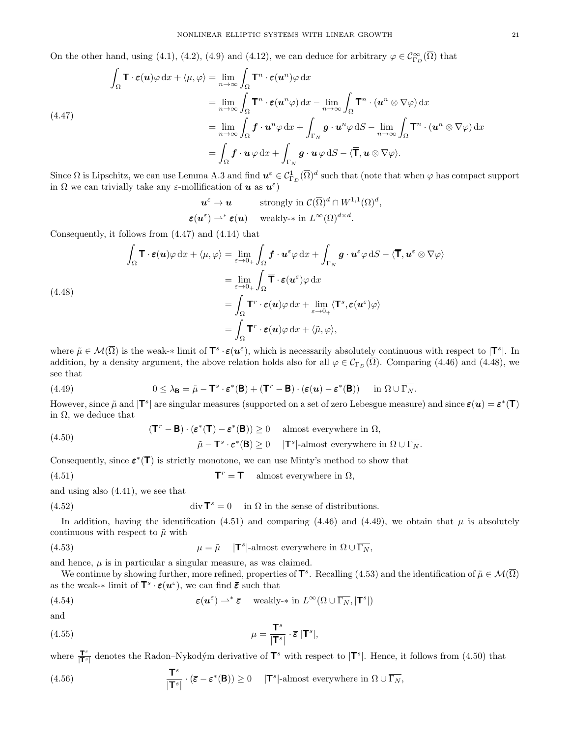On the other hand, using (4.1), (4.2), (4.9) and (4.12), we can deduce for arbitrary $\varphi \in \mathcal{C}^\infty_{\Gamma_D}(\overline{\Omega})$ that

$$
\begin{aligned}
\int_\Omega \mathbf{T} \cdot \boldsymbol{\varepsilon}(\boldsymbol{u})\varphi \,\mathrm{d}x + \langle \mu, \varphi\rangle &= \lim_{n\to\infty} \int_\Omega \mathbf{T}^n \cdot \boldsymbol{\varepsilon}(\boldsymbol{u}^n)\varphi \,\mathrm{d}x \\
&= \lim_{n\to\infty} \int_\Omega \mathbf{T}^n \cdot \boldsymbol{\varepsilon}(\boldsymbol{u}^n\varphi)\,\mathrm{d}x - \lim_{n\to\infty}\int_\Omega \mathbf{T}^n \cdot (\boldsymbol{u}^n \otimes \nabla\varphi)\,\mathrm{d}x \\
&= \lim_{n\to\infty} \int_\Omega \boldsymbol{f}\cdot \boldsymbol{u}^n\varphi\,\mathrm{d}x + \int_{\Gamma_N} \boldsymbol{g}\cdot\boldsymbol{u}^n\varphi\,\mathrm{d}S - \lim_{n\to\infty}\int_\Omega \mathbf{T}^n\cdot(\boldsymbol{u}^n\otimes\nabla\varphi)\,\mathrm{d}x \\
&= \int_\Omega \boldsymbol{f}\cdot\boldsymbol{u}\,\varphi\,\mathrm{d}x + \int_{\Gamma_N}\boldsymbol{g}\cdot\boldsymbol{u}\,\varphi\,\mathrm{d}S - \langle \overline{\mathbf{T}}, \boldsymbol{u}\otimes\nabla\varphi\rangle.
\end{aligned}
\tag{4.47}
$$

Since $\Omega$ is Lipschitz, we can use Lemma A.3 and find $\boldsymbol{u}^\varepsilon \in \mathcal{C}^1_{\Gamma_D}(\overline{\Omega})^d$ such that (note that when $\varphi$ has compact support in $\Omega$ we can trivially take any $\varepsilon$-mollification of $\boldsymbol{u}$ as $\boldsymbol{u}^\varepsilon$)

$$
\begin{aligned}
\boldsymbol{u}^\varepsilon &\to \boldsymbol{u} &&\text{strongly in } \mathcal{C}(\overline{\Omega})^d \cap W^{1,1}(\Omega)^d,\\
\boldsymbol{\varepsilon}(\boldsymbol{u}^\varepsilon) &\rightharpoonup^* \boldsymbol{\varepsilon}(\boldsymbol{u}) &&\text{weakly-}* \text{ in } L^\infty(\Omega)^{d\times d}.
\end{aligned}
$$

Consequently, it follows from (4.47) and (4.14) that

$$
\begin{aligned}
\int_\Omega \mathbf{T}\cdot\boldsymbol{\varepsilon}(\boldsymbol{u})\varphi\,\mathrm{d}x + \langle\mu,\varphi\rangle &= \lim_{\varepsilon\to 0_+}\int_\Omega \boldsymbol{f}\cdot\boldsymbol{u}^\varepsilon\varphi\,\mathrm{d}x + \int_{\Gamma_N}\boldsymbol{g}\cdot\boldsymbol{u}^\varepsilon\varphi\,\mathrm{d}S - \langle\overline{\mathbf{T}},\boldsymbol{u}^\varepsilon\otimes\nabla\varphi\rangle \\
&= \lim_{\varepsilon\to0_+}\int_\Omega \overline{\mathbf{T}}\cdot\boldsymbol{\varepsilon}(\boldsymbol{u}^\varepsilon)\varphi\,\mathrm{d}x \\
&= \int_\Omega \mathbf{T}^r\cdot\boldsymbol{\varepsilon}(\boldsymbol{u})\varphi\,\mathrm{d}x + \lim_{\varepsilon\to0_+}\langle\mathbf{T}^s,\boldsymbol{\varepsilon}(\boldsymbol{u}^\varepsilon)\varphi\rangle \\
&= \int_\Omega \mathbf{T}^r\cdot\boldsymbol{\varepsilon}(\boldsymbol{u})\varphi\,\mathrm{d}x + \langle\tilde{\mu},\varphi\rangle,
\end{aligned}
\tag{4.48}
$$

where $\tilde{\mu}\in\mathcal{M}(\overline{\Omega})$ is the weak-$*$ limit of $\mathbf{T}^s\cdot\boldsymbol{\varepsilon}(\boldsymbol{u}^\varepsilon)$, which is necessarily absolutely continuous with respect to $|\mathbf{T}^s|$. In addition, by a density argument, the above relation holds also for all $\varphi\in\mathcal{C}_{\Gamma_D}(\overline{\Omega})$. Comparing (4.46) and (4.48), we see that

$$
0 \le \lambda_{\mathbf{B}} = \tilde{\mu} - \mathbf{T}^s\cdot\boldsymbol{\varepsilon}^*(\mathbf{B}) + (\mathbf{T}^r - \mathbf{B})\cdot(\boldsymbol{\varepsilon}(\boldsymbol{u}) - \boldsymbol{\varepsilon}^*(\mathbf{B})) \quad \text{in } \Omega\cup\overline{\Gamma_N}. \tag{4.49}
$$

However, since $\tilde{\mu}$ and $|\mathbf{T}^s|$ are singular measures (supported on a set of zero Lebesgue measure) and since $\boldsymbol{\varepsilon}(\boldsymbol{u}) = \boldsymbol{\varepsilon}^*(\mathbf{T})$ in $\Omega$, we deduce that

$$
\begin{aligned}
(\mathbf{T}^r - \mathbf{B})\cdot(\boldsymbol{\varepsilon}^*(\mathbf{T}) - \boldsymbol{\varepsilon}^*(\mathbf{B})) &\ge 0 \quad \text{almost everywhere in } \Omega,\\
\tilde{\mu} - \mathbf{T}^s\cdot\boldsymbol{\varepsilon}^*(\mathbf{B}) &\ge 0 \quad |\mathbf{T}^s|\text{-almost everywhere in } \Omega\cup\overline{\Gamma_N}.
\end{aligned}
\tag{4.50}
$$

Consequently, since $\boldsymbol{\varepsilon}^*(\mathbf{T})$ is strictly monotone, we can use Minty's method to show that

$$
\mathbf{T}^r = \mathbf{T} \quad \text{almost everywhere in } \Omega, \tag{4.51}
$$

and using also (4.41), we see that

$$
\operatorname{div}\mathbf{T}^s = 0 \quad \text{in } \Omega \text{ in the sense of distributions.} \tag{4.52}
$$

In addition, having the identification (4.51) and comparing (4.46) and (4.49), we obtain that $\mu$ is absolutely continuous with respect to $\tilde{\mu}$ with

$$
\mu = \tilde{\mu} \quad |\mathbf{T}^s|\text{-almost everywhere in } \Omega\cup\overline{\Gamma_N}, \tag{4.53}
$$

and hence, $\mu$ is in particular a singular measure, as was claimed.

We continue by showing further, more refined, properties of $\mathbf{T}^s$. Recalling (4.53) and the identification of $\tilde{\mu}\in\mathcal{M}(\overline{\Omega})$ as the weak-$*$ limit of $\mathbf{T}^s\cdot\boldsymbol{\varepsilon}(\boldsymbol{u}^\varepsilon)$, we can find $\overline{\boldsymbol{\varepsilon}}$ such that

$$
\boldsymbol{\varepsilon}(\boldsymbol{u}^\varepsilon) \rightharpoonup^* \overline{\boldsymbol{\varepsilon}} \quad \text{weakly-}* \text{ in } L^\infty(\Omega\cup\overline{\Gamma_N}, |\mathbf{T}^s|) \tag{4.54}
$$

and

$$
\mu = \frac{\mathbf{T}^s}{|\mathbf{T}^s|}\cdot\overline{\boldsymbol{\varepsilon}}\,|\mathbf{T}^s|, \tag{4.55}
$$

where $\frac{\mathbf{T}^s}{|\mathbf{T}^s|}$ denotes the Radon–Nykodým derivative of $\mathbf{T}^s$ with respect to $|\mathbf{T}^s|$. Hence, it follows from (4.50) that

$$
\frac{\mathbf{T}^s}{|\mathbf{T}^s|}\cdot(\overline{\boldsymbol{\varepsilon}} - \boldsymbol{\varepsilon}^*(\mathbf{B})) \ge 0 \quad |\mathbf{T}^s|\text{-almost everywhere in } \Omega\cup\overline{\Gamma_N}, \tag{4.56}
$$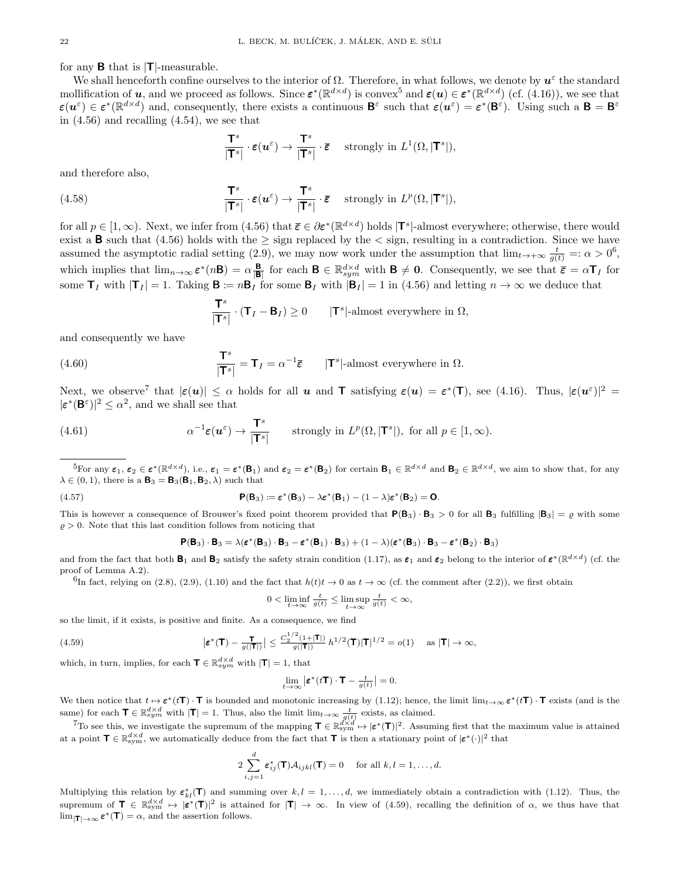for any $\mathbf{B}$ that is $|\mathbf{T}|$-measurable.

We shall henceforth confine ourselves to the interior of $\Omega$. Therefore, in what follows, we denote by $\boldsymbol{u}^\varepsilon$ the standard mollification of $\boldsymbol{u}$, and we proceed as follows. Since $\boldsymbol{\varepsilon}^*(\mathbb{R}^{d\times d})$ is convex[5] and $\boldsymbol{\varepsilon}(\boldsymbol{u}) \in \boldsymbol{\varepsilon}^*(\mathbb{R}^{d\times d})$ (cf. (4.16)), we see that $\boldsymbol{\varepsilon}(\boldsymbol{u}^\varepsilon) \in \boldsymbol{\varepsilon}^*(\mathbb{R}^{d\times d})$ and, consequently, there exists a continuous $\mathbf{B}^\varepsilon$ such that $\boldsymbol{\varepsilon}(\boldsymbol{u}^\varepsilon) = \boldsymbol{\varepsilon}^*(\mathbf{B}^\varepsilon)$. Using such a $\mathbf{B} = \mathbf{B}^\varepsilon$ in (4.56) and recalling (4.54), we see that

$$\frac{\mathbf{T}^s}{|\mathbf{T}^s|} \cdot \boldsymbol{\varepsilon}(\boldsymbol{u}^\varepsilon) \to \frac{\mathbf{T}^s}{|\mathbf{T}^s|} \cdot \overline{\boldsymbol{\varepsilon}} \quad \text{strongly in } L^1(\Omega, |\mathbf{T}^s|),$$

and therefore also,

$$\frac{\mathbf{T}^s}{|\mathbf{T}^s|} \cdot \boldsymbol{\varepsilon}(\boldsymbol{u}^\varepsilon) \to \frac{\mathbf{T}^s}{|\mathbf{T}^s|} \cdot \overline{\boldsymbol{\varepsilon}} \quad \text{strongly in } L^p(\Omega, |\mathbf{T}^s|), \tag{4.58}$$

for all $p \in [1, \infty)$. Next, we infer from (4.56) that $\overline{\boldsymbol{\varepsilon}} \in \partial \boldsymbol{\varepsilon}^*(\mathbb{R}^{d\times d})$ holds $|\mathbf{T}^s|$-almost everywhere; otherwise, there would exist a $\mathbf{B}$ such that (4.56) holds with the $\geq$ sign replaced by the $<$ sign, resulting in a contradiction. Since we have assumed the asymptotic radial setting (2.9), we may now work under the assumption that $\lim_{t\to+\infty} \frac{t}{g(t)} =: \alpha > 0$[6], which implies that $\lim_{n\to\infty} \boldsymbol{\varepsilon}^*(n\mathbf{B}) = \alpha \frac{\mathbf{B}}{|\mathbf{B}|}$ for each $\mathbf{B} \in \mathbb{R}^{d\times d}_{sym}$ with $\mathbf{B} \neq \mathbf{0}$. Consequently, we see that $\overline{\boldsymbol{\varepsilon}} = \alpha \mathbf{T}_I$ for some $\mathbf{T}_I$ with $|\mathbf{T}_I| = 1$. Taking $\mathbf{B} := n\mathbf{B}_I$ for some $\mathbf{B}_I$ with $|\mathbf{B}_I| = 1$ in (4.56) and letting $n \to \infty$ we deduce that

$$\frac{\mathbf{T}^s}{|\mathbf{T}^s|} \cdot (\mathbf{T}_I - \mathbf{B}_I) \geq 0 \qquad |\mathbf{T}^s|\text{-almost everywhere in } \Omega,$$

and consequently we have

$$\frac{\mathbf{T}^s}{|\mathbf{T}^s|} = \mathbf{T}_I = \alpha^{-1}\overline{\boldsymbol{\varepsilon}} \qquad |\mathbf{T}^s|\text{-almost everywhere in } \Omega. \tag{4.60}$$

Next, we observe[7] that $|\boldsymbol{\varepsilon}(\boldsymbol{u})| \leq \alpha$ holds for all $\boldsymbol{u}$ and $\mathbf{T}$ satisfying $\boldsymbol{\varepsilon}(\boldsymbol{u}) = \boldsymbol{\varepsilon}^*(\mathbf{T})$, see (4.16). Thus, $|\boldsymbol{\varepsilon}(\boldsymbol{u}^\varepsilon)|^2 = |\boldsymbol{\varepsilon}^*(\mathbf{B}^\varepsilon)|^2 \leq \alpha^2$, and we shall see that

$$\alpha^{-1}\boldsymbol{\varepsilon}(\boldsymbol{u}^\varepsilon) \to \frac{\mathbf{T}^s}{|\mathbf{T}^s|} \qquad \text{strongly in } L^p(\Omega, |\mathbf{T}^s|), \text{ for all } p \in [1, \infty). \tag{4.61}$$

---

[5] For any $\boldsymbol{\varepsilon}_1, \boldsymbol{\varepsilon}_2 \in \boldsymbol{\varepsilon}^*(\mathbb{R}^{d\times d})$, i.e., $\boldsymbol{\varepsilon}_1 = \boldsymbol{\varepsilon}^*(\mathbf{B}_1)$ and $\boldsymbol{\varepsilon}_2 = \boldsymbol{\varepsilon}^*(\mathbf{B}_2)$ for certain $\mathbf{B}_1 \in \mathbb{R}^{d\times d}$ and $\mathbf{B}_2 \in \mathbb{R}^{d\times d}$, we aim to show that, for any $\lambda \in (0,1)$, there is a $\mathbf{B}_3 = \mathbf{B}_3(\mathbf{B}_1, \mathbf{B}_2, \lambda)$ such that

$$\mathbf{P}(\mathbf{B}_3) := \boldsymbol{\varepsilon}^*(\mathbf{B}_3) - \lambda\boldsymbol{\varepsilon}^*(\mathbf{B}_1) - (1-\lambda)\boldsymbol{\varepsilon}^*(\mathbf{B}_2) = \mathbf{O}. \tag{4.57}$$

This is however a consequence of Brouwer's fixed point theorem provided that $\mathbf{P}(\mathbf{B}_3) \cdot \mathbf{B}_3 > 0$ for all $\mathbf{B}_3$ fulfilling $|\mathbf{B}_3| = \varrho$ with some $\varrho > 0$. Note that this last condition follows from noticing that

$$\mathbf{P}(\mathbf{B}_3) \cdot \mathbf{B}_3 = \lambda(\boldsymbol{\varepsilon}^*(\mathbf{B}_3) \cdot \mathbf{B}_3 - \boldsymbol{\varepsilon}^*(\mathbf{B}_1) \cdot \mathbf{B}_3) + (1-\lambda)(\boldsymbol{\varepsilon}^*(\mathbf{B}_3) \cdot \mathbf{B}_3 - \boldsymbol{\varepsilon}^*(\mathbf{B}_2) \cdot \mathbf{B}_3)$$

and from the fact that both $\mathbf{B}_1$ and $\mathbf{B}_2$ satisfy the safety strain condition (1.17), as $\boldsymbol{\varepsilon}_1$ and $\boldsymbol{\varepsilon}_2$ belong to the interior of $\boldsymbol{\varepsilon}^*(\mathbb{R}^{d\times d})$ (cf. the proof of Lemma A.2).

[6] In fact, relying on (2.8), (2.9), (1.10) and the fact that $h(t)t \to 0$ as $t \to \infty$ (cf. the comment after (2.2)), we first obtain

$$0 < \liminf_{t\to\infty} \tfrac{t}{g(t)} \leq \limsup_{t\to\infty} \tfrac{t}{g(t)} < \infty,$$

so the limit, if it exists, is positive and finite. As a consequence, we find

$$\left|\boldsymbol{\varepsilon}^*(\mathbf{T}) - \tfrac{\mathbf{T}}{g(|\mathbf{T}|)}\right| \leq \tfrac{C_2^{1/2}(1+|\mathbf{T}|)}{g(|\mathbf{T}|)}\, h^{1/2}(\mathbf{T})|\mathbf{T}|^{1/2} = o(1) \quad \text{as } |\mathbf{T}| \to \infty, \tag{4.59}$$

which, in turn, implies, for each $\mathbf{T} \in \mathbb{R}^{d\times d}_{sym}$ with $|\mathbf{T}| = 1$, that

$$\lim_{t\to\infty} \left|\boldsymbol{\varepsilon}^*(t\mathbf{T}) \cdot \mathbf{T} - \tfrac{t}{g(t)}\right| = 0.$$

We then notice that $t \mapsto \boldsymbol{\varepsilon}^*(t\mathbf{T}) \cdot \mathbf{T}$ is bounded and monotonic increasing by (1.12); hence, the limit $\lim_{t\to\infty} \boldsymbol{\varepsilon}^*(t\mathbf{T}) \cdot \mathbf{T}$ exists (and is the same) for each $\mathbf{T} \in \mathbb{R}^{d\times d}_{sym}$ with $|\mathbf{T}| = 1$. Thus, also the limit $\lim_{t\to\infty} \frac{t}{g(t)}$ exists, as claimed.

[7] To see this, we investigate the supremum of the mapping $\mathbf{T} \in \mathbb{R}^{d\times d}_{\text{sym}} \mapsto |\boldsymbol{\varepsilon}^*(\mathbf{T})|^2$. Assuming first that the maximum value is attained at a point $\mathbf{T} \in \mathbb{R}^{d\times d}_{\text{sym}}$, we automatically deduce from the fact that $\mathbf{T}$ is then a stationary point of $|\boldsymbol{\varepsilon}^*(\cdot)|^2$ that

$$2\sum_{i,j=1}^{d} \boldsymbol{\varepsilon}^*_{ij}(\mathbf{T})\mathcal{A}_{ijkl}(\mathbf{T}) = 0 \quad \text{for all } k,l = 1,\ldots,d.$$

Multiplying this relation by $\boldsymbol{\varepsilon}^*_{kl}(\mathbf{T})$ and summing over $k,l = 1,\ldots,d$, we immediately obtain a contradiction with (1.12). Thus, the supremum of $\mathbf{T} \in \mathbb{R}^{d\times d}_{\text{sym}} \mapsto |\boldsymbol{\varepsilon}^*(\mathbf{T})|^2$ is attained for $|\mathbf{T}| \to \infty$. In view of (4.59), recalling the definition of $\alpha$, we thus have that $\lim_{|\mathbf{T}|\to\infty} \boldsymbol{\varepsilon}^*(\mathbf{T}) = \alpha$, and the assertion follows.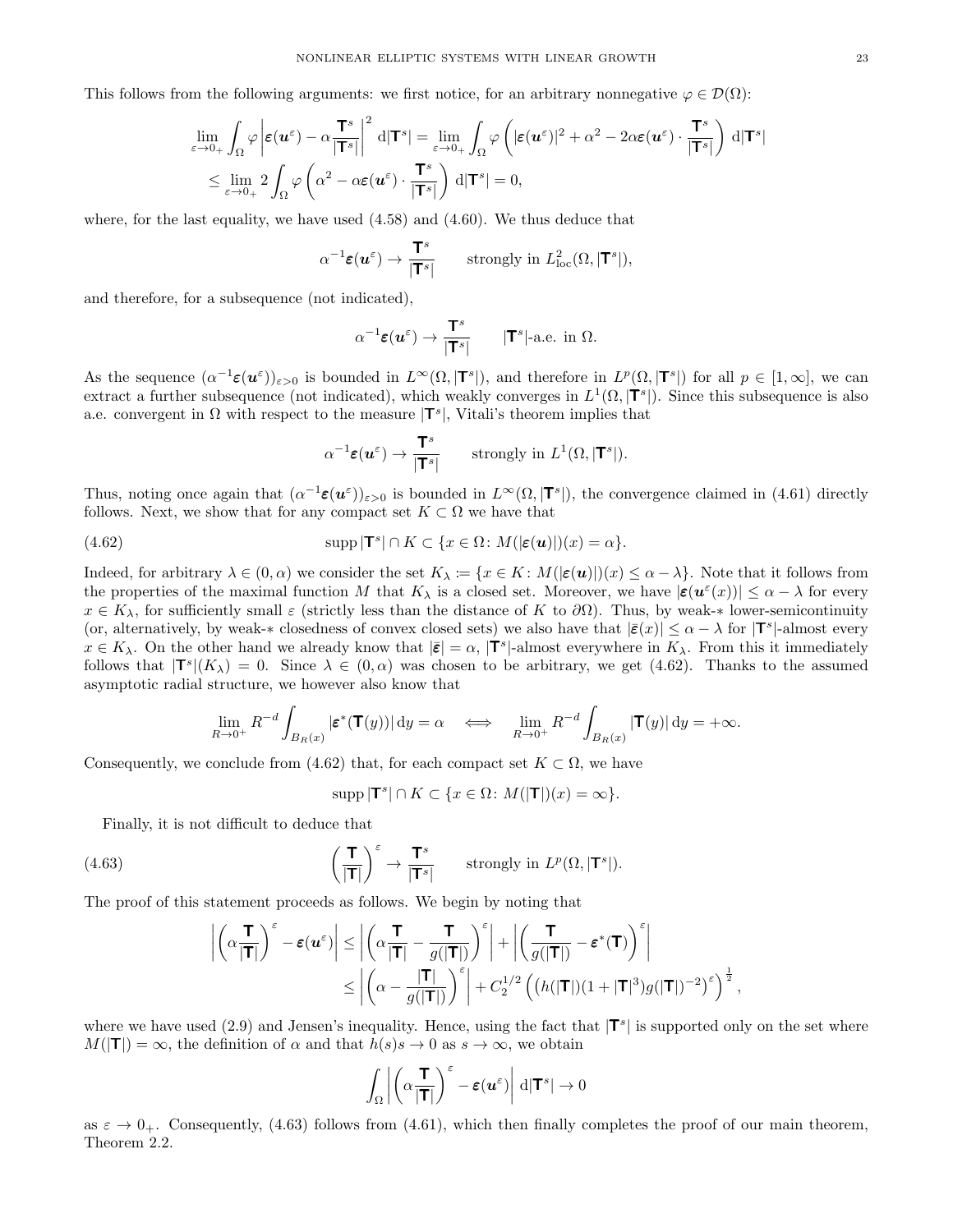This follows from the following arguments: we first notice, for an arbitrary nonnegative $\varphi \in \mathcal{D}(\Omega)$:

$$
\begin{aligned}
\lim_{\varepsilon\to 0_+} \int_\Omega \varphi \left|\boldsymbol{\varepsilon}(\boldsymbol{u}^\varepsilon) - \alpha \frac{\mathbf{T}^s}{|\mathbf{T}^s|}\right|^2 \,\mathrm{d}|\mathbf{T}^s| &= \lim_{\varepsilon\to 0_+} \int_\Omega \varphi \left(|\boldsymbol{\varepsilon}(\boldsymbol{u}^\varepsilon)|^2 + \alpha^2 - 2\alpha\boldsymbol{\varepsilon}(\boldsymbol{u}^\varepsilon)\cdot \frac{\mathbf{T}^s}{|\mathbf{T}^s|}\right) \mathrm{d}|\mathbf{T}^s| \\
&\le \lim_{\varepsilon\to 0_+} 2\int_\Omega \varphi \left(\alpha^2 - \alpha\boldsymbol{\varepsilon}(\boldsymbol{u}^\varepsilon)\cdot \frac{\mathbf{T}^s}{|\mathbf{T}^s|}\right) \mathrm{d}|\mathbf{T}^s| = 0,
\end{aligned}
$$

where, for the last equality, we have used (4.58) and (4.60). We thus deduce that

$$
\alpha^{-1}\boldsymbol{\varepsilon}(\boldsymbol{u}^\varepsilon) \to \frac{\mathbf{T}^s}{|\mathbf{T}^s|} \qquad \text{strongly in } L^2_{\mathrm{loc}}(\Omega, |\mathbf{T}^s|),
$$

and therefore, for a subsequence (not indicated),

$$
\alpha^{-1}\boldsymbol{\varepsilon}(\boldsymbol{u}^\varepsilon) \to \frac{\mathbf{T}^s}{|\mathbf{T}^s|} \qquad |\mathbf{T}^s|\text{-a.e. in } \Omega.
$$

As the sequence $(\alpha^{-1}\boldsymbol{\varepsilon}(\boldsymbol{u}^\varepsilon))_{\varepsilon>0}$ is bounded in $L^\infty(\Omega, |\mathbf{T}^s|)$, and therefore in $L^p(\Omega, |\mathbf{T}^s|)$ for all $p \in [1, \infty]$, we can extract a further subsequence (not indicated), which weakly converges in $L^1(\Omega, |\mathbf{T}^s|)$. Since this subsequence is also a.e. convergent in $\Omega$ with respect to the measure $|\mathbf{T}^s|$, Vitali's theorem implies that

$$
\alpha^{-1}\boldsymbol{\varepsilon}(\boldsymbol{u}^\varepsilon) \to \frac{\mathbf{T}^s}{|\mathbf{T}^s|} \qquad \text{strongly in } L^1(\Omega, |\mathbf{T}^s|).
$$

Thus, noting once again that $(\alpha^{-1}\boldsymbol{\varepsilon}(\boldsymbol{u}^\varepsilon))_{\varepsilon>0}$ is bounded in $L^\infty(\Omega, |\mathbf{T}^s|)$, the convergence claimed in (4.61) directly follows. Next, we show that for any compact set $K \subset \Omega$ we have that

$$
\operatorname{supp}|\mathbf{T}^s| \cap K \subset \{x \in \Omega \colon M(|\boldsymbol{\varepsilon}(\boldsymbol{u})|)(x) = \alpha\}. \tag{4.62}
$$

Indeed, for arbitrary $\lambda \in (0, \alpha)$ we consider the set $K_\lambda := \{x \in K \colon M(|\boldsymbol{\varepsilon}(\boldsymbol{u})|)(x) \le \alpha - \lambda\}$. Note that it follows from the properties of the maximal function $M$ that $K_\lambda$ is a closed set. Moreover, we have $|\boldsymbol{\varepsilon}(\boldsymbol{u}^\varepsilon(x))| \le \alpha - \lambda$ for every $x \in K_\lambda$, for sufficiently small $\varepsilon$ (strictly less than the distance of $K$ to $\partial\Omega$). Thus, by weak-$*$ lower-semicontinuity (or, alternatively, by weak-$*$ closedness of convex closed sets) we also have that $|\bar{\boldsymbol{\varepsilon}}(x)| \le \alpha - \lambda$ for $|\mathbf{T}^s|$-almost every $x \in K_\lambda$. On the other hand we already know that $|\bar{\boldsymbol{\varepsilon}}| = \alpha$, $|\mathbf{T}^s|$-almost everywhere in $K_\lambda$. From this it immediately follows that $|\mathbf{T}^s|(K_\lambda) = 0$. Since $\lambda \in (0, \alpha)$ was chosen to be arbitrary, we get (4.62). Thanks to the assumed asymptotic radial structure, we however also know that

$$
\lim_{R\to 0^+} R^{-d} \int_{B_R(x)} |\boldsymbol{\varepsilon}^*(\mathbf{T}(y))| \,\mathrm{d}y = \alpha \quad \iff \quad \lim_{R\to 0^+} R^{-d}\int_{B_R(x)} |\mathbf{T}(y)| \,\mathrm{d}y = +\infty.
$$

Consequently, we conclude from (4.62) that, for each compact set $K \subset \Omega$, we have

$$
\operatorname{supp}|\mathbf{T}^s| \cap K \subset \{x \in \Omega \colon M(|\mathbf{T}|)(x) = \infty\}.
$$

Finally, it is not difficult to deduce that

$$
\left(\frac{\mathbf{T}}{|\mathbf{T}|}\right)^\varepsilon \to \frac{\mathbf{T}^s}{|\mathbf{T}^s|} \qquad \text{strongly in } L^p(\Omega, |\mathbf{T}^s|). \tag{4.63}
$$

The proof of this statement proceeds as follows. We begin by noting that

$$
\begin{aligned}
\left|\left(\alpha\frac{\mathbf{T}}{|\mathbf{T}|}\right)^\varepsilon - \boldsymbol{\varepsilon}(\boldsymbol{u}^\varepsilon)\right| &\le \left|\left(\alpha\frac{\mathbf{T}}{|\mathbf{T}|} - \frac{\mathbf{T}}{g(|\mathbf{T}|)}\right)^\varepsilon\right| + \left|\left(\frac{\mathbf{T}}{g(|\mathbf{T}|)} - \boldsymbol{\varepsilon}^*(\mathbf{T})\right)^\varepsilon\right| \\
&\le \left|\left(\alpha - \frac{|\mathbf{T}|}{g(|\mathbf{T}|)}\right)^\varepsilon\right| + C_2^{1/2}\left(\left(h(|\mathbf{T}|)(1+|\mathbf{T}|^3)g(|\mathbf{T}|)^{-2}\right)^\varepsilon\right)^{\frac{1}{2}},
\end{aligned}
$$

where we have used (2.9) and Jensen's inequality. Hence, using the fact that $|\mathbf{T}^s|$ is supported only on the set where $M(|\mathbf{T}|) = \infty$, the definition of $\alpha$ and that $h(s)s \to 0$ as $s \to \infty$, we obtain

$$
\int_\Omega \left|\left(\alpha\frac{\mathbf{T}}{|\mathbf{T}|}\right)^\varepsilon - \boldsymbol{\varepsilon}(\boldsymbol{u}^\varepsilon)\right| \mathrm{d}|\mathbf{T}^s| \to 0
$$

as $\varepsilon \to 0_+$. Consequently, (4.63) follows from (4.61), which then finally completes the proof of our main theorem, Theorem 2.2.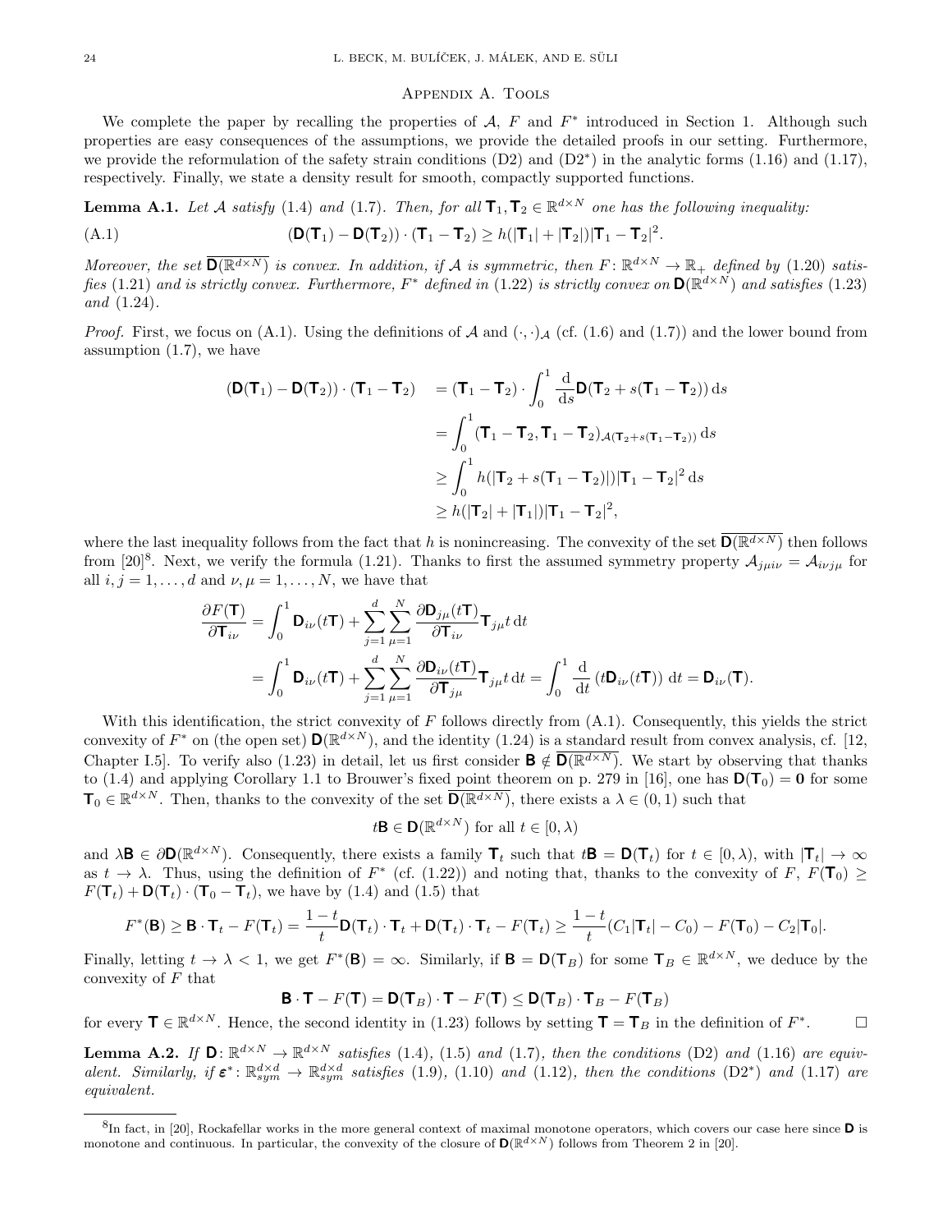## Appendix A. Tools

We complete the paper by recalling the properties of $\mathcal{A}$, $F$ and $F^*$ introduced in Section 1. Although such properties are easy consequences of the assumptions, we provide the detailed proofs in our setting. Furthermore, we provide the reformulation of the safety strain conditions (D2) and (D2*) in the analytic forms (1.16) and (1.17), respectively. Finally, we state a density result for smooth, compactly supported functions.

**Lemma A.1.** *Let $\mathcal{A}$ satisfy (1.4) and (1.7). Then, for all $\mathbf{T}_1, \mathbf{T}_2 \in \mathbb{R}^{d\times N}$ one has the following inequality:*

$$(\mathbf{D}(\mathbf{T}_1) - \mathbf{D}(\mathbf{T}_2)) \cdot (\mathbf{T}_1 - \mathbf{T}_2) \ge h(|\mathbf{T}_1| + |\mathbf{T}_2|)|\mathbf{T}_1 - \mathbf{T}_2|^2. \tag{A.1}$$

*Moreover, the set $\overline{\mathbf{D}(\mathbb{R}^{d\times N})}$ is convex. In addition, if $\mathcal{A}$ is symmetric, then $F\colon \mathbb{R}^{d\times N} \to \mathbb{R}_+$ defined by (1.20) satisfies (1.21) and is strictly convex. Furthermore, $F^*$ defined in (1.22) is strictly convex on $\mathbf{D}(\mathbb{R}^{d\times N})$ and satisfies (1.23) and (1.24).*

*Proof.* First, we focus on (A.1). Using the definitions of $\mathcal{A}$ and $(\cdot,\cdot)_{\mathcal{A}}$ (cf. (1.6) and (1.7)) and the lower bound from assumption (1.7), we have

$$\begin{aligned}
(\mathbf{D}(\mathbf{T}_1) - \mathbf{D}(\mathbf{T}_2)) \cdot (\mathbf{T}_1 - \mathbf{T}_2) &= (\mathbf{T}_1 - \mathbf{T}_2) \cdot \int_0^1 \frac{\mathrm{d}}{\mathrm{d}s}\mathbf{D}(\mathbf{T}_2 + s(\mathbf{T}_1 - \mathbf{T}_2))\,\mathrm{d}s \\
&= \int_0^1 (\mathbf{T}_1 - \mathbf{T}_2, \mathbf{T}_1 - \mathbf{T}_2)_{\mathcal{A}(\mathbf{T}_2 + s(\mathbf{T}_1 - \mathbf{T}_2))}\,\mathrm{d}s \\
&\ge \int_0^1 h(|\mathbf{T}_2 + s(\mathbf{T}_1 - \mathbf{T}_2)|)|\mathbf{T}_1 - \mathbf{T}_2|^2\,\mathrm{d}s \\
&\ge h(|\mathbf{T}_2| + |\mathbf{T}_1|)|\mathbf{T}_1 - \mathbf{T}_2|^2,
\end{aligned}$$

where the last inequality follows from the fact that $h$ is nonincreasing. The convexity of the set $\overline{\mathbf{D}(\mathbb{R}^{d\times N})}$ then follows from [20][8]. Next, we verify the formula (1.21). Thanks to first the assumed symmetry property $\mathcal{A}_{j\mu i\nu} = \mathcal{A}_{i\nu j\mu}$ for all $i, j = 1, \dots, d$ and $\nu, \mu = 1, \dots, N$, we have that

$$\begin{aligned}
\frac{\partial F(\mathbf{T})}{\partial \mathbf{T}_{i\nu}} &= \int_0^1 \mathbf{D}_{i\nu}(t\mathbf{T}) + \sum_{j=1}^d \sum_{\mu=1}^N \frac{\partial \mathbf{D}_{j\mu}(t\mathbf{T})}{\partial \mathbf{T}_{i\nu}} \mathbf{T}_{j\mu} t\,\mathrm{d}t \\
&= \int_0^1 \mathbf{D}_{i\nu}(t\mathbf{T}) + \sum_{j=1}^d \sum_{\mu=1}^N \frac{\partial \mathbf{D}_{i\nu}(t\mathbf{T})}{\partial \mathbf{T}_{j\mu}} \mathbf{T}_{j\mu} t\,\mathrm{d}t = \int_0^1 \frac{\mathrm{d}}{\mathrm{d}t}\left(t\mathbf{D}_{i\nu}(t\mathbf{T})\right)\,\mathrm{d}t = \mathbf{D}_{i\nu}(\mathbf{T}).
\end{aligned}$$

With this identification, the strict convexity of $F$ follows directly from (A.1). Consequently, this yields the strict convexity of $F^*$ on (the open set) $\mathbf{D}(\mathbb{R}^{d\times N})$, and the identity (1.24) is a standard result from convex analysis, cf. [12, Chapter I.5]. To verify also (1.23) in detail, let us first consider $\mathbf{B} \notin \overline{\mathbf{D}(\mathbb{R}^{d\times N})}$. We start by observing that thanks to (1.4) and applying Corollary 1.1 to Brouwer's fixed point theorem on p. 279 in [16], one has $\mathbf{D}(\mathbf{T}_0) = \mathbf{0}$ for some $\mathbf{T}_0 \in \mathbb{R}^{d\times N}$. Then, thanks to the convexity of the set $\overline{\mathbf{D}(\mathbb{R}^{d\times N})}$, there exists a $\lambda \in (0,1)$ such that

$$t\mathbf{B} \in \mathbf{D}(\mathbb{R}^{d\times N}) \text{ for all } t \in [0, \lambda)$$

and $\lambda\mathbf{B} \in \partial\mathbf{D}(\mathbb{R}^{d\times N})$. Consequently, there exists a family $\mathbf{T}_t$ such that $t\mathbf{B} = \mathbf{D}(\mathbf{T}_t)$ for $t \in [0, \lambda)$, with $|\mathbf{T}_t| \to \infty$ as $t \to \lambda$. Thus, using the definition of $F^*$ (cf. (1.22)) and noting that, thanks to the convexity of $F$, $F(\mathbf{T}_0) \ge F(\mathbf{T}_t) + \mathbf{D}(\mathbf{T}_t) \cdot (\mathbf{T}_0 - \mathbf{T}_t)$, we have by (1.4) and (1.5) that

$$F^*(\mathbf{B}) \ge \mathbf{B} \cdot \mathbf{T}_t - F(\mathbf{T}_t) = \frac{1-t}{t}\mathbf{D}(\mathbf{T}_t) \cdot \mathbf{T}_t + \mathbf{D}(\mathbf{T}_t) \cdot \mathbf{T}_t - F(\mathbf{T}_t) \ge \frac{1-t}{t}(C_1|\mathbf{T}_t| - C_0) - F(\mathbf{T}_0) - C_2|\mathbf{T}_0|.$$

Finally, letting $t \to \lambda < 1$, we get $F^*(\mathbf{B}) = \infty$. Similarly, if $\mathbf{B} = \mathbf{D}(\mathbf{T}_B)$ for some $\mathbf{T}_B \in \mathbb{R}^{d\times N}$, we deduce by the convexity of $F$ that

$$\mathbf{B} \cdot \mathbf{T} - F(\mathbf{T}) = \mathbf{D}(\mathbf{T}_B) \cdot \mathbf{T} - F(\mathbf{T}) \le \mathbf{D}(\mathbf{T}_B) \cdot \mathbf{T}_B - F(\mathbf{T}_B)$$

for every $\mathbf{T} \in \mathbb{R}^{d\times N}$. Hence, the second identity in (1.23) follows by setting $\mathbf{T} = \mathbf{T}_B$ in the definition of $F^*$. $\square$

**Lemma A.2.** *If $\mathbf{D}\colon \mathbb{R}^{d\times N} \to \mathbb{R}^{d\times N}$ satisfies (1.4), (1.5) and (1.7), then the conditions (D2) and (1.16) are equivalent. Similarly, if $\boldsymbol{\varepsilon}^*\colon \mathbb{R}^{d\times d}_{sym} \to \mathbb{R}^{d\times d}_{sym}$ satisfies (1.9), (1.10) and (1.12), then the conditions (D2*) and (1.17) are equivalent.*

---

[8] In fact, in [20], Rockafellar works in the more general context of maximal monotone operators, which covers our case here since $\mathbf{D}$ is monotone and continuous. In particular, the convexity of the closure of $\mathbf{D}(\mathbb{R}^{d\times N})$ follows from Theorem 2 in [20].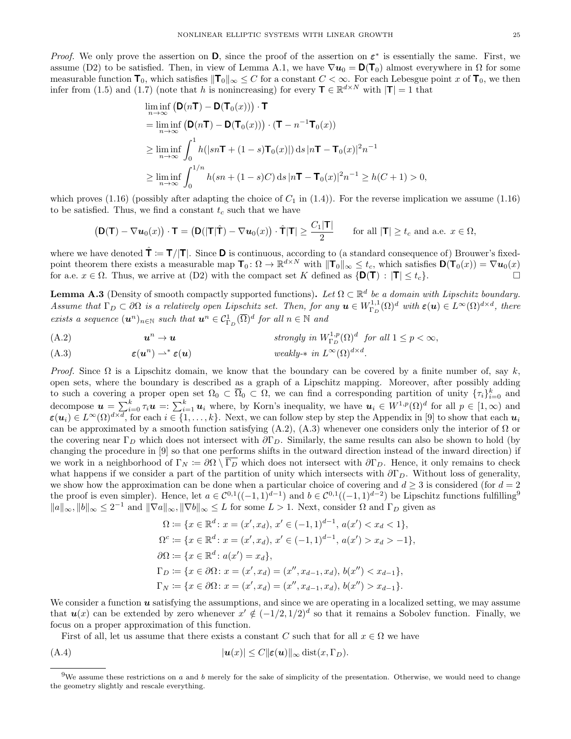*Proof.* We only prove the assertion on $\mathbf{D}$, since the proof of the assertion on $\boldsymbol{\varepsilon}^*$ is essentially the same. First, we assume (D2) to be satisfied. Then, in view of Lemma A.1, we have $\nabla \boldsymbol{u}_0 = \mathbf{D}(\mathbf{T}_0)$ almost everywhere in $\Omega$ for some measurable function $\mathbf{T}_0$, which satisfies $\|\mathbf{T}_0\|_\infty \le C$ for a constant $C < \infty$. For each Lebesgue point $x$ of $\mathbf{T}_0$, we then infer from (1.5) and (1.7) (note that $h$ is nonincreasing) for every $\mathbf{T} \in \mathbb{R}^{d\times N}$ with $|\mathbf{T}| = 1$ that

$$
\begin{aligned}
&\liminf_{n\to\infty} \big(\mathbf{D}(n\mathbf{T}) - \mathbf{D}(\mathbf{T}_0(x))\big)\cdot \mathbf{T} \\
&= \liminf_{n\to\infty} \big(\mathbf{D}(n\mathbf{T}) - \mathbf{D}(\mathbf{T}_0(x))\big)\cdot (\mathbf{T} - n^{-1}\mathbf{T}_0(x)) \\
&\ge \liminf_{n\to\infty} \int_0^1 h(|sn\mathbf{T} + (1-s)\mathbf{T}_0(x)|)\,\mathrm{d}s\, |n\mathbf{T} - \mathbf{T}_0(x)|^2 n^{-1} \\
&\ge \liminf_{n\to\infty} \int_0^{1/n} h(sn + (1-s)C)\,\mathrm{d}s\, |n\mathbf{T} - \mathbf{T}_0(x)|^2 n^{-1} \ge h(C+1) > 0,
\end{aligned}
$$

which proves (1.16) (possibly after adapting the choice of $C_1$ in (1.4)). For the reverse implication we assume (1.16) to be satisfied. Thus, we find a constant $t_c$ such that we have

$$
\big(\mathbf{D}(\mathbf{T}) - \nabla \boldsymbol{u}_0(x)\big)\cdot \mathbf{T} = \big(\mathbf{D}(|\mathbf{T}|\hat{\mathbf{T}}) - \nabla \boldsymbol{u}_0(x)\big)\cdot \hat{\mathbf{T}}|\mathbf{T}| \ge \frac{C_1|\mathbf{T}|}{2} \qquad \text{for all } |\mathbf{T}| \ge t_c \text{ and a.e. } x \in \Omega,
$$

where we have denoted $\hat{\mathbf{T}} := \mathbf{T}/|\mathbf{T}|$. Since $\mathbf{D}$ is continuous, according to (a standard consequence of) Brouwer's fixed-point theorem there exists a measurable map $\mathbf{T}_0 \colon \Omega \to \mathbb{R}^{d\times N}$ with $\|\mathbf{T}_0\|_\infty \le t_c$, which satisfies $\mathbf{D}(\mathbf{T}_0(x)) = \nabla \boldsymbol{u}_0(x)$ for a.e. $x \in \Omega$. Thus, we arrive at (D2) with the compact set $K$ defined as $\{\mathbf{D}(\mathbf{T}) : |\mathbf{T}| \le t_c\}$. $\square$

**Lemma A.3** (Density of smooth compactly supported functions)**.** *Let $\Omega \subset \mathbb{R}^d$ be a domain with Lipschitz boundary. Assume that $\Gamma_D \subset \partial\Omega$ is a relatively open Lipschitz set. Then, for any $\boldsymbol{u} \in W^{1,1}_{\Gamma_D}(\Omega)^d$ with $\boldsymbol{\varepsilon}(\boldsymbol{u}) \in L^\infty(\Omega)^{d\times d}$, there exists a sequence $(\boldsymbol{u}^n)_{n\in\mathbb{N}}$ such that $\boldsymbol{u}^n \in \mathcal{C}^1_{\Gamma_D}(\overline{\Omega})^d$ for all $n \in \mathbb{N}$ and*

$$
\boldsymbol{u}^n \to \boldsymbol{u} \qquad \text{strongly in } W^{1,p}_{\Gamma_D}(\Omega)^d \text{ for all } 1 \le p < \infty, \tag{A.2}
$$

$$
\boldsymbol{\varepsilon}(\boldsymbol{u}^n) \rightharpoonup^* \boldsymbol{\varepsilon}(\boldsymbol{u}) \qquad \text{weakly-}* \text{ in } L^\infty(\Omega)^{d\times d}. \tag{A.3}
$$

*Proof.* Since $\Omega$ is a Lipschitz domain, we know that the boundary can be covered by a finite number of, say $k$, open sets, where the boundary is described as a graph of a Lipschitz mapping. Moreover, after possibly adding to such a covering a proper open set $\Omega_0 \subset \overline{\Omega}_0 \subset \Omega$, we can find a corresponding partition of unity $\{\tau_i\}_{i=0}^k$ and decompose $\boldsymbol{u} = \sum_{i=0}^k \tau_i \boldsymbol{u} =: \sum_{i=1}^k \boldsymbol{u}_i$ where, by Korn's inequality, we have $\boldsymbol{u}_i \in W^{1,p}(\Omega)^d$ for all $p \in [1,\infty)$ and $\boldsymbol{\varepsilon}(\boldsymbol{u}_i) \in L^\infty(\Omega)^{d\times d}$, for each $i \in \{1,\dots,k\}$. Next, we can follow step by step the Appendix in [9] to show that each $\boldsymbol{u}_i$ can be approximated by a smooth function satisfying (A.2), (A.3) whenever one considers only the interior of $\Omega$ or the covering near $\Gamma_D$ which does not intersect with $\partial\Gamma_D$. Similarly, the same results can also be shown to hold (by changing the procedure in [9] so that one performs shifts in the outward direction instead of the inward direction) if we work in a neighborhood of $\Gamma_N := \partial\Omega \setminus \overline{\Gamma_D}$ which does not intersect with $\partial\Gamma_D$. Hence, it only remains to check what happens if we consider a part of the partition of unity which intersects with $\partial\Gamma_D$. Without loss of generality, we show how the approximation can be done when a particular choice of covering and $d \ge 3$ is considered (for $d = 2$ the proof is even simpler). Hence, let $a \in \mathcal{C}^{0,1}((-1,1)^{d-1})$ and $b \in \mathcal{C}^{0,1}((-1,1)^{d-2})$ be Lipschitz functions fulfilling[9] $\|a\|_\infty, \|b\|_\infty \le 2^{-1}$ and $\|\nabla a\|_\infty, \|\nabla b\|_\infty \le L$ for some $L > 1$. Next, consider $\Omega$ and $\Gamma_D$ given as

$$
\begin{aligned}
\Omega &:= \{x \in \mathbb{R}^d \colon x = (x', x_d),\ x' \in (-1,1)^{d-1},\ a(x') < x_d < 1\}, \\
\Omega^c &:= \{x \in \mathbb{R}^d \colon x = (x', x_d),\ x' \in (-1,1)^{d-1},\ a(x') > x_d > -1\}, \\
\partial\Omega &:= \{x \in \mathbb{R}^d \colon a(x') = x_d\}, \\
\Gamma_D &:= \{x \in \partial\Omega \colon x = (x', x_d) = (x'', x_{d-1}, x_d),\ b(x'') < x_{d-1}\}, \\
\Gamma_N &:= \{x \in \partial\Omega \colon x = (x', x_d) = (x'', x_{d-1}, x_d),\ b(x'') > x_{d-1}\}.
\end{aligned}
$$

We consider a function $\boldsymbol{u}$ satisfying the assumptions, and since we are operating in a localized setting, we may assume that $\boldsymbol{u}(x)$ can be extended by zero whenever $x' \notin (-1/2, 1/2)^d$ so that it remains a Sobolev function. Finally, we focus on a proper approximation of this function.

First of all, let us assume that there exists a constant $C$ such that for all $x \in \Omega$ we have

$$
|\boldsymbol{u}(x)| \le C\|\boldsymbol{\varepsilon}(\boldsymbol{u})\|_\infty \operatorname{dist}(x, \Gamma_D). \tag{A.4}
$$

[9] We assume these restrictions on $a$ and $b$ merely for the sake of simplicity of the presentation. Otherwise, we would need to change the geometry slightly and rescale everything.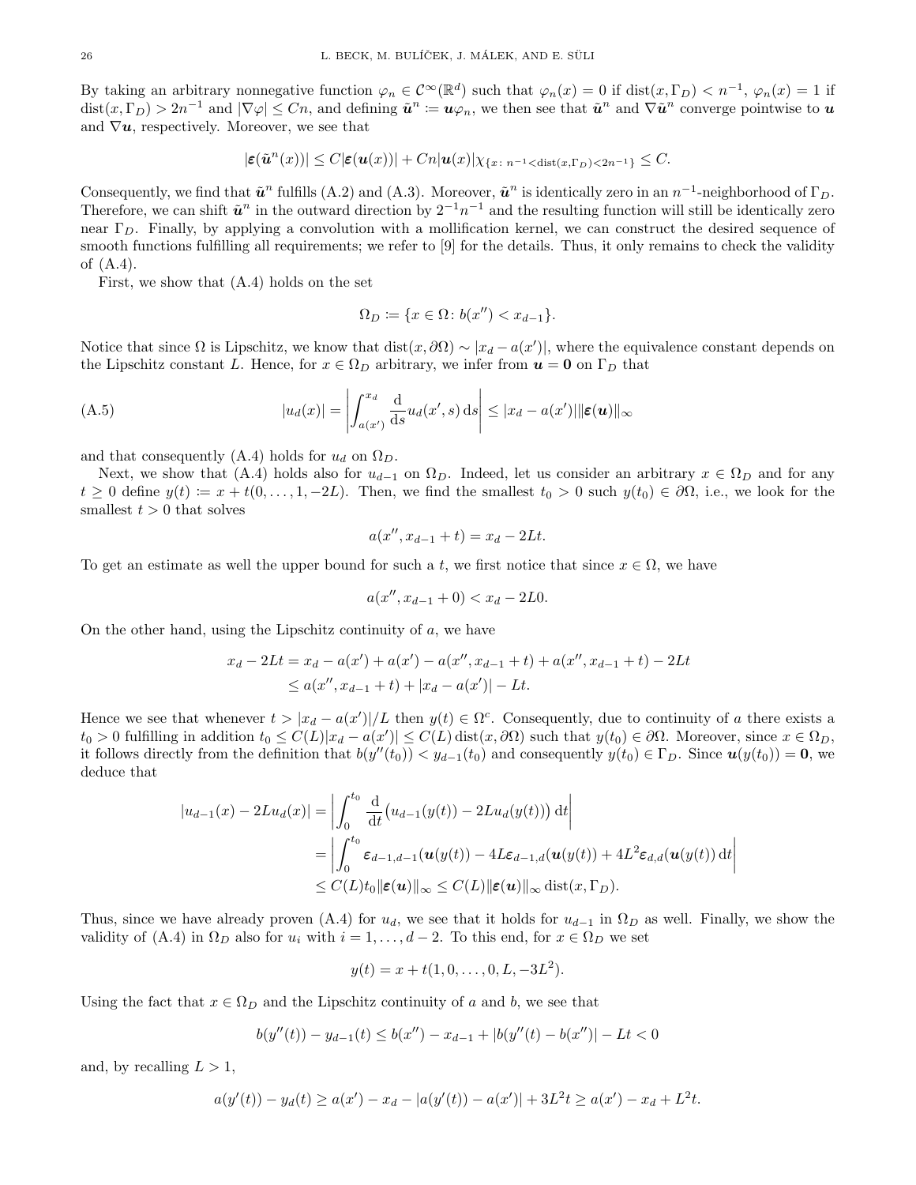By taking an arbitrary nonnegative function $\varphi_n \in \mathcal{C}^\infty(\mathbb{R}^d)$ such that $\varphi_n(x) = 0$ if $\operatorname{dist}(x, \Gamma_D) < n^{-1}$, $\varphi_n(x) = 1$ if $\operatorname{dist}(x, \Gamma_D) > 2n^{-1}$ and $|\nabla \varphi| \le Cn$, and defining $\tilde{\boldsymbol{u}}^n := \boldsymbol{u}\varphi_n$, we then see that $\tilde{\boldsymbol{u}}^n$ and $\nabla \tilde{\boldsymbol{u}}^n$ converge pointwise to $\boldsymbol{u}$ and $\nabla \boldsymbol{u}$, respectively. Moreover, we see that

$$|\boldsymbol{\varepsilon}(\tilde{\boldsymbol{u}}^n(x))| \le C|\boldsymbol{\varepsilon}(\boldsymbol{u}(x))| + Cn|\boldsymbol{u}(x)|\chi_{\{x \colon n^{-1} < \operatorname{dist}(x,\Gamma_D) < 2n^{-1}\}} \le C.$$

Consequently, we find that $\tilde{\boldsymbol{u}}^n$ fulfills (A.2) and (A.3). Moreover, $\tilde{\boldsymbol{u}}^n$ is identically zero in an $n^{-1}$-neighborhood of $\Gamma_D$. Therefore, we can shift $\tilde{\boldsymbol{u}}^n$ in the outward direction by $2^{-1}n^{-1}$ and the resulting function will still be identically zero near $\Gamma_D$. Finally, by applying a convolution with a mollification kernel, we can construct the desired sequence of smooth functions fulfilling all requirements; we refer to [9] for the details. Thus, it only remains to check the validity of (A.4).

First, we show that (A.4) holds on the set

$$\Omega_D := \{x \in \Omega \colon b(x'') < x_{d-1}\}.$$

Notice that since $\Omega$ is Lipschitz, we know that $\operatorname{dist}(x, \partial\Omega) \sim |x_d - a(x')|$, where the equivalence constant depends on the Lipschitz constant $L$. Hence, for $x \in \Omega_D$ arbitrary, we infer from $\boldsymbol{u} = \boldsymbol{0}$ on $\Gamma_D$ that

$$|u_d(x)| = \left| \int_{a(x')}^{x_d} \frac{\mathrm{d}}{\mathrm{d}s} u_d(x', s) \,\mathrm{d}s \right| \le |x_d - a(x')| \|\boldsymbol{\varepsilon}(\boldsymbol{u})\|_\infty \tag{A.5}$$

and that consequently (A.4) holds for $u_d$ on $\Omega_D$.

Next, we show that (A.4) holds also for $u_{d-1}$ on $\Omega_D$. Indeed, let us consider an arbitrary $x \in \Omega_D$ and for any $t \ge 0$ define $y(t) := x + t(0, \ldots, 1, -2L)$. Then, we find the smallest $t_0 > 0$ such $y(t_0) \in \partial\Omega$, i.e., we look for the smallest $t > 0$ that solves

$$a(x'', x_{d-1} + t) = x_d - 2Lt.$$

To get an estimate as well the upper bound for such a $t$, we first notice that since $x \in \Omega$, we have

$$a(x'', x_{d-1} + 0) < x_d - 2L0.$$

On the other hand, using the Lipschitz continuity of $a$, we have

$$\begin{aligned} x_d - 2Lt &= x_d - a(x') + a(x') - a(x'', x_{d-1} + t) + a(x'', x_{d-1} + t) - 2Lt \\ &\le a(x'', x_{d-1} + t) + |x_d - a(x')| - Lt. \end{aligned}$$

Hence we see that whenever $t > |x_d - a(x')|/L$ then $y(t) \in \Omega^c$. Consequently, due to continuity of $a$ there exists a $t_0 > 0$ fulfilling in addition $t_0 \le C(L)|x_d - a(x')| \le C(L)\operatorname{dist}(x, \partial\Omega)$ such that $y(t_0) \in \partial\Omega$. Moreover, since $x \in \Omega_D$, it follows directly from the definition that $b(y''(t_0)) < y_{d-1}(t_0)$ and consequently $y(t_0) \in \Gamma_D$. Since $\boldsymbol{u}(y(t_0)) = \boldsymbol{0}$, we deduce that

$$\begin{aligned} |u_{d-1}(x) - 2Lu_d(x)| &= \left| \int_0^{t_0} \frac{\mathrm{d}}{\mathrm{d}t}\big(u_{d-1}(y(t)) - 2Lu_d(y(t))\big) \,\mathrm{d}t \right| \\ &= \left| \int_0^{t_0} \boldsymbol{\varepsilon}_{d-1,d-1}(\boldsymbol{u}(y(t)) - 4L\boldsymbol{\varepsilon}_{d-1,d}(\boldsymbol{u}(y(t)) + 4L^2\boldsymbol{\varepsilon}_{d,d}(\boldsymbol{u}(y(t)) \,\mathrm{d}t \right| \\ &\le C(L)t_0\|\boldsymbol{\varepsilon}(\boldsymbol{u})\|_\infty \le C(L)\|\boldsymbol{\varepsilon}(\boldsymbol{u})\|_\infty \operatorname{dist}(x, \Gamma_D). \end{aligned}$$

Thus, since we have already proven (A.4) for $u_d$, we see that it holds for $u_{d-1}$ in $\Omega_D$ as well. Finally, we show the validity of (A.4) in $\Omega_D$ also for $u_i$ with $i = 1, \ldots, d-2$. To this end, for $x \in \Omega_D$ we set

$$y(t) = x + t(1, 0, \ldots, 0, L, -3L^2).$$

Using the fact that $x \in \Omega_D$ and the Lipschitz continuity of $a$ and $b$, we see that

$$b(y''(t)) - y_{d-1}(t) \le b(x'') - x_{d-1} + |b(y''(t) - b(x'')| - Lt < 0$$

and, by recalling $L > 1$,

$$a(y'(t)) - y_d(t) \ge a(x') - x_d - |a(y'(t)) - a(x')| + 3L^2t \ge a(x') - x_d + L^2t.$$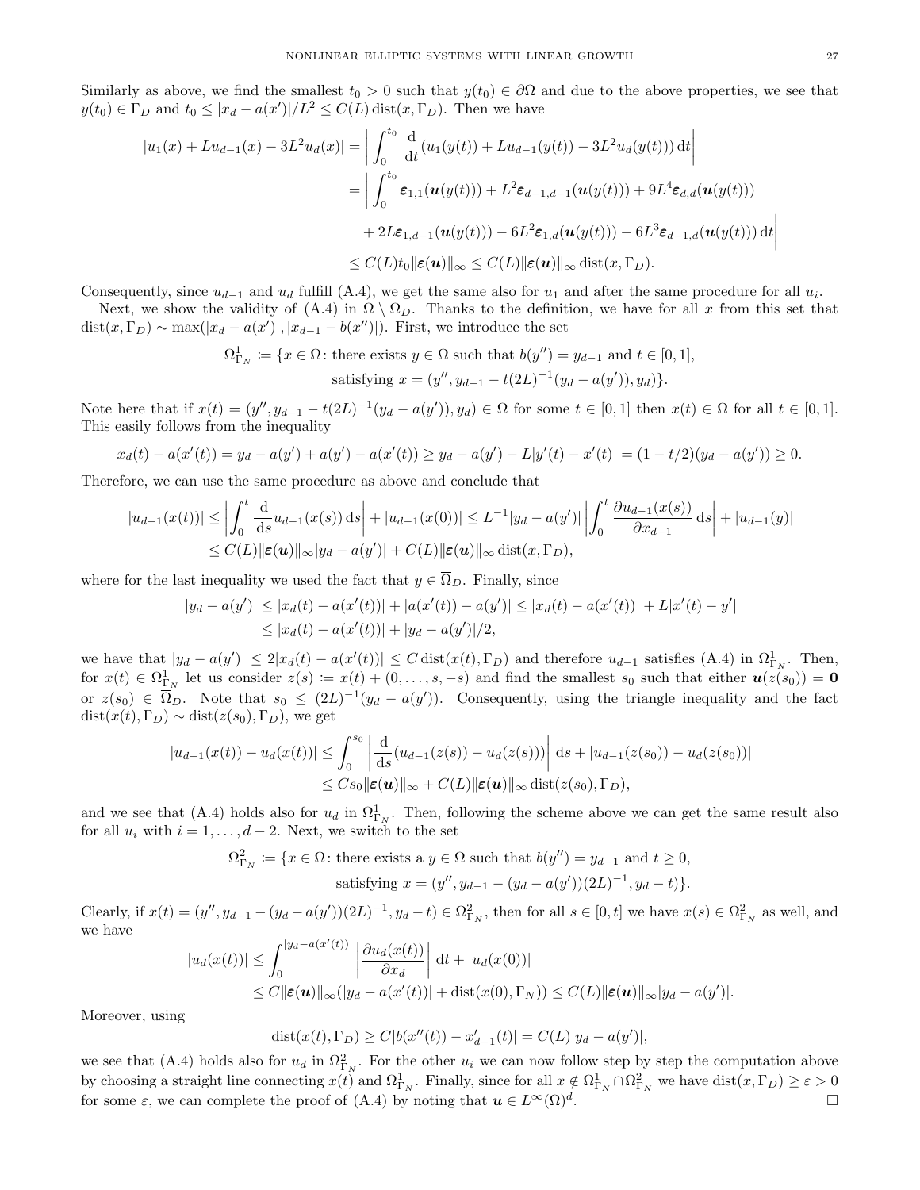Similarly as above, we find the smallest $t_0 > 0$ such that $y(t_0) \in \partial\Omega$ and due to the above properties, we see that $y(t_0) \in \Gamma_D$ and $t_0 \le |x_d - a(x')|/L^2 \le C(L)\operatorname{dist}(x, \Gamma_D)$. Then we have

$$
\begin{aligned}
|u_1(x) + Lu_{d-1}(x) - 3L^2 u_d(x)| &= \left| \int_0^{t_0} \frac{\mathrm{d}}{\mathrm{d}t}(u_1(y(t)) + Lu_{d-1}(y(t)) - 3L^2 u_d(y(t)))\,\mathrm{d}t \right| \\
&= \Big| \int_0^{t_0} \boldsymbol{\varepsilon}_{1,1}(\boldsymbol{u}(y(t))) + L^2 \boldsymbol{\varepsilon}_{d-1,d-1}(\boldsymbol{u}(y(t))) + 9L^4 \boldsymbol{\varepsilon}_{d,d}(\boldsymbol{u}(y(t))) \\
&\quad + 2L\boldsymbol{\varepsilon}_{1,d-1}(\boldsymbol{u}(y(t))) - 6L^2 \boldsymbol{\varepsilon}_{1,d}(\boldsymbol{u}(y(t))) - 6L^3 \boldsymbol{\varepsilon}_{d-1,d}(\boldsymbol{u}(y(t)))\,\mathrm{d}t \Big| \\
&\le C(L) t_0 \|\boldsymbol{\varepsilon}(\boldsymbol{u})\|_\infty \le C(L)\|\boldsymbol{\varepsilon}(\boldsymbol{u})\|_\infty \operatorname{dist}(x, \Gamma_D).
\end{aligned}
$$

Consequently, since $u_{d-1}$ and $u_d$ fulfill (A.4), we get the same also for $u_1$ and after the same procedure for all $u_i$.

Next, we show the validity of (A.4) in $\Omega \setminus \Omega_D$. Thanks to the definition, we have for all $x$ from this set that $\operatorname{dist}(x, \Gamma_D) \sim \max(|x_d - a(x')|, |x_{d-1} - b(x'')|)$. First, we introduce the set

$$
\begin{aligned}
\Omega^1_{\Gamma_N} \coloneqq \{x \in \Omega \colon &\text{there exists } y \in \Omega \text{ such that } b(y'') = y_{d-1} \text{ and } t \in [0,1], \\
&\text{satisfying } x = (y'', y_{d-1} - t(2L)^{-1}(y_d - a(y')), y_d)\}.
\end{aligned}
$$

Note here that if $x(t) = (y'', y_{d-1} - t(2L)^{-1}(y_d - a(y')), y_d) \in \Omega$ for some $t \in [0,1]$ then $x(t) \in \Omega$ for all $t \in [0,1]$. This easily follows from the inequality

$$
x_d(t) - a(x'(t)) = y_d - a(y') + a(y') - a(x'(t)) \ge y_d - a(y') - L|y'(t) - x'(t)| = (1 - t/2)(y_d - a(y')) \ge 0.
$$

Therefore, we can use the same procedure as above and conclude that

$$
\begin{aligned}
|u_{d-1}(x(t))| &\le \left| \int_0^t \frac{\mathrm{d}}{\mathrm{d}s} u_{d-1}(x(s))\,\mathrm{d}s \right| + |u_{d-1}(x(0))| \le L^{-1}|y_d - a(y')| \left| \int_0^t \frac{\partial u_{d-1}(x(s))}{\partial x_{d-1}}\,\mathrm{d}s \right| + |u_{d-1}(y)| \\
&\le C(L)\|\boldsymbol{\varepsilon}(\boldsymbol{u})\|_\infty |y_d - a(y')| + C(L)\|\boldsymbol{\varepsilon}(\boldsymbol{u})\|_\infty \operatorname{dist}(x, \Gamma_D),
\end{aligned}
$$

where for the last inequality we used the fact that $y \in \overline{\Omega}_D$. Finally, since

$$
\begin{aligned}
|y_d - a(y')| &\le |x_d(t) - a(x'(t))| + |a(x'(t)) - a(y')| \le |x_d(t) - a(x'(t))| + L|x'(t) - y'| \\
&\le |x_d(t) - a(x'(t))| + |y_d - a(y')|/2,
\end{aligned}
$$

we have that $|y_d - a(y')| \le 2|x_d(t) - a(x'(t))| \le C\operatorname{dist}(x(t), \Gamma_D)$ and therefore $u_{d-1}$ satisfies (A.4) in $\Omega^1_{\Gamma_N}$. Then, for $x(t) \in \Omega^1_{\Gamma_N}$ let us consider $z(s) \coloneqq x(t) + (0, \ldots, s, -s)$ and find the smallest $s_0$ such that either $\boldsymbol{u}(z(s_0)) = \boldsymbol{0}$ or $z(s_0) \in \overline{\Omega}_D$. Note that $s_0 \le (2L)^{-1}(y_d - a(y'))$. Consequently, using the triangle inequality and the fact $\operatorname{dist}(x(t), \Gamma_D) \sim \operatorname{dist}(z(s_0), \Gamma_D)$, we get

$$
\begin{aligned}
|u_{d-1}(x(t)) - u_d(x(t))| &\le \int_0^{s_0} \left| \frac{\mathrm{d}}{\mathrm{d}s}(u_{d-1}(z(s)) - u_d(z(s))) \right| \mathrm{d}s + |u_{d-1}(z(s_0)) - u_d(z(s_0))| \\
&\le Cs_0 \|\boldsymbol{\varepsilon}(\boldsymbol{u})\|_\infty + C(L)\|\boldsymbol{\varepsilon}(\boldsymbol{u})\|_\infty \operatorname{dist}(z(s_0), \Gamma_D),
\end{aligned}
$$

and we see that (A.4) holds also for $u_d$ in $\Omega^1_{\Gamma_N}$. Then, following the scheme above we can get the same result also for all $u_i$ with $i = 1, \ldots, d-2$. Next, we switch to the set

$$
\begin{aligned}
\Omega^2_{\Gamma_N} \coloneqq \{x \in \Omega \colon &\text{there exists a } y \in \Omega \text{ such that } b(y'') = y_{d-1} \text{ and } t \ge 0, \\
&\text{satisfying } x = (y'', y_{d-1} - (y_d - a(y'))(2L)^{-1}, y_d - t)\}.
\end{aligned}
$$

Clearly, if $x(t) = (y'', y_{d-1} - (y_d - a(y'))(2L)^{-1}, y_d - t) \in \Omega^2_{\Gamma_N}$, then for all $s \in [0,t]$ we have $x(s) \in \Omega^2_{\Gamma_N}$ as well, and we have

$$
\begin{aligned}
|u_d(x(t))| &\le \int_0^{|y_d - a(x'(t))|} \left| \frac{\partial u_d(x(t))}{\partial x_d} \right| \mathrm{d}t + |u_d(x(0))| \\
&\le C\|\boldsymbol{\varepsilon}(\boldsymbol{u})\|_\infty (|y_d - a(x'(t))| + \operatorname{dist}(x(0), \Gamma_N)) \le C(L)\|\boldsymbol{\varepsilon}(\boldsymbol{u})\|_\infty |y_d - a(y')|.
\end{aligned}
$$

Moreover, using

$$
\operatorname{dist}(x(t), \Gamma_D) \ge C|b(x''(t)) - x'_{d-1}(t)| = C(L)|y_d - a(y')|,
$$

we see that (A.4) holds also for $u_d$ in $\Omega^2_{\Gamma_N}$. For the other $u_i$ we can now follow step by step the computation above by choosing a straight line connecting $x(t)$ and $\Omega^1_{\Gamma_N}$. Finally, since for all $x \notin \Omega^1_{\Gamma_N} \cap \Omega^2_{\Gamma_N}$ we have $\operatorname{dist}(x, \Gamma_D) \ge \varepsilon > 0$ for some $\varepsilon$, we can complete the proof of (A.4) by noting that $\boldsymbol{u} \in L^\infty(\Omega)^d$. $\square$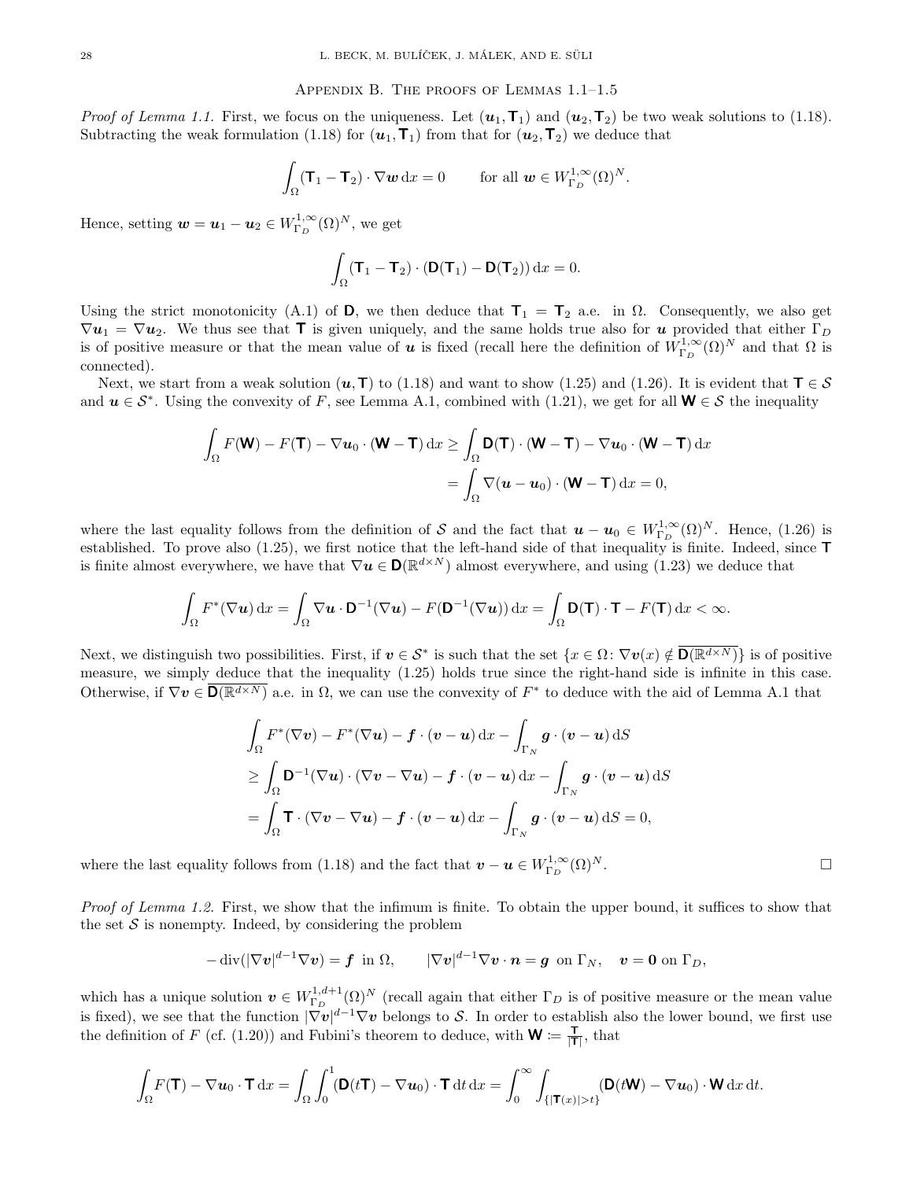## Appendix B. The proofs of Lemmas 1.1–1.5

*Proof of Lemma 1.1.* First, we focus on the uniqueness. Let $(\boldsymbol{u}_1, \mathbf{T}_1)$ and $(\boldsymbol{u}_2, \mathbf{T}_2)$ be two weak solutions to (1.18). Subtracting the weak formulation (1.18) for $(\boldsymbol{u}_1, \mathbf{T}_1)$ from that for $(\boldsymbol{u}_2, \mathbf{T}_2)$ we deduce that

$$\int_\Omega (\mathbf{T}_1 - \mathbf{T}_2) \cdot \nabla \boldsymbol{w} \, \mathrm{d}x = 0 \qquad \text{for all } \boldsymbol{w} \in W^{1,\infty}_{\Gamma_D}(\Omega)^N.$$

Hence, setting $\boldsymbol{w} = \boldsymbol{u}_1 - \boldsymbol{u}_2 \in W^{1,\infty}_{\Gamma_D}(\Omega)^N$, we get

$$\int_\Omega (\mathbf{T}_1 - \mathbf{T}_2) \cdot (\mathbf{D}(\mathbf{T}_1) - \mathbf{D}(\mathbf{T}_2)) \, \mathrm{d}x = 0.$$

Using the strict monotonicity (A.1) of $\mathbf{D}$, we then deduce that $\mathbf{T}_1 = \mathbf{T}_2$ a.e. in $\Omega$. Consequently, we also get $\nabla \boldsymbol{u}_1 = \nabla \boldsymbol{u}_2$. We thus see that $\mathbf{T}$ is given uniquely, and the same holds true also for $\boldsymbol{u}$ provided that either $\Gamma_D$ is of positive measure or that the mean value of $\boldsymbol{u}$ is fixed (recall here the definition of $W^{1,\infty}_{\Gamma_D}(\Omega)^N$ and that $\Omega$ is connected).

Next, we start from a weak solution $(\boldsymbol{u}, \mathbf{T})$ to (1.18) and want to show (1.25) and (1.26). It is evident that $\mathbf{T} \in \mathcal{S}$ and $\boldsymbol{u} \in \mathcal{S}^*$. Using the convexity of $F$, see Lemma A.1, combined with (1.21), we get for all $\mathbf{W} \in \mathcal{S}$ the inequality

$$\begin{aligned}
\int_\Omega F(\mathbf{W}) - F(\mathbf{T}) - \nabla \boldsymbol{u}_0 \cdot (\mathbf{W} - \mathbf{T}) \, \mathrm{d}x &\geq \int_\Omega \mathbf{D}(\mathbf{T}) \cdot (\mathbf{W} - \mathbf{T}) - \nabla \boldsymbol{u}_0 \cdot (\mathbf{W} - \mathbf{T}) \, \mathrm{d}x \\
&= \int_\Omega \nabla(\boldsymbol{u} - \boldsymbol{u}_0) \cdot (\mathbf{W} - \mathbf{T}) \, \mathrm{d}x = 0,
\end{aligned}$$

where the last equality follows from the definition of $\mathcal{S}$ and the fact that $\boldsymbol{u} - \boldsymbol{u}_0 \in W^{1,\infty}_{\Gamma_D}(\Omega)^N$. Hence, (1.26) is established. To prove also (1.25), we first notice that the left-hand side of that inequality is finite. Indeed, since $\mathbf{T}$ is finite almost everywhere, we have that $\nabla \boldsymbol{u} \in \mathbf{D}(\mathbb{R}^{d\times N})$ almost everywhere, and using (1.23) we deduce that

$$\int_\Omega F^*(\nabla \boldsymbol{u}) \, \mathrm{d}x = \int_\Omega \nabla \boldsymbol{u} \cdot \mathbf{D}^{-1}(\nabla \boldsymbol{u}) - F(\mathbf{D}^{-1}(\nabla \boldsymbol{u})) \, \mathrm{d}x = \int_\Omega \mathbf{D}(\mathbf{T}) \cdot \mathbf{T} - F(\mathbf{T}) \, \mathrm{d}x < \infty.$$

Next, we distinguish two possibilities. First, if $\boldsymbol{v} \in \mathcal{S}^*$ is such that the set $\{x \in \Omega \colon \nabla \boldsymbol{v}(x) \notin \overline{\mathbf{D}(\mathbb{R}^{d\times N})}\}$ is of positive measure, we simply deduce that the inequality (1.25) holds true since the right-hand side is infinite in this case. Otherwise, if $\nabla \boldsymbol{v} \in \overline{\mathbf{D}(\mathbb{R}^{d\times N})}$ a.e. in $\Omega$, we can use the convexity of $F^*$ to deduce with the aid of Lemma A.1 that

$$\begin{aligned}
&\int_\Omega F^*(\nabla \boldsymbol{v}) - F^*(\nabla \boldsymbol{u}) - \boldsymbol{f} \cdot (\boldsymbol{v} - \boldsymbol{u}) \, \mathrm{d}x - \int_{\Gamma_N} \boldsymbol{g} \cdot (\boldsymbol{v} - \boldsymbol{u}) \, \mathrm{d}S \\
&\geq \int_\Omega \mathbf{D}^{-1}(\nabla \boldsymbol{u}) \cdot (\nabla \boldsymbol{v} - \nabla \boldsymbol{u}) - \boldsymbol{f} \cdot (\boldsymbol{v} - \boldsymbol{u}) \, \mathrm{d}x - \int_{\Gamma_N} \boldsymbol{g} \cdot (\boldsymbol{v} - \boldsymbol{u}) \, \mathrm{d}S \\
&= \int_\Omega \mathbf{T} \cdot (\nabla \boldsymbol{v} - \nabla \boldsymbol{u}) - \boldsymbol{f} \cdot (\boldsymbol{v} - \boldsymbol{u}) \, \mathrm{d}x - \int_{\Gamma_N} \boldsymbol{g} \cdot (\boldsymbol{v} - \boldsymbol{u}) \, \mathrm{d}S = 0,
\end{aligned}$$

where the last equality follows from (1.18) and the fact that $\boldsymbol{v} - \boldsymbol{u} \in W^{1,\infty}_{\Gamma_D}(\Omega)^N$. □

*Proof of Lemma 1.2.* First, we show that the infimum is finite. To obtain the upper bound, it suffices to show that the set $\mathcal{S}$ is nonempty. Indeed, by considering the problem

$$-\operatorname{div}(|\nabla \boldsymbol{v}|^{d-1} \nabla \boldsymbol{v}) = \boldsymbol{f} \ \text{ in } \Omega, \qquad |\nabla \boldsymbol{v}|^{d-1} \nabla \boldsymbol{v} \cdot \boldsymbol{n} = \boldsymbol{g} \ \text{ on } \Gamma_N, \quad \boldsymbol{v} = \boldsymbol{0} \text{ on } \Gamma_D,$$

which has a unique solution $\boldsymbol{v} \in W^{1,d+1}_{\Gamma_D}(\Omega)^N$ (recall again that either $\Gamma_D$ is of positive measure or the mean value is fixed), we see that the function $|\nabla \boldsymbol{v}|^{d-1} \nabla \boldsymbol{v}$ belongs to $\mathcal{S}$. In order to establish also the lower bound, we first use the definition of $F$ (cf. (1.20)) and Fubini's theorem to deduce, with $\mathbf{W} := \frac{\mathbf{T}}{|\mathbf{T}|}$, that

$$\int_\Omega F(\mathbf{T}) - \nabla \boldsymbol{u}_0 \cdot \mathbf{T} \, \mathrm{d}x = \int_\Omega \int_0^1 (\mathbf{D}(t\mathbf{T}) - \nabla \boldsymbol{u}_0) \cdot \mathbf{T} \, \mathrm{d}t \, \mathrm{d}x = \int_0^\infty \int_{\{|\mathbf{T}(x)| > t\}} (\mathbf{D}(t\mathbf{W}) - \nabla \boldsymbol{u}_0) \cdot \mathbf{W} \, \mathrm{d}x \, \mathrm{d}t.$$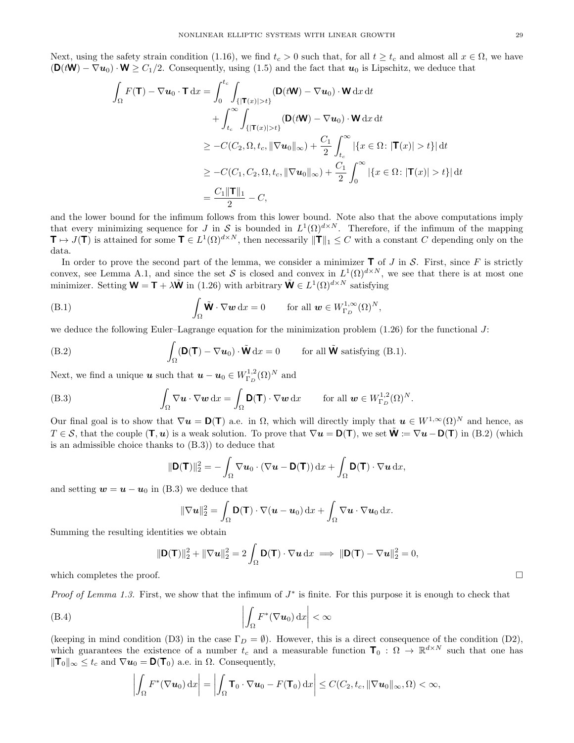Next, using the safety strain condition (1.16), we find $t_c > 0$ such that, for all $t \geq t_c$ and almost all $x \in \Omega$, we have $(\mathbf{D}(t\mathbf{W}) - \nabla \boldsymbol{u}_0) \cdot \mathbf{W} \geq C_1/2$. Consequently, using (1.5) and the fact that $\boldsymbol{u}_0$ is Lipschitz, we deduce that

$$
\begin{aligned}
\int_\Omega F(\mathbf{T}) - \nabla \boldsymbol{u}_0 \cdot \mathbf{T} \,\mathrm{d}x &= \int_0^{t_c} \int_{\{|\mathbf{T}(x)|>t\}} (\mathbf{D}(t\mathbf{W}) - \nabla \boldsymbol{u}_0) \cdot \mathbf{W} \,\mathrm{d}x \,\mathrm{d}t \\
&\quad + \int_{t_c}^{\infty} \int_{\{|\mathbf{T}(x)|>t\}} (\mathbf{D}(t\mathbf{W}) - \nabla \boldsymbol{u}_0) \cdot \mathbf{W} \,\mathrm{d}x \,\mathrm{d}t \\
&\geq -C(C_2, \Omega, t_c, \|\nabla \boldsymbol{u}_0\|_\infty) + \frac{C_1}{2} \int_{t_c}^{\infty} |\{x \in \Omega \colon |\mathbf{T}(x)| > t\}| \,\mathrm{d}t \\
&\geq -C(C_1, C_2, \Omega, t_c, \|\nabla \boldsymbol{u}_0\|_\infty) + \frac{C_1}{2} \int_0^{\infty} |\{x \in \Omega \colon |\mathbf{T}(x)| > t\}| \,\mathrm{d}t \\
&= \frac{C_1 \|\mathbf{T}\|_1}{2} - C,
\end{aligned}
$$

and the lower bound for the infimum follows from this lower bound. Note also that the above computations imply that every minimizing sequence for $J$ in $\mathcal{S}$ is bounded in $L^1(\Omega)^{d\times N}$. Therefore, if the infimum of the mapping $\mathbf{T} \mapsto J(\mathbf{T})$ is attained for some $\mathbf{T} \in L^1(\Omega)^{d\times N}$, then necessarily $\|\mathbf{T}\|_1 \leq C$ with a constant $C$ depending only on the data.

In order to prove the second part of the lemma, we consider a minimizer $\mathbf{T}$ of $J$ in $\mathcal{S}$. First, since $F$ is strictly convex, see Lemma A.1, and since the set $\mathcal{S}$ is closed and convex in $L^1(\Omega)^{d\times N}$, we see that there is at most one minimizer. Setting $\mathbf{W} = \mathbf{T} + \lambda \tilde{\mathbf{W}}$ in (1.26) with arbitrary $\tilde{\mathbf{W}} \in L^1(\Omega)^{d\times N}$ satisfying

$$
\int_\Omega \tilde{\mathbf{W}} \cdot \nabla \boldsymbol{w} \,\mathrm{d}x = 0 \qquad \text{for all } \boldsymbol{w} \in W^{1,\infty}_{\Gamma_D}(\Omega)^N, \tag{B.1}
$$

we deduce the following Euler–Lagrange equation for the minimization problem (1.26) for the functional $J$:

$$
\int_\Omega (\mathbf{D}(\mathbf{T}) - \nabla \boldsymbol{u}_0) \cdot \tilde{\mathbf{W}} \,\mathrm{d}x = 0 \qquad \text{for all } \tilde{\mathbf{W}} \text{ satisfying (B.1)}. \tag{B.2}
$$

Next, we find a unique $\boldsymbol{u}$ such that $\boldsymbol{u} - \boldsymbol{u}_0 \in W^{1,2}_{\Gamma_D}(\Omega)^N$ and

$$
\int_\Omega \nabla \boldsymbol{u} \cdot \nabla \boldsymbol{w} \,\mathrm{d}x = \int_\Omega \mathbf{D}(\mathbf{T}) \cdot \nabla \boldsymbol{w} \,\mathrm{d}x \qquad \text{for all } \boldsymbol{w} \in W^{1,2}_{\Gamma_D}(\Omega)^N. \tag{B.3}
$$

Our final goal is to show that $\nabla \boldsymbol{u} = \mathbf{D}(\mathbf{T})$ a.e. in $\Omega$, which will directly imply that $\boldsymbol{u} \in W^{1,\infty}(\Omega)^N$ and hence, as $T \in \mathcal{S}$, that the couple $(\mathbf{T}, \boldsymbol{u})$ is a weak solution. To prove that $\nabla \boldsymbol{u} = \mathbf{D}(\mathbf{T})$, we set $\tilde{\mathbf{W}} \coloneqq \nabla \boldsymbol{u} - \mathbf{D}(\mathbf{T})$ in (B.2) (which is an admissible choice thanks to (B.3)) to deduce that

$$
\|\mathbf{D}(\mathbf{T})\|_2^2 = -\int_\Omega \nabla \boldsymbol{u}_0 \cdot (\nabla \boldsymbol{u} - \mathbf{D}(\mathbf{T})) \,\mathrm{d}x + \int_\Omega \mathbf{D}(\mathbf{T}) \cdot \nabla \boldsymbol{u} \,\mathrm{d}x,
$$

and setting $\boldsymbol{w} = \boldsymbol{u} - \boldsymbol{u}_0$ in (B.3) we deduce that

$$
\|\nabla \boldsymbol{u}\|_2^2 = \int_\Omega \mathbf{D}(\mathbf{T}) \cdot \nabla (\boldsymbol{u} - \boldsymbol{u}_0) \,\mathrm{d}x + \int_\Omega \nabla \boldsymbol{u} \cdot \nabla \boldsymbol{u}_0 \,\mathrm{d}x.
$$

Summing the resulting identities we obtain

$$
\|\mathbf{D}(\mathbf{T})\|_2^2 + \|\nabla \boldsymbol{u}\|_2^2 = 2 \int_\Omega \mathbf{D}(\mathbf{T}) \cdot \nabla \boldsymbol{u} \,\mathrm{d}x \implies \|\mathbf{D}(\mathbf{T}) - \nabla \boldsymbol{u}\|_2^2 = 0,
$$

which completes the proof. $\square$

*Proof of Lemma 1.3.* First, we show that the infimum of $J^*$ is finite. For this purpose it is enough to check that

$$
\left| \int_\Omega F^*(\nabla \boldsymbol{u}_0) \,\mathrm{d}x \right| < \infty \tag{B.4}
$$

(keeping in mind condition (D3) in the case $\Gamma_D = \emptyset$). However, this is a direct consequence of the condition (D2), which guarantees the existence of a number $t_c$ and a measurable function $\mathbf{T}_0 : \Omega \to \mathbb{R}^{d\times N}$ such that one has $\|\mathbf{T}_0\|_\infty \leq t_c$ and $\nabla \boldsymbol{u}_0 = \mathbf{D}(\mathbf{T}_0)$ a.e. in $\Omega$. Consequently,

$$
\left| \int_\Omega F^*(\nabla \boldsymbol{u}_0) \,\mathrm{d}x \right| = \left| \int_\Omega \mathbf{T}_0 \cdot \nabla \boldsymbol{u}_0 - F(\mathbf{T}_0) \,\mathrm{d}x \right| \leq C(C_2, t_c, \|\nabla \boldsymbol{u}_0\|_\infty, \Omega) < \infty,
$$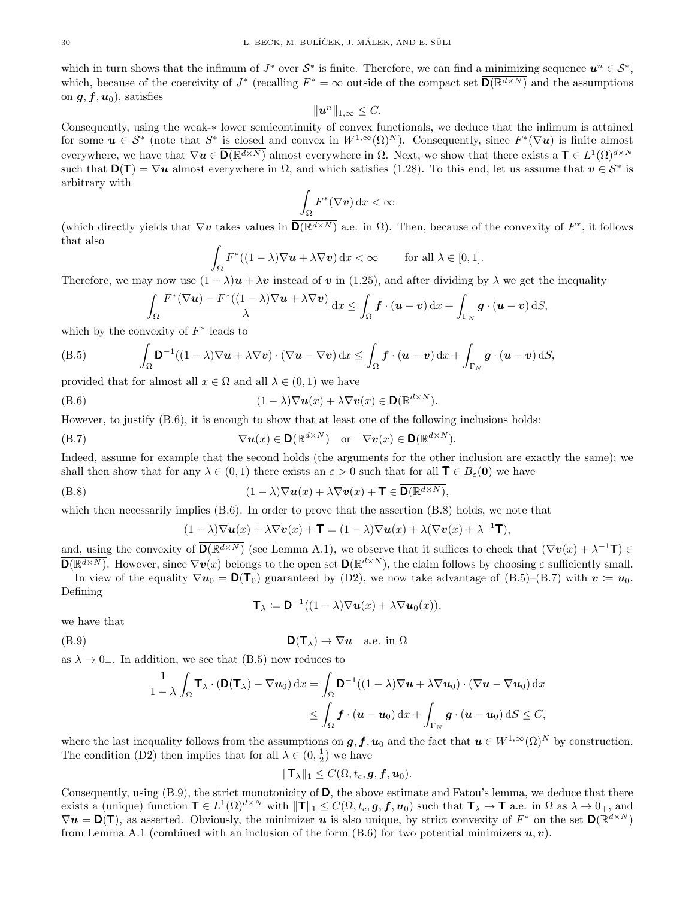which in turn shows that the infimum of $J^*$ over $\mathcal{S}^*$ is finite. Therefore, we can find a minimizing sequence $\boldsymbol{u}^n \in \mathcal{S}^*$, which, because of the coercivity of $J^*$ (recalling $F^* = \infty$ outside of the compact set $\overline{\mathbf{D}(\mathbb{R}^{d\times N})}$ and the assumptions on $\boldsymbol{g}, \boldsymbol{f}, \boldsymbol{u}_0$), satisfies

$$\|\boldsymbol{u}^n\|_{1,\infty} \le C.$$

Consequently, using the weak-$*$ lower semicontinuity of convex functionals, we deduce that the infimum is attained for some $\boldsymbol{u} \in \mathcal{S}^*$ (note that $S^*$ is closed and convex in $W^{1,\infty}(\Omega)^N$). Consequently, since $F^*(\nabla \boldsymbol{u})$ is finite almost everywhere, we have that $\nabla \boldsymbol{u} \in \overline{\mathbf{D}(\mathbb{R}^{d\times N})}$ almost everywhere in $\Omega$. Next, we show that there exists a $\mathbf{T} \in L^1(\Omega)^{d\times N}$ such that $\mathbf{D}(\mathbf{T}) = \nabla \boldsymbol{u}$ almost everywhere in $\Omega$, and which satisfies (1.28). To this end, let us assume that $\boldsymbol{v} \in \mathcal{S}^*$ is arbitrary with

$$\int_\Omega F^*(\nabla \boldsymbol{v})\,\mathrm{d}x < \infty$$

(which directly yields that $\nabla \boldsymbol{v}$ takes values in $\overline{\mathbf{D}(\mathbb{R}^{d\times N})}$ a.e. in $\Omega$). Then, because of the convexity of $F^*$, it follows that also

$$\int_\Omega F^*((1-\lambda)\nabla \boldsymbol{u} + \lambda \nabla \boldsymbol{v})\,\mathrm{d}x < \infty \qquad \text{for all } \lambda \in [0,1].$$

Therefore, we may now use $(1-\lambda)\boldsymbol{u} + \lambda \boldsymbol{v}$ instead of $\boldsymbol{v}$ in (1.25), and after dividing by $\lambda$ we get the inequality

$$\int_\Omega \frac{F^*(\nabla \boldsymbol{u}) - F^*((1-\lambda)\nabla \boldsymbol{u} + \lambda \nabla \boldsymbol{v})}{\lambda}\,\mathrm{d}x \le \int_\Omega \boldsymbol{f}\cdot(\boldsymbol{u}-\boldsymbol{v})\,\mathrm{d}x + \int_{\Gamma_N} \boldsymbol{g}\cdot(\boldsymbol{u}-\boldsymbol{v})\,\mathrm{d}S,$$

which by the convexity of $F^*$ leads to

$$\int_\Omega \mathbf{D}^{-1}((1-\lambda)\nabla \boldsymbol{u} + \lambda \nabla \boldsymbol{v})\cdot(\nabla \boldsymbol{u} - \nabla \boldsymbol{v})\,\mathrm{d}x \le \int_\Omega \boldsymbol{f}\cdot(\boldsymbol{u}-\boldsymbol{v})\,\mathrm{d}x + \int_{\Gamma_N} \boldsymbol{g}\cdot(\boldsymbol{u}-\boldsymbol{v})\,\mathrm{d}S, \tag{B.5}$$

provided that for almost all $x \in \Omega$ and all $\lambda \in (0,1)$ we have

$$(1-\lambda)\nabla \boldsymbol{u}(x) + \lambda \nabla \boldsymbol{v}(x) \in \mathbf{D}(\mathbb{R}^{d\times N}). \tag{B.6}$$

However, to justify (B.6), it is enough to show that at least one of the following inclusions holds:

$$\nabla \boldsymbol{u}(x) \in \mathbf{D}(\mathbb{R}^{d\times N}) \quad \text{or} \quad \nabla \boldsymbol{v}(x) \in \mathbf{D}(\mathbb{R}^{d\times N}). \tag{B.7}$$

Indeed, assume for example that the second holds (the arguments for the other inclusion are exactly the same); we shall then show that for any $\lambda \in (0,1)$ there exists an $\varepsilon > 0$ such that for all $\mathbf{T} \in B_\varepsilon(\mathbf{0})$ we have

$$(1-\lambda)\nabla \boldsymbol{u}(x) + \lambda \nabla \boldsymbol{v}(x) + \mathbf{T} \in \overline{\mathbf{D}(\mathbb{R}^{d\times N})}, \tag{B.8}$$

which then necessarily implies (B.6). In order to prove that the assertion (B.8) holds, we note that

$$(1-\lambda)\nabla \boldsymbol{u}(x) + \lambda \nabla \boldsymbol{v}(x) + \mathbf{T} = (1-\lambda)\nabla \boldsymbol{u}(x) + \lambda(\nabla \boldsymbol{v}(x) + \lambda^{-1}\mathbf{T}),$$

and, using the convexity of $\overline{\mathbf{D}(\mathbb{R}^{d\times N})}$ (see Lemma A.1), we observe that it suffices to check that $(\nabla \boldsymbol{v}(x) + \lambda^{-1}\mathbf{T}) \in \overline{\mathbf{D}(\mathbb{R}^{d\times N})}$. However, since $\nabla \boldsymbol{v}(x)$ belongs to the open set $\mathbf{D}(\mathbb{R}^{d\times N})$, the claim follows by choosing $\varepsilon$ sufficiently small.

In view of the equality $\nabla \boldsymbol{u}_0 = \mathbf{D}(\mathbf{T}_0)$ guaranteed by (D2), we now take advantage of (B.5)–(B.7) with $\boldsymbol{v} := \boldsymbol{u}_0$. Defining

$$\mathbf{T}_\lambda := \mathbf{D}^{-1}((1-\lambda)\nabla \boldsymbol{u}(x) + \lambda \nabla \boldsymbol{u}_0(x)),$$

we have that

$$\mathbf{D}(\mathbf{T}_\lambda) \to \nabla \boldsymbol{u} \quad \text{a.e. in } \Omega \tag{B.9}$$

as $\lambda \to 0_+$. In addition, we see that (B.5) now reduces to

$$\begin{aligned}\frac{1}{1-\lambda}\int_\Omega \mathbf{T}_\lambda \cdot (\mathbf{D}(\mathbf{T}_\lambda) - \nabla \boldsymbol{u}_0)\,\mathrm{d}x &= \int_\Omega \mathbf{D}^{-1}((1-\lambda)\nabla \boldsymbol{u} + \lambda \nabla \boldsymbol{u}_0)\cdot(\nabla \boldsymbol{u} - \nabla \boldsymbol{u}_0)\,\mathrm{d}x \\ &\le \int_\Omega \boldsymbol{f}\cdot(\boldsymbol{u}-\boldsymbol{u}_0)\,\mathrm{d}x + \int_{\Gamma_N} \boldsymbol{g}\cdot(\boldsymbol{u}-\boldsymbol{u}_0)\,\mathrm{d}S \le C,\end{aligned}$$

where the last inequality follows from the assumptions on $\boldsymbol{g}, \boldsymbol{f}, \boldsymbol{u}_0$ and the fact that $\boldsymbol{u} \in W^{1,\infty}(\Omega)^N$ by construction. The condition (D2) then implies that for all $\lambda \in (0, \frac{1}{2})$ we have

$$\|\mathbf{T}_\lambda\|_1 \le C(\Omega, t_c, \boldsymbol{g}, \boldsymbol{f}, \boldsymbol{u}_0).$$

Consequently, using (B.9), the strict monotonicity of $\mathbf{D}$, the above estimate and Fatou's lemma, we deduce that there exists a (unique) function $\mathbf{T} \in L^1(\Omega)^{d\times N}$ with $\|\mathbf{T}\|_1 \le C(\Omega, t_c, \boldsymbol{g}, \boldsymbol{f}, \boldsymbol{u}_0)$ such that $\mathbf{T}_\lambda \to \mathbf{T}$ a.e. in $\Omega$ as $\lambda \to 0_+$, and $\nabla \boldsymbol{u} = \mathbf{D}(\mathbf{T})$, as asserted. Obviously, the minimizer $\boldsymbol{u}$ is also unique, by strict convexity of $F^*$ on the set $\mathbf{D}(\mathbb{R}^{d\times N})$ from Lemma A.1 (combined with an inclusion of the form (B.6) for two potential minimizers $\boldsymbol{u}, \boldsymbol{v}$).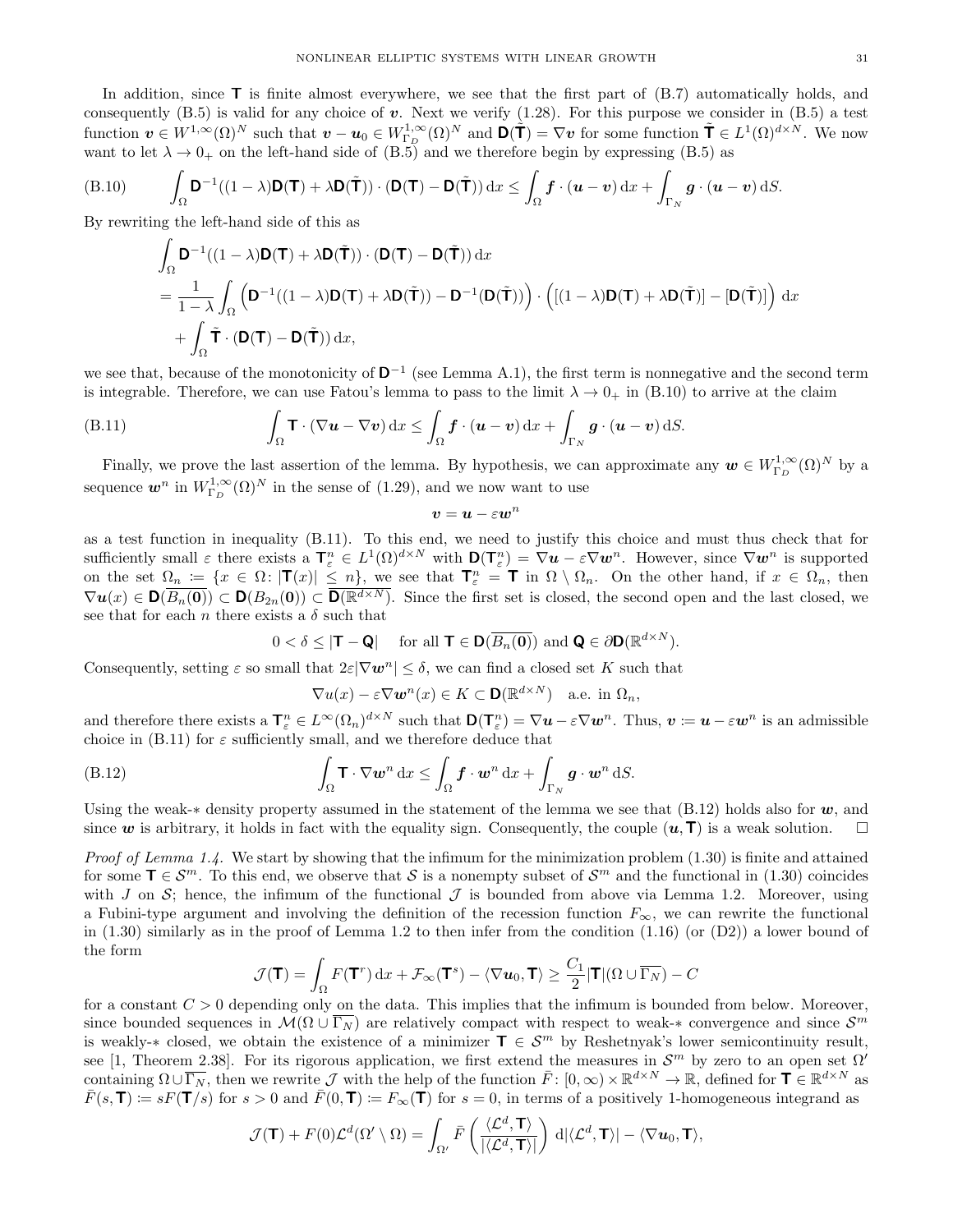In addition, since $\mathbf{T}$ is finite almost everywhere, we see that the first part of (B.7) automatically holds, and consequently (B.5) is valid for any choice of $\boldsymbol{v}$. Next we verify (1.28). For this purpose we consider in (B.5) a test function $\boldsymbol{v} \in W^{1,\infty}(\Omega)^N$ such that $\boldsymbol{v} - \boldsymbol{u}_0 \in W^{1,\infty}_{\Gamma_D}(\Omega)^N$ and $\mathbf{D}(\tilde{\mathbf{T}}) = \nabla \boldsymbol{v}$ for some function $\tilde{\mathbf{T}} \in L^1(\Omega)^{d\times N}$. We now want to let $\lambda \to 0_+$ on the left-hand side of (B.5) and we therefore begin by expressing (B.5) as

$$
\text{(B.10)} \qquad \int_\Omega \mathbf{D}^{-1}((1-\lambda)\mathbf{D}(\mathbf{T}) + \lambda \mathbf{D}(\tilde{\mathbf{T}})) \cdot (\mathbf{D}(\mathbf{T}) - \mathbf{D}(\tilde{\mathbf{T}}))\,\mathrm{d}x \le \int_\Omega \boldsymbol{f}\cdot(\boldsymbol{u}-\boldsymbol{v})\,\mathrm{d}x + \int_{\Gamma_N} \boldsymbol{g}\cdot(\boldsymbol{u}-\boldsymbol{v})\,\mathrm{d}S.
$$

By rewriting the left-hand side of this as

$$
\begin{aligned}
&\int_\Omega \mathbf{D}^{-1}((1-\lambda)\mathbf{D}(\mathbf{T}) + \lambda \mathbf{D}(\tilde{\mathbf{T}})) \cdot (\mathbf{D}(\mathbf{T}) - \mathbf{D}(\tilde{\mathbf{T}}))\,\mathrm{d}x \\
&= \frac{1}{1-\lambda}\int_\Omega \Big(\mathbf{D}^{-1}((1-\lambda)\mathbf{D}(\mathbf{T}) + \lambda\mathbf{D}(\tilde{\mathbf{T}})) - \mathbf{D}^{-1}(\mathbf{D}(\tilde{\mathbf{T}}))\Big)\cdot\Big([(1-\lambda)\mathbf{D}(\mathbf{T}) + \lambda\mathbf{D}(\tilde{\mathbf{T}})] - [\mathbf{D}(\tilde{\mathbf{T}})]\Big)\,\mathrm{d}x \\
&\quad + \int_\Omega \tilde{\mathbf{T}}\cdot(\mathbf{D}(\mathbf{T}) - \mathbf{D}(\tilde{\mathbf{T}}))\,\mathrm{d}x,
\end{aligned}
$$

we see that, because of the monotonicity of $\mathbf{D}^{-1}$ (see Lemma A.1), the first term is nonnegative and the second term is integrable. Therefore, we can use Fatou's lemma to pass to the limit $\lambda \to 0_+$ in (B.10) to arrive at the claim

$$
\text{(B.11)} \qquad \int_\Omega \mathbf{T}\cdot(\nabla\boldsymbol{u} - \nabla\boldsymbol{v})\,\mathrm{d}x \le \int_\Omega \boldsymbol{f}\cdot(\boldsymbol{u}-\boldsymbol{v})\,\mathrm{d}x + \int_{\Gamma_N}\boldsymbol{g}\cdot(\boldsymbol{u}-\boldsymbol{v})\,\mathrm{d}S.
$$

Finally, we prove the last assertion of the lemma. By hypothesis, we can approximate any $\boldsymbol{w} \in W^{1,\infty}_{\Gamma_D}(\Omega)^N$ by a sequence $\boldsymbol{w}^n$ in $W^{1,\infty}_{\Gamma_D}(\Omega)^N$ in the sense of (1.29), and we now want to use

$$
\boldsymbol{v} = \boldsymbol{u} - \varepsilon \boldsymbol{w}^n
$$

as a test function in inequality (B.11). To this end, we need to justify this choice and must thus check that for sufficiently small $\varepsilon$ there exists a $\mathbf{T}^n_\varepsilon \in L^1(\Omega)^{d\times N}$ with $\mathbf{D}(\mathbf{T}^n_\varepsilon) = \nabla\boldsymbol{u} - \varepsilon\nabla\boldsymbol{w}^n$. However, since $\nabla\boldsymbol{w}^n$ is supported on the set $\Omega_n := \{x \in \Omega \colon |\mathbf{T}(x)| \le n\}$, we see that $\mathbf{T}^n_\varepsilon = \mathbf{T}$ in $\Omega\setminus\Omega_n$. On the other hand, if $x \in \Omega_n$, then $\nabla\boldsymbol{u}(x) \in \mathbf{D}(\overline{B_n(\mathbf{0})}) \subset \mathbf{D}(B_{2n}(\mathbf{0})) \subset \overline{\mathbf{D}(\mathbb{R}^{d\times N})}$. Since the first set is closed, the second open and the last closed, we see that for each $n$ there exists a $\delta$ such that

$$
0 < \delta \le |\mathbf{T} - \mathbf{Q}| \quad \text{ for all } \mathbf{T} \in \mathbf{D}(\overline{B_n(\mathbf{0})}) \text{ and } \mathbf{Q} \in \partial\mathbf{D}(\mathbb{R}^{d\times N}).
$$

Consequently, setting $\varepsilon$ so small that $2\varepsilon|\nabla\boldsymbol{w}^n| \le \delta$, we can find a closed set $K$ such that

$$
\nabla u(x) - \varepsilon\nabla\boldsymbol{w}^n(x) \in K \subset \mathbf{D}(\mathbb{R}^{d\times N}) \quad \text{a.e. in } \Omega_n,
$$

and therefore there exists a $\mathbf{T}^n_\varepsilon \in L^\infty(\Omega_n)^{d\times N}$ such that $\mathbf{D}(\mathbf{T}^n_\varepsilon) = \nabla\boldsymbol{u} - \varepsilon\nabla\boldsymbol{w}^n$. Thus, $\boldsymbol{v} := \boldsymbol{u} - \varepsilon\boldsymbol{w}^n$ is an admissible choice in (B.11) for $\varepsilon$ sufficiently small, and we therefore deduce that

$$
\text{(B.12)} \qquad \int_\Omega \mathbf{T}\cdot\nabla\boldsymbol{w}^n\,\mathrm{d}x \le \int_\Omega \boldsymbol{f}\cdot\boldsymbol{w}^n\,\mathrm{d}x + \int_{\Gamma_N}\boldsymbol{g}\cdot\boldsymbol{w}^n\,\mathrm{d}S.
$$

Using the weak-$*$ density property assumed in the statement of the lemma we see that (B.12) holds also for $\boldsymbol{w}$, and since $\boldsymbol{w}$ is arbitrary, it holds in fact with the equality sign. Consequently, the couple $(\boldsymbol{u}, \mathbf{T})$ is a weak solution. $\square$

*Proof of Lemma 1.4.* We start by showing that the infimum for the minimization problem (1.30) is finite and attained for some $\mathbf{T} \in \mathcal{S}^m$. To this end, we observe that $\mathcal{S}$ is a nonempty subset of $\mathcal{S}^m$ and the functional in (1.30) coincides with $J$ on $\mathcal{S}$; hence, the infimum of the functional $\mathcal{J}$ is bounded from above via Lemma 1.2. Moreover, using a Fubini-type argument and involving the definition of the recession function $F_\infty$, we can rewrite the functional in (1.30) similarly as in the proof of Lemma 1.2 to then infer from the condition (1.16) (or (D2)) a lower bound of the form

$$
\mathcal{J}(\mathbf{T}) = \int_\Omega F(\mathbf{T}^r)\,\mathrm{d}x + \mathcal{F}_\infty(\mathbf{T}^s) - \langle\nabla\boldsymbol{u}_0, \mathbf{T}\rangle \ge \frac{C_1}{2}|\mathbf{T}|(\Omega\cup\overline{\Gamma_N}) - C
$$

for a constant $C > 0$ depending only on the data. This implies that the infimum is bounded from below. Moreover, since bounded sequences in $\mathcal{M}(\Omega\cup\overline{\Gamma_N})$ are relatively compact with respect to weak-$*$ convergence and since $\mathcal{S}^m$ is weakly-$*$ closed, we obtain the existence of a minimizer $\mathbf{T} \in \mathcal{S}^m$ by Reshetnyak's lower semicontinuity result, see [1, Theorem 2.38]. For its rigorous application, we first extend the measures in $\mathcal{S}^m$ by zero to an open set $\Omega'$ containing $\Omega\cup\overline{\Gamma_N}$, then we rewrite $\mathcal{J}$ with the help of the function $\bar{F}\colon [0,\infty)\times\mathbb{R}^{d\times N}\to\mathbb{R}$, defined for $\mathbf{T}\in\mathbb{R}^{d\times N}$ as $\bar{F}(s,\mathbf{T}) := sF(\mathbf{T}/s)$ for $s > 0$ and $\bar{F}(0,\mathbf{T}) := F_\infty(\mathbf{T})$ for $s = 0$, in terms of a positively 1-homogeneous integrand as

$$
\mathcal{J}(\mathbf{T}) + F(0)\mathcal{L}^d(\Omega'\setminus\Omega) = \int_{\Omega'} \bar{F}\left(\frac{\langle\mathcal{L}^d, \mathbf{T}\rangle}{|\langle\mathcal{L}^d, \mathbf{T}\rangle|}\right)\,\mathrm{d}|\langle\mathcal{L}^d, \mathbf{T}\rangle| - \langle\nabla\boldsymbol{u}_0, \mathbf{T}\rangle,
$$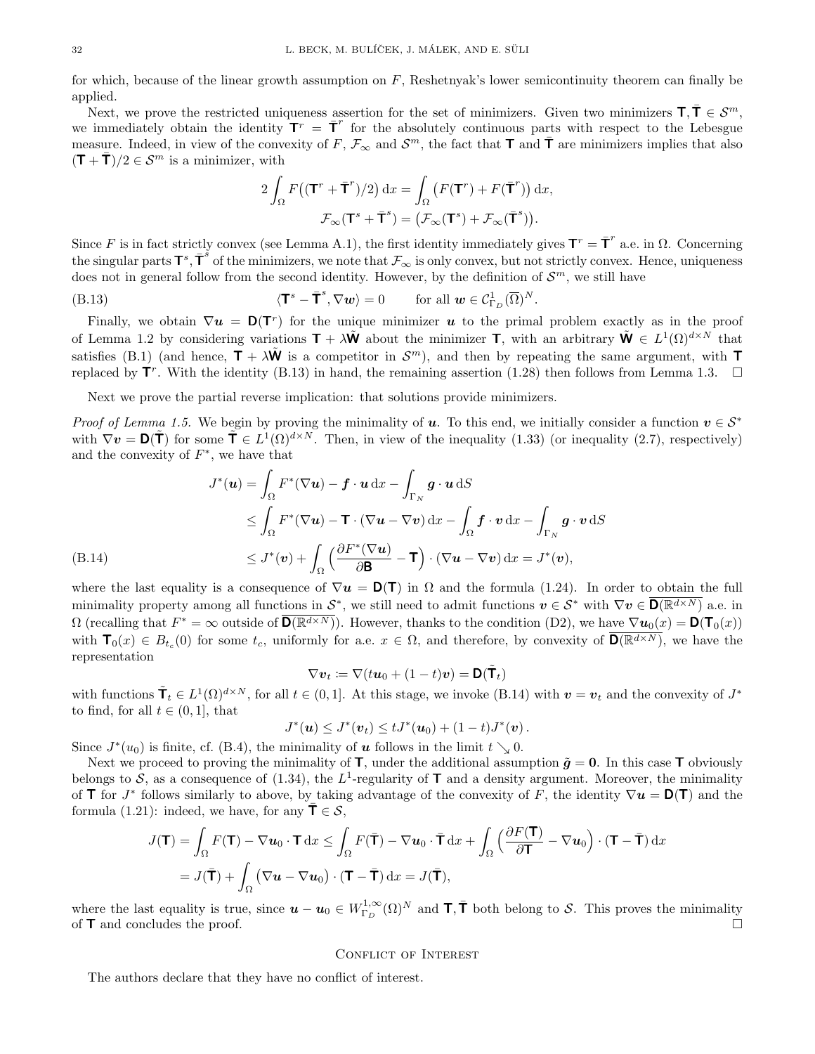for which, because of the linear growth assumption on $F$, Reshetnyak's lower semicontinuity theorem can finally be applied.

Next, we prove the restricted uniqueness assertion for the set of minimizers. Given two minimizers $\mathbf{T}, \bar{\mathbf{T}} \in \mathcal{S}^m$, we immediately obtain the identity $\mathbf{T}^r = \bar{\mathbf{T}}^r$ for the absolutely continuous parts with respect to the Lebesgue measure. Indeed, in view of the convexity of $F$, $\mathcal{F}_\infty$ and $\mathcal{S}^m$, the fact that $\mathbf{T}$ and $\bar{\mathbf{T}}$ are minimizers implies that also $(\mathbf{T}+\bar{\mathbf{T}})/2 \in \mathcal{S}^m$ is a minimizer, with

$$
\begin{aligned}
2\int_\Omega F\big((\mathbf{T}^r + \bar{\mathbf{T}}^r)/2\big)\,\mathrm{d}x &= \int_\Omega \big(F(\mathbf{T}^r) + F(\bar{\mathbf{T}}^r)\big)\,\mathrm{d}x, \\
\mathcal{F}_\infty(\mathbf{T}^s + \bar{\mathbf{T}}^s) &= \big(\mathcal{F}_\infty(\mathbf{T}^s) + \mathcal{F}_\infty(\bar{\mathbf{T}}^s)\big).
\end{aligned}
$$

Since $F$ is in fact strictly convex (see Lemma A.1), the first identity immediately gives $\mathbf{T}^r = \bar{\mathbf{T}}^r$ a.e. in $\Omega$. Concerning the singular parts $\mathbf{T}^s, \bar{\mathbf{T}}^s$ of the minimizers, we note that $\mathcal{F}_\infty$ is only convex, but not strictly convex. Hence, uniqueness does not in general follow from the second identity. However, by the definition of $\mathcal{S}^m$, we still have

$$
\langle \mathbf{T}^s - \bar{\mathbf{T}}^s, \nabla \boldsymbol{w}\rangle = 0 \qquad \text{for all } \boldsymbol{w} \in \mathcal{C}^1_{\Gamma_D}(\overline{\Omega})^N. \tag{B.13}
$$

Finally, we obtain $\nabla \boldsymbol{u} = \mathbf{D}(\mathbf{T}^r)$ for the unique minimizer $\boldsymbol{u}$ to the primal problem exactly as in the proof of Lemma 1.2 by considering variations $\mathbf{T} + \lambda\tilde{\mathbf{W}}$ about the minimizer $\mathbf{T}$, with an arbitrary $\tilde{\mathbf{W}} \in L^1(\Omega)^{d\times N}$ that satisfies (B.1) (and hence, $\mathbf{T} + \lambda\tilde{\mathbf{W}}$ is a competitor in $\mathcal{S}^m$), and then by repeating the same argument, with $\mathbf{T}$ replaced by $\mathbf{T}^r$. With the identity (B.13) in hand, the remaining assertion (1.28) then follows from Lemma 1.3. $\square$

Next we prove the partial reverse implication: that solutions provide minimizers.

*Proof of Lemma 1.5.* We begin by proving the minimality of $\boldsymbol{u}$. To this end, we initially consider a function $\boldsymbol{v} \in \mathcal{S}^*$ with $\nabla \boldsymbol{v} = \mathbf{D}(\tilde{\mathbf{T}})$ for some $\tilde{\mathbf{T}} \in L^1(\Omega)^{d\times N}$. Then, in view of the inequality (1.33) (or inequality (2.7), respectively) and the convexity of $F^*$, we have that

$$
\begin{aligned}
J^*(\boldsymbol{u}) &= \int_\Omega F^*(\nabla \boldsymbol{u}) - \boldsymbol{f}\cdot\boldsymbol{u}\,\mathrm{d}x - \int_{\Gamma_N} \boldsymbol{g}\cdot\boldsymbol{u}\,\mathrm{d}S \\
&\le \int_\Omega F^*(\nabla \boldsymbol{u}) - \mathbf{T}\cdot(\nabla\boldsymbol{u} - \nabla\boldsymbol{v})\,\mathrm{d}x - \int_\Omega \boldsymbol{f}\cdot\boldsymbol{v}\,\mathrm{d}x - \int_{\Gamma_N}\boldsymbol{g}\cdot\boldsymbol{v}\,\mathrm{d}S \\
&\le J^*(\boldsymbol{v}) + \int_\Omega \Big(\frac{\partial F^*(\nabla\boldsymbol{u})}{\partial \mathbf{B}} - \mathbf{T}\Big)\cdot(\nabla\boldsymbol{u} - \nabla\boldsymbol{v})\,\mathrm{d}x = J^*(\boldsymbol{v}),
\end{aligned} \tag{B.14}
$$

where the last equality is a consequence of $\nabla\boldsymbol{u} = \mathbf{D}(\mathbf{T})$ in $\Omega$ and the formula (1.24). In order to obtain the full minimality property among all functions in $\mathcal{S}^*$, we still need to admit functions $\boldsymbol{v} \in \mathcal{S}^*$ with $\nabla\boldsymbol{v} \in \overline{\mathbf{D}(\mathbb{R}^{d\times N})}$ a.e. in $\Omega$ (recalling that $F^* = \infty$ outside of $\overline{\mathbf{D}(\mathbb{R}^{d\times N})}$). However, thanks to the condition (D2), we have $\nabla\boldsymbol{u}_0(x) = \mathbf{D}(\mathbf{T}_0(x))$ with $\mathbf{T}_0(x) \in B_{t_c}(0)$ for some $t_c$, uniformly for a.e. $x\in\Omega$, and therefore, by convexity of $\overline{\mathbf{D}(\mathbb{R}^{d\times N})}$, we have the representation

$$
\nabla\boldsymbol{v}_t \coloneqq \nabla(t\boldsymbol{u}_0 + (1-t)\boldsymbol{v}) = \mathbf{D}(\tilde{\mathbf{T}}_t)
$$

with functions $\tilde{\mathbf{T}}_t \in L^1(\Omega)^{d\times N}$, for all $t\in(0,1]$. At this stage, we invoke (B.14) with $\boldsymbol{v} = \boldsymbol{v}_t$ and the convexity of $J^*$ to find, for all $t\in(0,1]$, that

$$
J^*(\boldsymbol{u}) \le J^*(\boldsymbol{v}_t) \le tJ^*(\boldsymbol{u}_0) + (1-t)J^*(\boldsymbol{v})\,.
$$

Since $J^*(u_0)$ is finite, cf. (B.4), the minimality of $\boldsymbol{u}$ follows in the limit $t\searrow 0$.

Next we proceed to proving the minimality of $\mathbf{T}$, under the additional assumption $\tilde{\boldsymbol{g}} = \mathbf{0}$. In this case $\mathbf{T}$ obviously belongs to $\mathcal{S}$, as a consequence of (1.34), the $L^1$-regularity of $\mathbf{T}$ and a density argument. Moreover, the minimality of $\mathbf{T}$ for $J^*$ follows similarly to above, by taking advantage of the convexity of $F$, the identity $\nabla\boldsymbol{u} = \mathbf{D}(\mathbf{T})$ and the formula (1.21): indeed, we have, for any $\bar{\mathbf{T}} \in \mathcal{S}$,

$$
\begin{aligned}
J(\mathbf{T}) &= \int_\Omega F(\mathbf{T}) - \nabla\boldsymbol{u}_0\cdot\mathbf{T}\,\mathrm{d}x \le \int_\Omega F(\bar{\mathbf{T}}) - \nabla\boldsymbol{u}_0\cdot\bar{\mathbf{T}}\,\mathrm{d}x + \int_\Omega\Big(\frac{\partial F(\mathbf{T})}{\partial\mathbf{T}} - \nabla\boldsymbol{u}_0\Big)\cdot(\mathbf{T}-\bar{\mathbf{T}})\,\mathrm{d}x \\
&= J(\bar{\mathbf{T}}) + \int_\Omega \big(\nabla\boldsymbol{u} - \nabla\boldsymbol{u}_0\big)\cdot(\mathbf{T}-\bar{\mathbf{T}})\,\mathrm{d}x = J(\bar{\mathbf{T}}),
\end{aligned}
$$

where the last equality is true, since $\boldsymbol{u}-\boldsymbol{u}_0 \in W^{1,\infty}_{\Gamma_D}(\Omega)^N$ and $\mathbf{T}, \bar{\mathbf{T}}$ both belong to $\mathcal{S}$. This proves the minimality of $\mathbf{T}$ and concludes the proof. $\square$

## Conflict of Interest

The authors declare that they have no conflict of interest.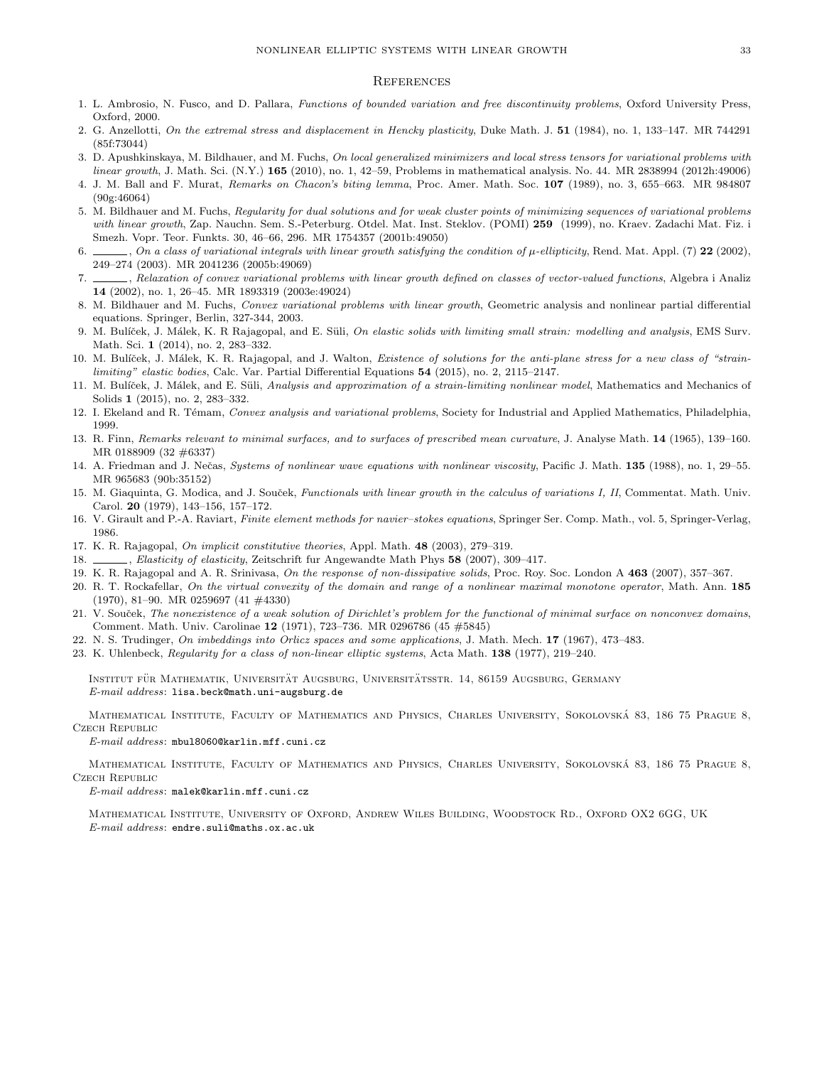## References

1. L. Ambrosio, N. Fusco, and D. Pallara, *Functions of bounded variation and free discontinuity problems*, Oxford University Press, Oxford, 2000.
2. G. Anzellotti, *On the extremal stress and displacement in Hencky plasticity*, Duke Math. J. **51** (1984), no. 1, 133–147. MR 744291 (85f:73044)
3. D. Apushkinskaya, M. Bildhauer, and M. Fuchs, *On local generalized minimizers and local stress tensors for variational problems with linear growth*, J. Math. Sci. (N.Y.) **165** (2010), no. 1, 42–59, Problems in mathematical analysis. No. 44. MR 2838994 (2012h:49006)
4. J. M. Ball and F. Murat, *Remarks on Chacon's biting lemma*, Proc. Amer. Math. Soc. **107** (1989), no. 3, 655–663. MR 984807 (90g:46064)
5. M. Bildhauer and M. Fuchs, *Regularity for dual solutions and for weak cluster points of minimizing sequences of variational problems with linear growth*, Zap. Nauchn. Sem. S.-Peterburg. Otdel. Mat. Inst. Steklov. (POMI) **259** (1999), no. Kraev. Zadachi Mat. Fiz. i Smezh. Vopr. Teor. Funkts. 30, 46–66, 296. MR 1754357 (2001b:49050)
6. ______, *On a class of variational integrals with linear growth satisfying the condition of $\mu$-ellipticity*, Rend. Mat. Appl. (7) **22** (2002), 249–274 (2003). MR 2041236 (2005b:49069)
7. ______, *Relaxation of convex variational problems with linear growth defined on classes of vector-valued functions*, Algebra i Analiz **14** (2002), no. 1, 26–45. MR 1893319 (2003e:49024)
8. M. Bildhauer and M. Fuchs, *Convex variational problems with linear growth*, Geometric analysis and nonlinear partial differential equations. Springer, Berlin, 327-344, 2003.
9. M. Bulíček, J. Málek, K. R Rajagopal, and E. Süli, *On elastic solids with limiting small strain: modelling and analysis*, EMS Surv. Math. Sci. **1** (2014), no. 2, 283–332.
10. M. Bulíček, J. Málek, K. R. Rajagopal, and J. Walton, *Existence of solutions for the anti-plane stress for a new class of "strain-limiting" elastic bodies*, Calc. Var. Partial Differential Equations **54** (2015), no. 2, 2115–2147.
11. M. Bulíček, J. Málek, and E. Süli, *Analysis and approximation of a strain-limiting nonlinear model*, Mathematics and Mechanics of Solids **1** (2015), no. 2, 283–332.
12. I. Ekeland and R. Témam, *Convex analysis and variational problems*, Society for Industrial and Applied Mathematics, Philadelphia, 1999.
13. R. Finn, *Remarks relevant to minimal surfaces, and to surfaces of prescribed mean curvature*, J. Analyse Math. **14** (1965), 139–160. MR 0188909 (32 #6337)
14. A. Friedman and J. Nečas, *Systems of nonlinear wave equations with nonlinear viscosity*, Pacific J. Math. **135** (1988), no. 1, 29–55. MR 965683 (90b:35152)
15. M. Giaquinta, G. Modica, and J. Souček, *Functionals with linear growth in the calculus of variations I, II*, Commentat. Math. Univ. Carol. **20** (1979), 143–156, 157–172.
16. V. Girault and P.-A. Raviart, *Finite element methods for navier–stokes equations*, Springer Ser. Comp. Math., vol. 5, Springer-Verlag, 1986.
17. K. R. Rajagopal, *On implicit constitutive theories*, Appl. Math. **48** (2003), 279–319.
18. ______, *Elasticity of elasticity*, Zeitschrift fur Angewandte Math Phys **58** (2007), 309–417.
19. K. R. Rajagopal and A. R. Srinivasa, *On the response of non-dissipative solids*, Proc. Roy. Soc. London A **463** (2007), 357–367.
20. R. T. Rockafellar, *On the virtual convexity of the domain and range of a nonlinear maximal monotone operator*, Math. Ann. **185** (1970), 81–90. MR 0259697 (41 #4330)
21. V. Souček, *The nonexistence of a weak solution of Dirichlet's problem for the functional of minimal surface on nonconvex domains*, Comment. Math. Univ. Carolinae **12** (1971), 723–736. MR 0296786 (45 #5845)
22. N. S. Trudinger, *On imbeddings into Orlicz spaces and some applications*, J. Math. Mech. **17** (1967), 473–483.
23. K. Uhlenbeck, *Regularity for a class of non-linear elliptic systems*, Acta Math. **138** (1977), 219–240.

Institut für Mathematik, Universität Augsburg, Universitätsstr. 14, 86159 Augsburg, Germany
*E-mail address*: lisa.beck@math.uni-augsburg.de

Mathematical Institute, Faculty of Mathematics and Physics, Charles University, Sokolovská 83, 186 75 Prague 8, Czech Republic
*E-mail address*: mbul8060@karlin.mff.cuni.cz

Mathematical Institute, Faculty of Mathematics and Physics, Charles University, Sokolovská 83, 186 75 Prague 8, Czech Republic
*E-mail address*: malek@karlin.mff.cuni.cz

Mathematical Institute, University of Oxford, Andrew Wiles Building, Woodstock Rd., Oxford OX2 6GG, UK
*E-mail address*: endre.suli@maths.ox.ac.uk